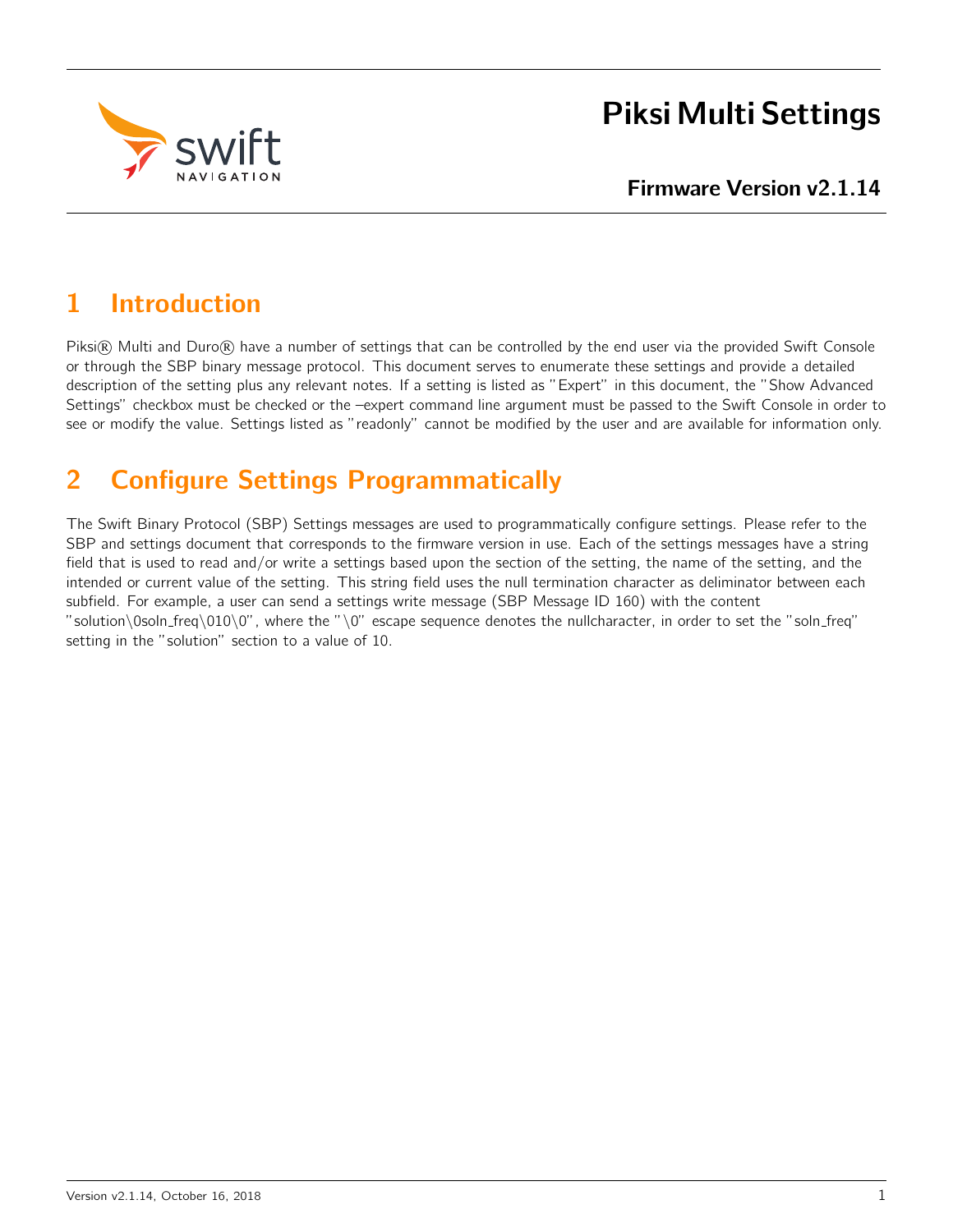# Piksi Multi Settings

**Firmware Version v2.1.14**

## 1 Introduction

Piksi® Multi and Duro® have a number of settings that can be controlled by the end user via the provided Swift Console or through the SBP binary message protocol. This document serves to enumerate these settings and provide a detailed description of the setting plus any relevant notes. If a setting is listed as "Expert" in this document, the "Show Advanced Settings" checkbox must be checked or the –expert command line argument must be passed to the Swift Console in order to see or modify the value. Settings listed as "readonly" cannot be modified by the user and are available for information only.

## 2 Configure Settings Programmatically

The Swift Binary Protocol (SBP) Settings messages are used to programmatically configure settings. Please refer to the SBP and settings document that corresponds to the firmware version in use. Each of the settings messages have a string field that is used to read and/or write a settings based upon the section of the setting, the name of the setting, and the intended or current value of the setting. This string field uses the null termination character as deliminator between each subfield. For example, a user can send a settings write message (SBP Message ID 160) with the content "solution\0soln_freq\010\0", where the "\0" escape sequence denotes the nullcharacter, in order to set the "soln_freq" setting in the "solution" section to a value of 10.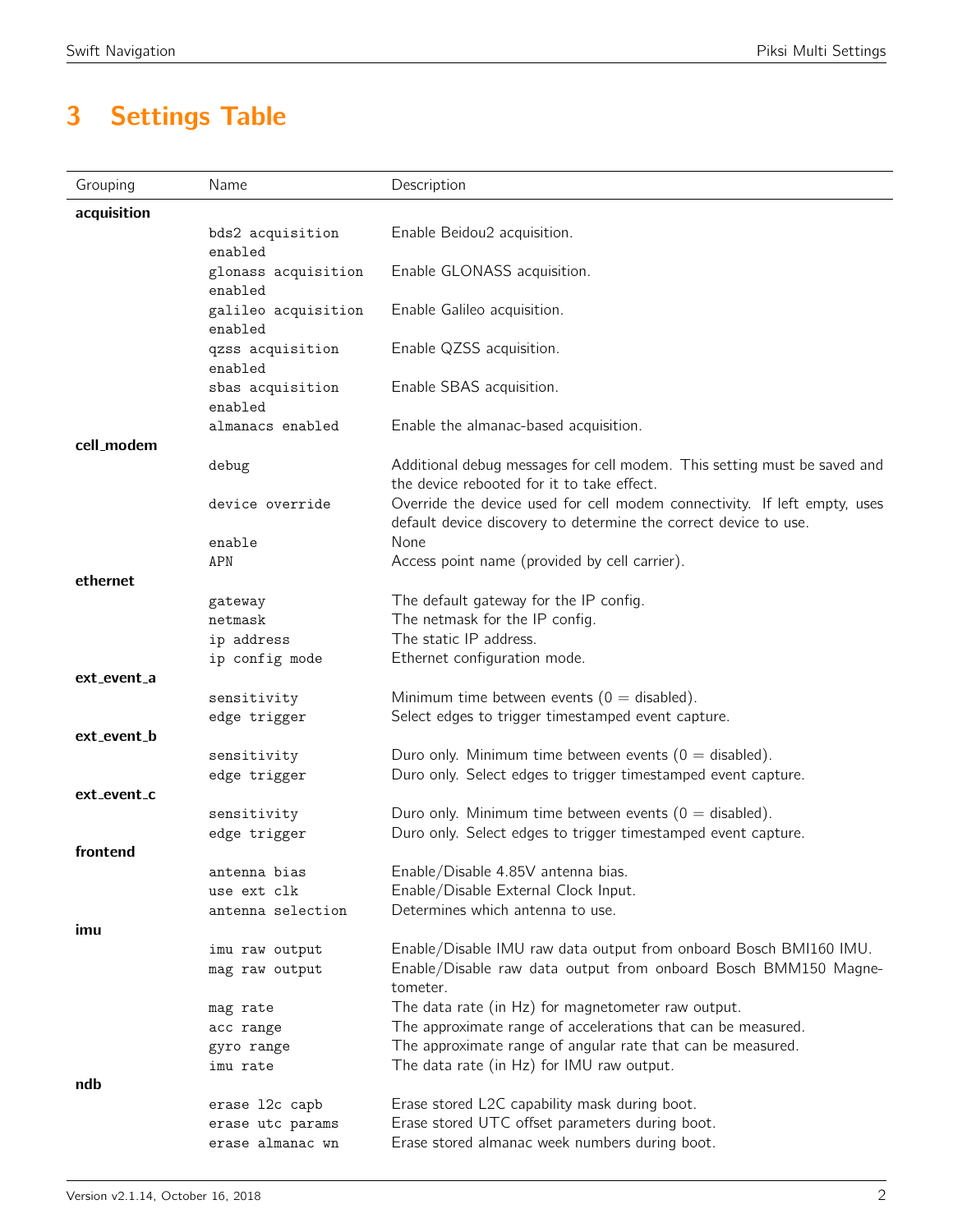# 3 Settings Table

| Grouping | Name | Description |
|---|---|---|
| **acquisition** | | |
| | bds2 acquisition enabled | Enable Beidou2 acquisition. |
| | glonass acquisition enabled | Enable GLONASS acquisition. |
| | galileo acquisition enabled | Enable Galileo acquisition. |
| | qzss acquisition enabled | Enable QZSS acquisition. |
| | sbas acquisition enabled | Enable SBAS acquisition. |
| | almanacs enabled | Enable the almanac-based acquisition. |
| **cell_modem** | | |
| | debug | Additional debug messages for cell modem. This setting must be saved and the device rebooted for it to take effect. |
| | device override | Override the device used for cell modem connectivity. If left empty, uses default device discovery to determine the correct device to use. |
| | enable | None |
| | APN | Access point name (provided by cell carrier). |
| **ethernet** | | |
| | gateway | The default gateway for the IP config. |
| | netmask | The netmask for the IP config. |
| | ip address | The static IP address. |
| | ip config mode | Ethernet configuration mode. |
| **ext_event_a** | | |
| | sensitivity | Minimum time between events (0 = disabled). |
| | edge trigger | Select edges to trigger timestamped event capture. |
| **ext_event_b** | | |
| | sensitivity | Duro only. Minimum time between events (0 = disabled). |
| | edge trigger | Duro only. Select edges to trigger timestamped event capture. |
| **ext_event_c** | | |
| | sensitivity | Duro only. Minimum time between events (0 = disabled). |
| | edge trigger | Duro only. Select edges to trigger timestamped event capture. |
| **frontend** | | |
| | antenna bias | Enable/Disable 4.85V antenna bias. |
| | use ext clk | Enable/Disable External Clock Input. |
| | antenna selection | Determines which antenna to use. |
| **imu** | | |
| | imu raw output | Enable/Disable IMU raw data output from onboard Bosch BMI160 IMU. |
| | mag raw output | Enable/Disable raw data output from onboard Bosch BMM150 Magnetometer. |
| | mag rate | The data rate (in Hz) for magnetometer raw output. |
| | acc range | The approximate range of accelerations that can be measured. |
| | gyro range | The approximate range of angular rate that can be measured. |
| | imu rate | The data rate (in Hz) for IMU raw output. |
| **ndb** | | |
| | erase l2c capb | Erase stored L2C capability mask during boot. |
| | erase utc params | Erase stored UTC offset parameters during boot. |
| | erase almanac wn | Erase stored almanac week numbers during boot. |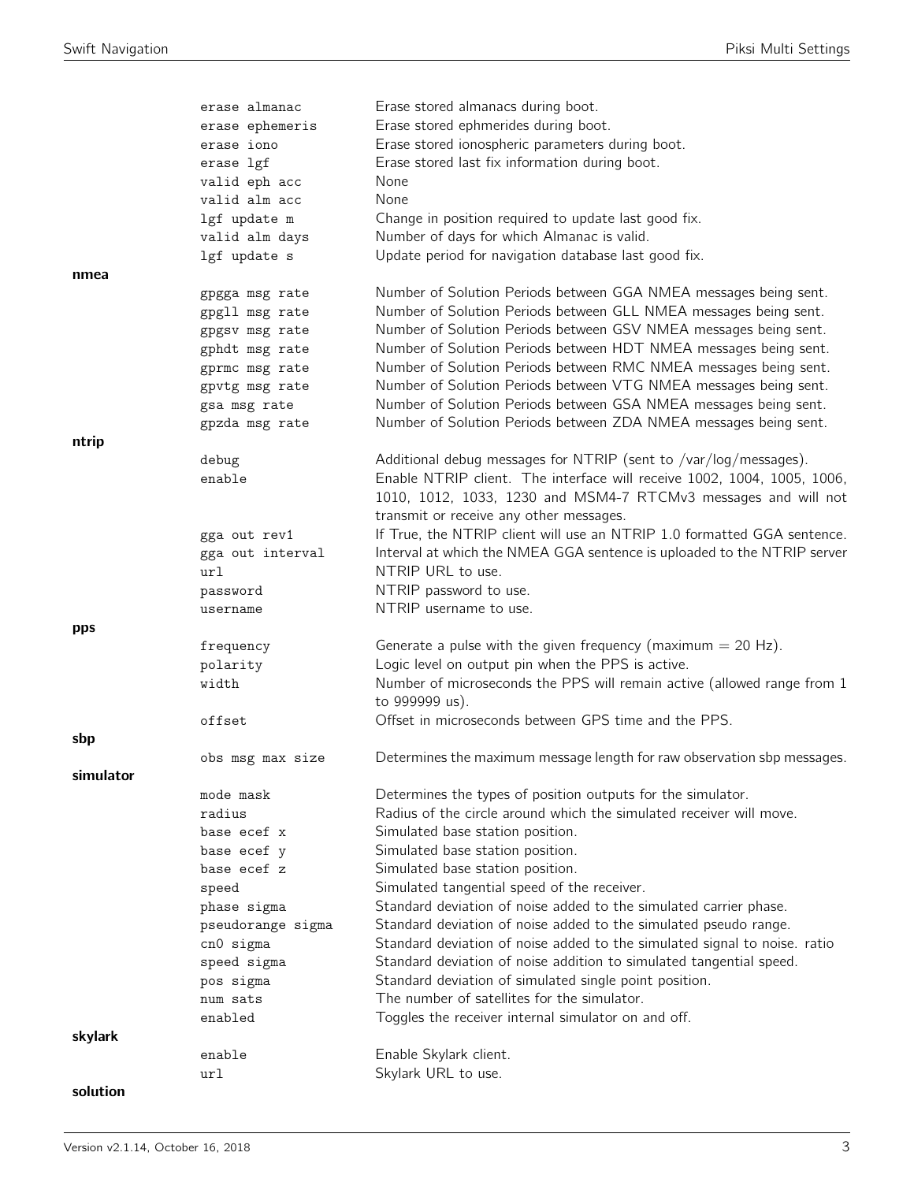| Group | Setting | Description |
|---|---|---|
| | erase almanac | Erase stored almanacs during boot. |
| | erase ephemeris | Erase stored ephmerides during boot. |
| | erase iono | Erase stored ionospheric parameters during boot. |
| | erase lgf | Erase stored last fix information during boot. |
| | valid eph acc | None |
| | valid alm acc | None |
| | lgf update m | Change in position required to update last good fix. |
| | valid alm days | Number of days for which Almanac is valid. |
| | lgf update s | Update period for navigation database last good fix. |
| **nmea** | | |
| | gpgga msg rate | Number of Solution Periods between GGA NMEA messages being sent. |
| | gpgll msg rate | Number of Solution Periods between GLL NMEA messages being sent. |
| | gpgsv msg rate | Number of Solution Periods between GSV NMEA messages being sent. |
| | gphdt msg rate | Number of Solution Periods between HDT NMEA messages being sent. |
| | gprmc msg rate | Number of Solution Periods between RMC NMEA messages being sent. |
| | gpvtg msg rate | Number of Solution Periods between VTG NMEA messages being sent. |
| | gsa msg rate | Number of Solution Periods between GSA NMEA messages being sent. |
| | gpzda msg rate | Number of Solution Periods between ZDA NMEA messages being sent. |
| **ntrip** | | |
| | debug | Additional debug messages for NTRIP (sent to /var/log/messages). |
| | enable | Enable NTRIP client. The interface will receive 1002, 1004, 1005, 1006, 1010, 1012, 1033, 1230 and MSM4-7 RTCMv3 messages and will not transmit or receive any other messages. |
| | gga out rev1 | If True, the NTRIP client will use an NTRIP 1.0 formatted GGA sentence. |
| | gga out interval | Interval at which the NMEA GGA sentence is uploaded to the NTRIP server |
| | url | NTRIP URL to use. |
| | password | NTRIP password to use. |
| | username | NTRIP username to use. |
| **pps** | | |
| | frequency | Generate a pulse with the given frequency (maximum = 20 Hz). |
| | polarity | Logic level on output pin when the PPS is active. |
| | width | Number of microseconds the PPS will remain active (allowed range from 1 to 999999 us). |
| | offset | Offset in microseconds between GPS time and the PPS. |
| **sbp** | | |
| | obs msg max size | Determines the maximum message length for raw observation sbp messages. |
| **simulator** | | |
| | mode mask | Determines the types of position outputs for the simulator. |
| | radius | Radius of the circle around which the simulated receiver will move. |
| | base ecef x | Simulated base station position. |
| | base ecef y | Simulated base station position. |
| | base ecef z | Simulated base station position. |
| | speed | Simulated tangential speed of the receiver. |
| | phase sigma | Standard deviation of noise added to the simulated carrier phase. |
| | pseudorange sigma | Standard deviation of noise added to the simulated pseudo range. |
| | cn0 sigma | Standard deviation of noise added to the simulated signal to noise. ratio |
| | speed sigma | Standard deviation of noise addition to simulated tangential speed. |
| | pos sigma | Standard deviation of simulated single point position. |
| | num sats | The number of satellites for the simulator. |
| | enabled | Toggles the receiver internal simulator on and off. |
| **skylark** | | |
| | enable | Enable Skylark client. |
| | url | Skylark URL to use. |
| **solution** | | |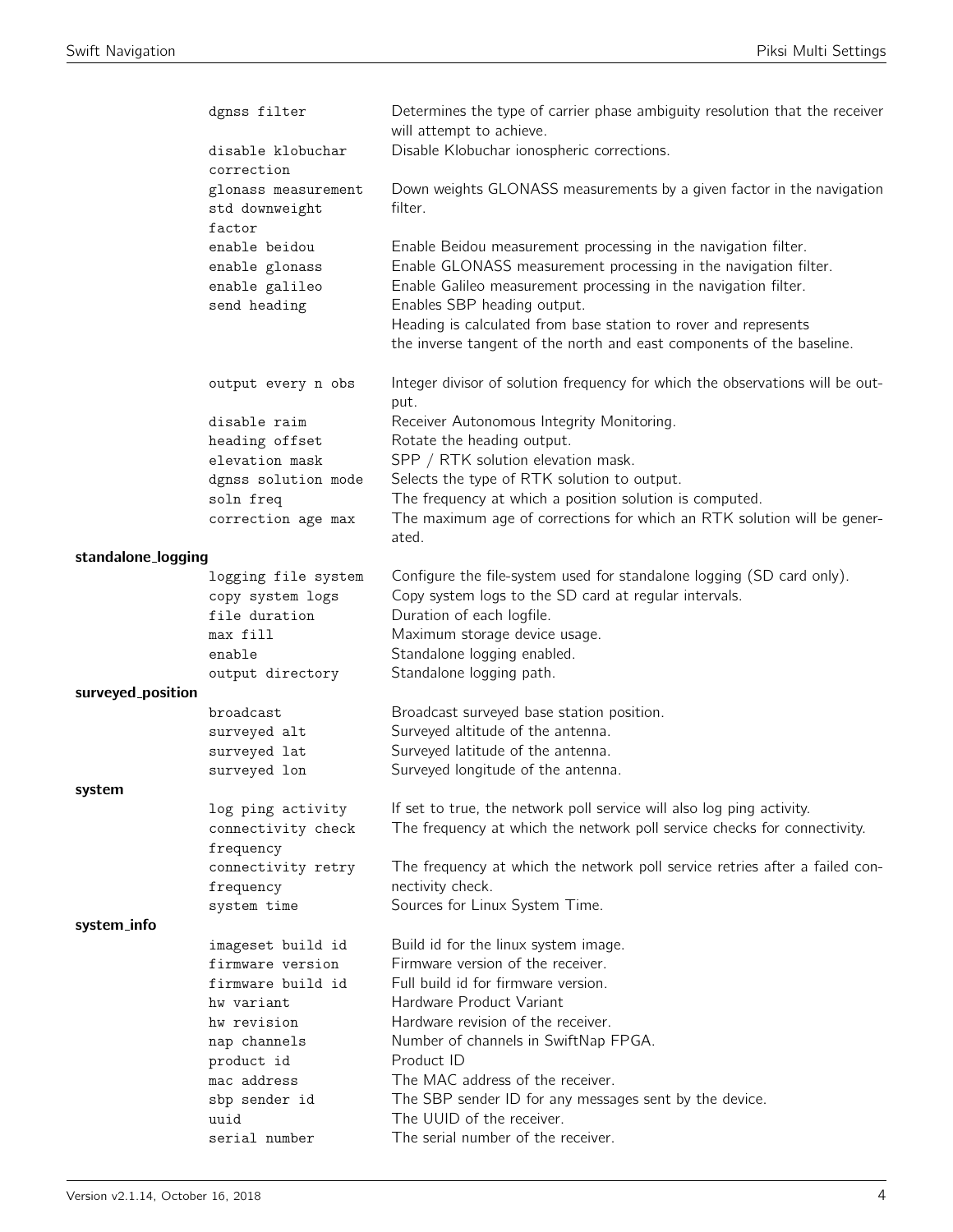| Group | Setting | Description |
|---|---|---|
| | `dgnss filter` | Determines the type of carrier phase ambiguity resolution that the receiver will attempt to achieve. |
| | `disable klobuchar correction` | Disable Klobuchar ionospheric corrections. |
| | `glonass measurement std downweight factor` | Down weights GLONASS measurements by a given factor in the navigation filter. |
| | `enable beidou` | Enable Beidou measurement processing in the navigation filter. |
| | `enable glonass` | Enable GLONASS measurement processing in the navigation filter. |
| | `enable galileo` | Enable Galileo measurement processing in the navigation filter. |
| | `send heading` | Enables SBP heading output. Heading is calculated from base station to rover and represents the inverse tangent of the north and east components of the baseline. |
| | `output every n obs` | Integer divisor of solution frequency for which the observations will be output. |
| | `disable raim` | Receiver Autonomous Integrity Monitoring. |
| | `heading offset` | Rotate the heading output. |
| | `elevation mask` | SPP / RTK solution elevation mask. |
| | `dgnss solution mode` | Selects the type of RTK solution to output. |
| | `soln freq` | The frequency at which a position solution is computed. |
| | `correction age max` | The maximum age of corrections for which an RTK solution will be generated. |
| **standalone_logging** | | |
| | `logging file system` | Configure the file-system used for standalone logging (SD card only). |
| | `copy system logs` | Copy system logs to the SD card at regular intervals. |
| | `file duration` | Duration of each logfile. |
| | `max fill` | Maximum storage device usage. |
| | `enable` | Standalone logging enabled. |
| | `output directory` | Standalone logging path. |
| **surveyed_position** | | |
| | `broadcast` | Broadcast surveyed base station position. |
| | `surveyed alt` | Surveyed altitude of the antenna. |
| | `surveyed lat` | Surveyed latitude of the antenna. |
| | `surveyed lon` | Surveyed longitude of the antenna. |
| **system** | | |
| | `log ping activity` | If set to true, the network poll service will also log ping activity. |
| | `connectivity check frequency` | The frequency at which the network poll service checks for connectivity. |
| | `connectivity retry frequency` | The frequency at which the network poll service retries after a failed connectivity check. |
| | `system time` | Sources for Linux System Time. |
| **system_info** | | |
| | `imageset build id` | Build id for the linux system image. |
| | `firmware version` | Firmware version of the receiver. |
| | `firmware build id` | Full build id for firmware version. |
| | `hw variant` | Hardware Product Variant |
| | `hw revision` | Hardware revision of the receiver. |
| | `nap channels` | Number of channels in SwiftNap FPGA. |
| | `product id` | Product ID |
| | `mac address` | The MAC address of the receiver. |
| | `sbp sender id` | The SBP sender ID for any messages sent by the device. |
| | `uuid` | The UUID of the receiver. |
| | `serial number` | The serial number of the receiver. |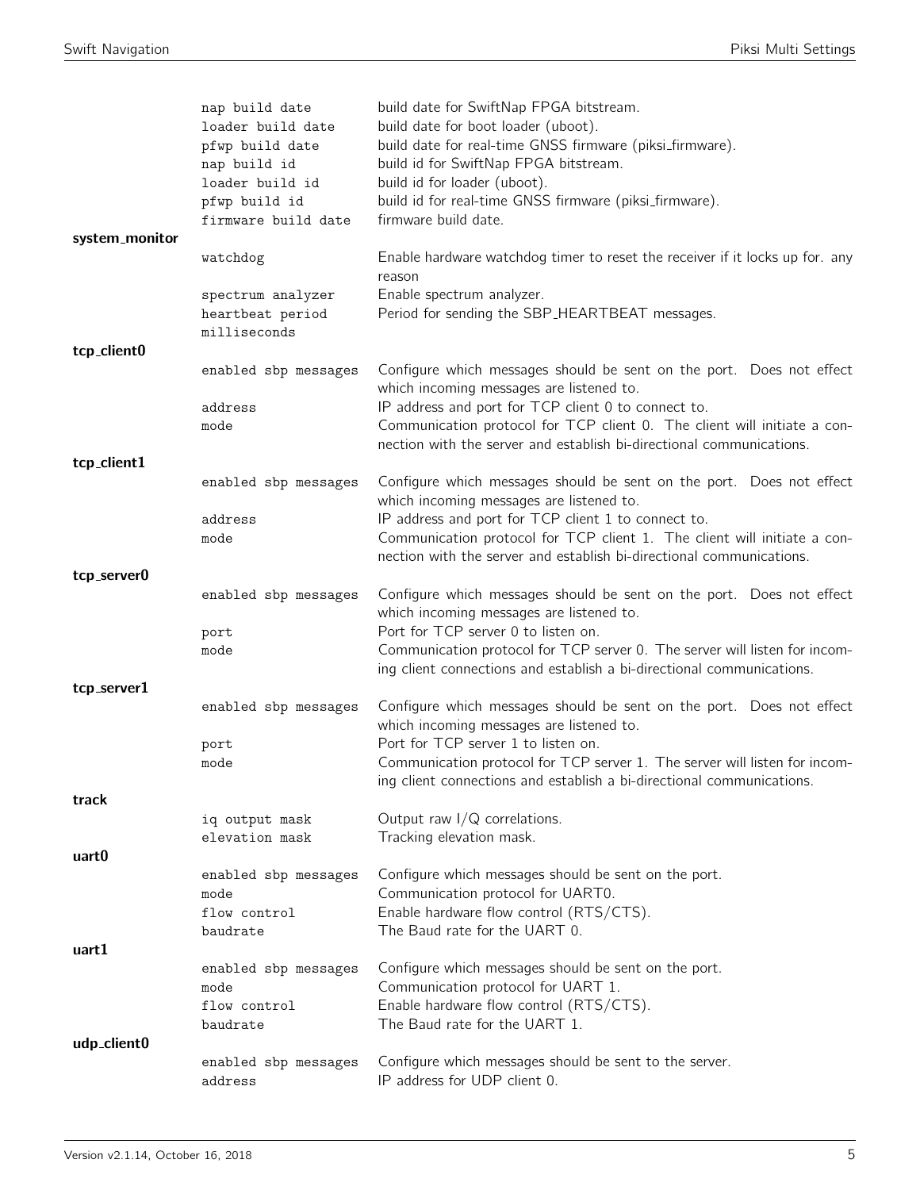| Group | Setting | Description |
|---|---|---|
| | `nap build date` | build date for SwiftNap FPGA bitstream. |
| | `loader build date` | build date for boot loader (uboot). |
| | `pfwp build date` | build date for real-time GNSS firmware (piksi_firmware). |
| | `nap build id` | build id for SwiftNap FPGA bitstream. |
| | `loader build id` | build id for loader (uboot). |
| | `pfwp build id` | build id for real-time GNSS firmware (piksi_firmware). |
| | `firmware build date` | firmware build date. |
| **system_monitor** | | |
| | `watchdog` | Enable hardware watchdog timer to reset the receiver if it locks up for. any reason |
| | `spectrum analyzer` | Enable spectrum analyzer. |
| | `heartbeat period milliseconds` | Period for sending the SBP_HEARTBEAT messages. |
| **tcp_client0** | | |
| | `enabled sbp messages` | Configure which messages should be sent on the port. Does not effect which incoming messages are listened to. |
| | `address` | IP address and port for TCP client 0 to connect to. |
| | `mode` | Communication protocol for TCP client 0. The client will initiate a connection with the server and establish bi-directional communications. |
| **tcp_client1** | | |
| | `enabled sbp messages` | Configure which messages should be sent on the port. Does not effect which incoming messages are listened to. |
| | `address` | IP address and port for TCP client 1 to connect to. |
| | `mode` | Communication protocol for TCP client 1. The client will initiate a connection with the server and establish bi-directional communications. |
| **tcp_server0** | | |
| | `enabled sbp messages` | Configure which messages should be sent on the port. Does not effect which incoming messages are listened to. |
| | `port` | Port for TCP server 0 to listen on. |
| | `mode` | Communication protocol for TCP server 0. The server will listen for incoming client connections and establish a bi-directional communications. |
| **tcp_server1** | | |
| | `enabled sbp messages` | Configure which messages should be sent on the port. Does not effect which incoming messages are listened to. |
| | `port` | Port for TCP server 1 to listen on. |
| | `mode` | Communication protocol for TCP server 1. The server will listen for incoming client connections and establish a bi-directional communications. |
| **track** | | |
| | `iq output mask` | Output raw I/Q correlations. |
| | `elevation mask` | Tracking elevation mask. |
| **uart0** | | |
| | `enabled sbp messages` | Configure which messages should be sent on the port. |
| | `mode` | Communication protocol for UART0. |
| | `flow control` | Enable hardware flow control (RTS/CTS). |
| | `baudrate` | The Baud rate for the UART 0. |
| **uart1** | | |
| | `enabled sbp messages` | Configure which messages should be sent on the port. |
| | `mode` | Communication protocol for UART 1. |
| | `flow control` | Enable hardware flow control (RTS/CTS). |
| | `baudrate` | The Baud rate for the UART 1. |
| **udp_client0** | | |
| | `enabled sbp messages` | Configure which messages should be sent to the server. |
| | `address` | IP address for UDP client 0. |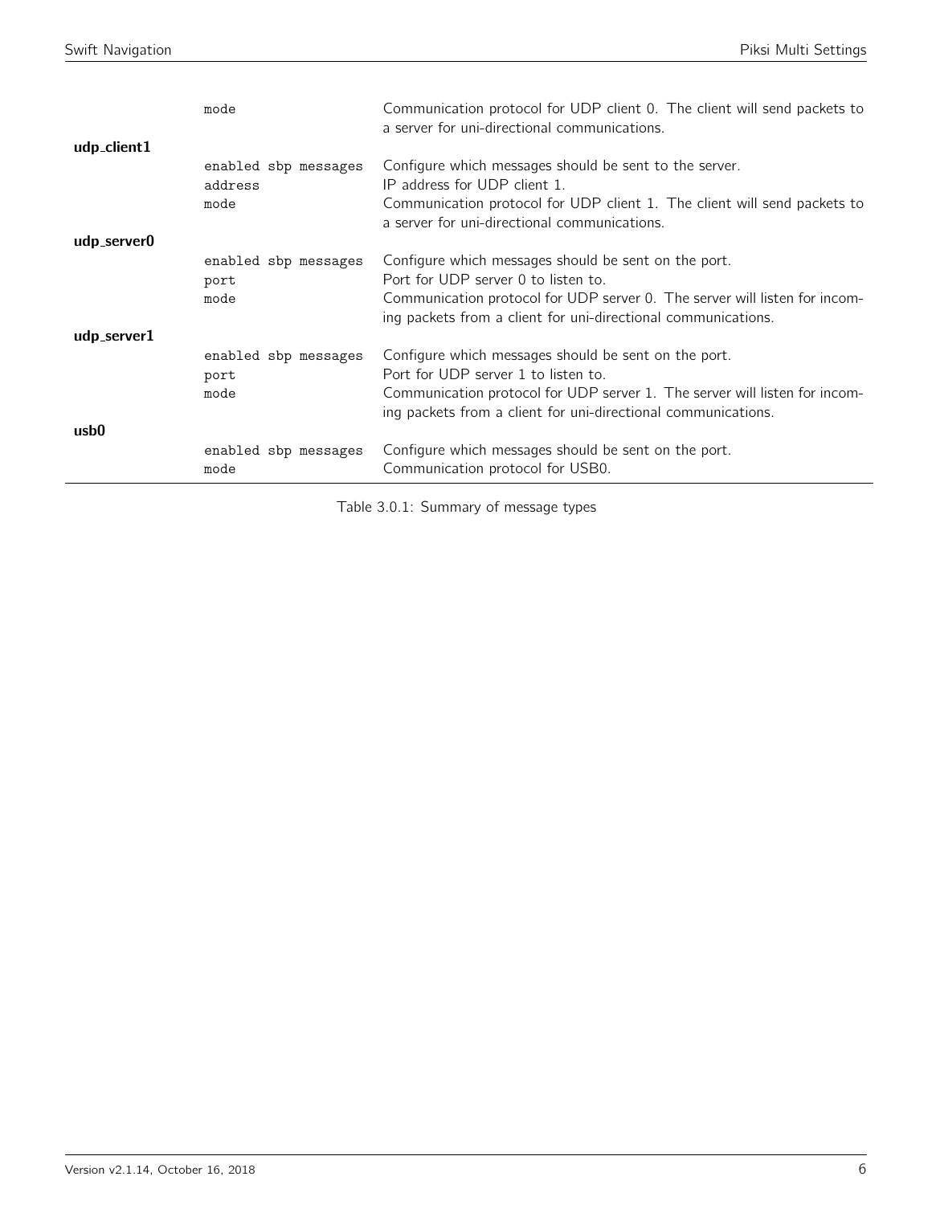| | | |
|---|---|---|
| | `mode` | Communication protocol for UDP client 0. The client will send packets to a server for uni-directional communications. |
| **udp_client1** | | |
| | `enabled sbp messages` | Configure which messages should be sent to the server. |
| | `address` | IP address for UDP client 1. |
| | `mode` | Communication protocol for UDP client 1. The client will send packets to a server for uni-directional communications. |
| **udp_server0** | | |
| | `enabled sbp messages` | Configure which messages should be sent on the port. |
| | `port` | Port for UDP server 0 to listen to. |
| | `mode` | Communication protocol for UDP server 0. The server will listen for incoming packets from a client for uni-directional communications. |
| **udp_server1** | | |
| | `enabled sbp messages` | Configure which messages should be sent on the port. |
| | `port` | Port for UDP server 1 to listen to. |
| | `mode` | Communication protocol for UDP server 1. The server will listen for incoming packets from a client for uni-directional communications. |
| **usb0** | | |
| | `enabled sbp messages` | Configure which messages should be sent on the port. |
| | `mode` | Communication protocol for USB0. |

Table 3.0.1: Summary of message types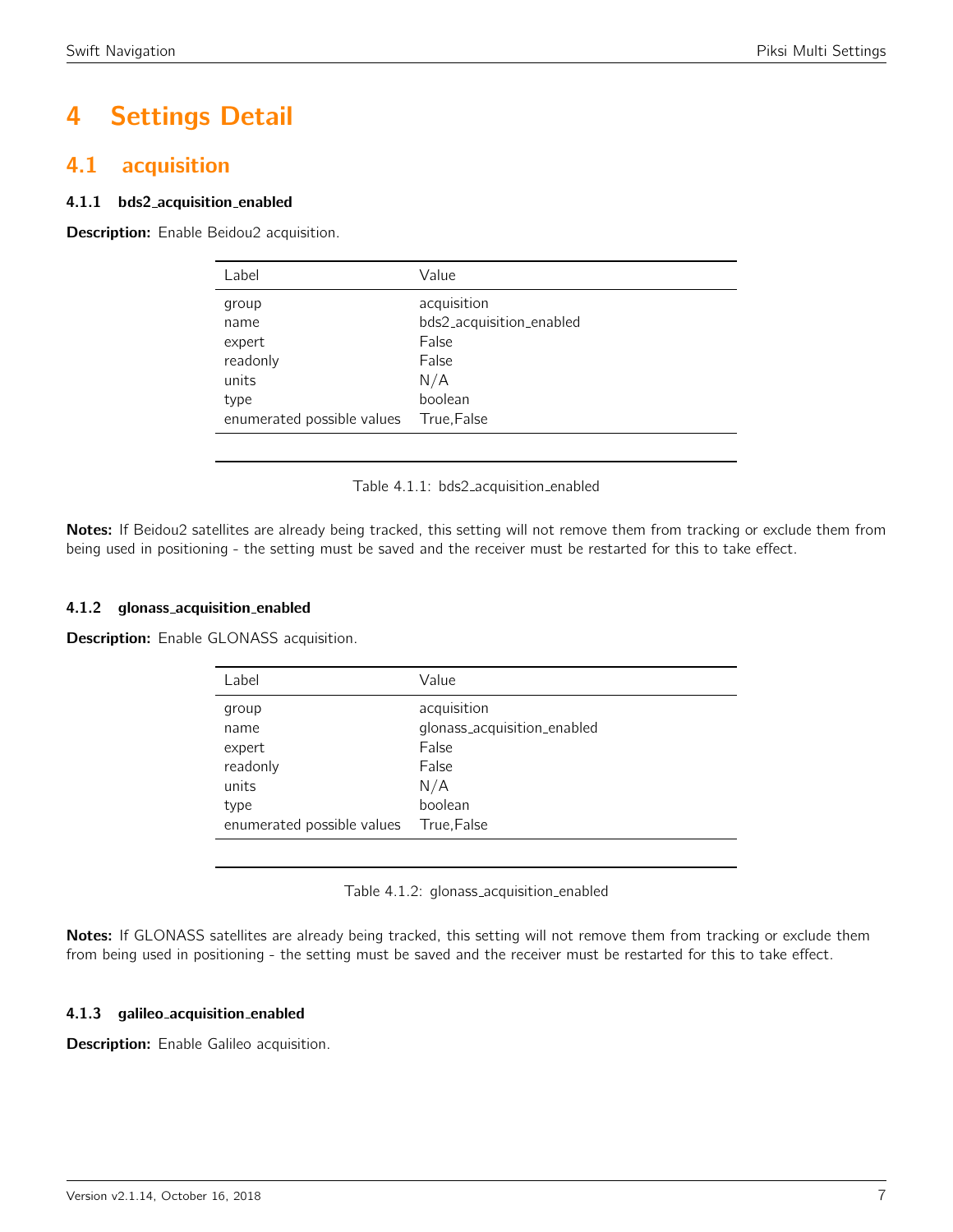# 4 Settings Detail

## 4.1 acquisition

### 4.1.1 bds2_acquisition_enabled

**Description:** Enable Beidou2 acquisition.

| Label | Value |
|---|---|
| group | acquisition |
| name | bds2_acquisition_enabled |
| expert | False |
| readonly | False |
| units | N/A |
| type | boolean |
| enumerated possible values | True,False |

Table 4.1.1: bds2_acquisition_enabled

**Notes:** If Beidou2 satellites are already being tracked, this setting will not remove them from tracking or exclude them from being used in positioning - the setting must be saved and the receiver must be restarted for this to take effect.

### 4.1.2 glonass_acquisition_enabled

**Description:** Enable GLONASS acquisition.

| Label | Value |
|---|---|
| group | acquisition |
| name | glonass_acquisition_enabled |
| expert | False |
| readonly | False |
| units | N/A |
| type | boolean |
| enumerated possible values | True,False |

Table 4.1.2: glonass_acquisition_enabled

**Notes:** If GLONASS satellites are already being tracked, this setting will not remove them from tracking or exclude them from being used in positioning - the setting must be saved and the receiver must be restarted for this to take effect.

### 4.1.3 galileo_acquisition_enabled

**Description:** Enable Galileo acquisition.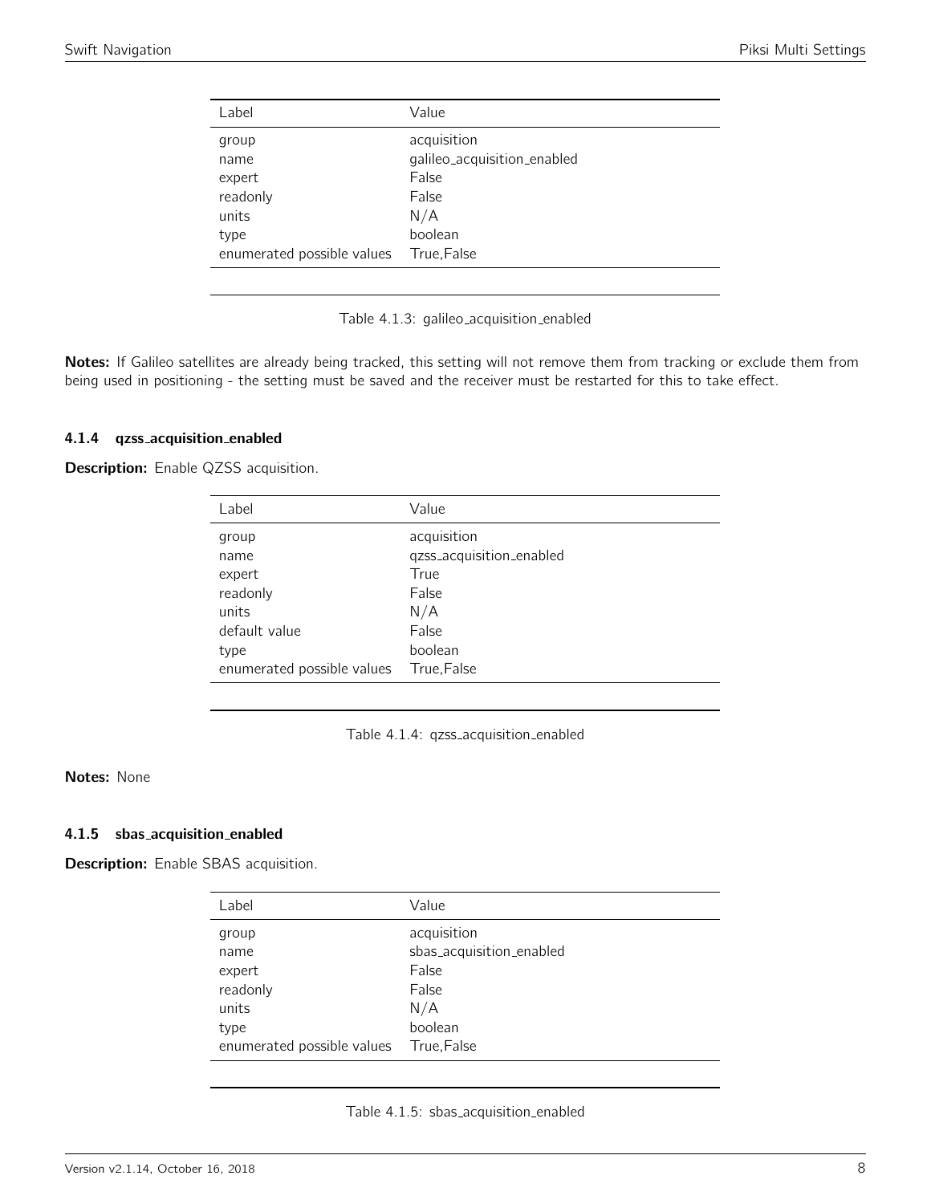| Label | Value |
|---|---|
| group | acquisition |
| name | galileo_acquisition_enabled |
| expert | False |
| readonly | False |
| units | N/A |
| type | boolean |
| enumerated possible values | True,False |

Table 4.1.3: galileo_acquisition_enabled

**Notes:** If Galileo satellites are already being tracked, this setting will not remove them from tracking or exclude them from being used in positioning - the setting must be saved and the receiver must be restarted for this to take effect.

### 4.1.4 qzss_acquisition_enabled

**Description:** Enable QZSS acquisition.

| Label | Value |
|---|---|
| group | acquisition |
| name | qzss_acquisition_enabled |
| expert | True |
| readonly | False |
| units | N/A |
| default value | False |
| type | boolean |
| enumerated possible values | True,False |

Table 4.1.4: qzss_acquisition_enabled

**Notes:** None

### 4.1.5 sbas_acquisition_enabled

**Description:** Enable SBAS acquisition.

| Label | Value |
|---|---|
| group | acquisition |
| name | sbas_acquisition_enabled |
| expert | False |
| readonly | False |
| units | N/A |
| type | boolean |
| enumerated possible values | True,False |

Table 4.1.5: sbas_acquisition_enabled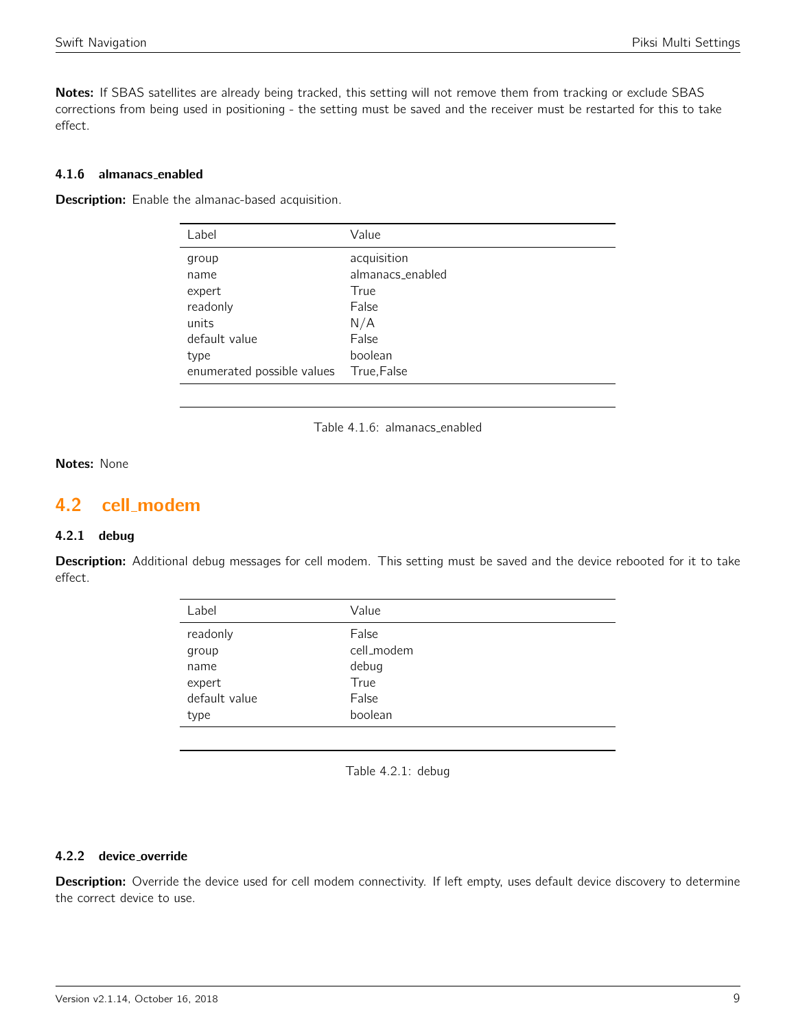**Notes:** If SBAS satellites are already being tracked, this setting will not remove them from tracking or exclude SBAS corrections from being used in positioning - the setting must be saved and the receiver must be restarted for this to take effect.

#### 4.1.6 almanacs_enabled

**Description:** Enable the almanac-based acquisition.

| Label | Value |
|---|---|
| group | acquisition |
| name | almanacs_enabled |
| expert | True |
| readonly | False |
| units | N/A |
| default value | False |
| type | boolean |
| enumerated possible values | True,False |

Table 4.1.6: almanacs_enabled

**Notes:** None

## 4.2 cell_modem

#### 4.2.1 debug

**Description:** Additional debug messages for cell modem. This setting must be saved and the device rebooted for it to take effect.

| Label | Value |
|---|---|
| readonly | False |
| group | cell_modem |
| name | debug |
| expert | True |
| default value | False |
| type | boolean |

Table 4.2.1: debug

#### 4.2.2 device_override

**Description:** Override the device used for cell modem connectivity. If left empty, uses default device discovery to determine the correct device to use.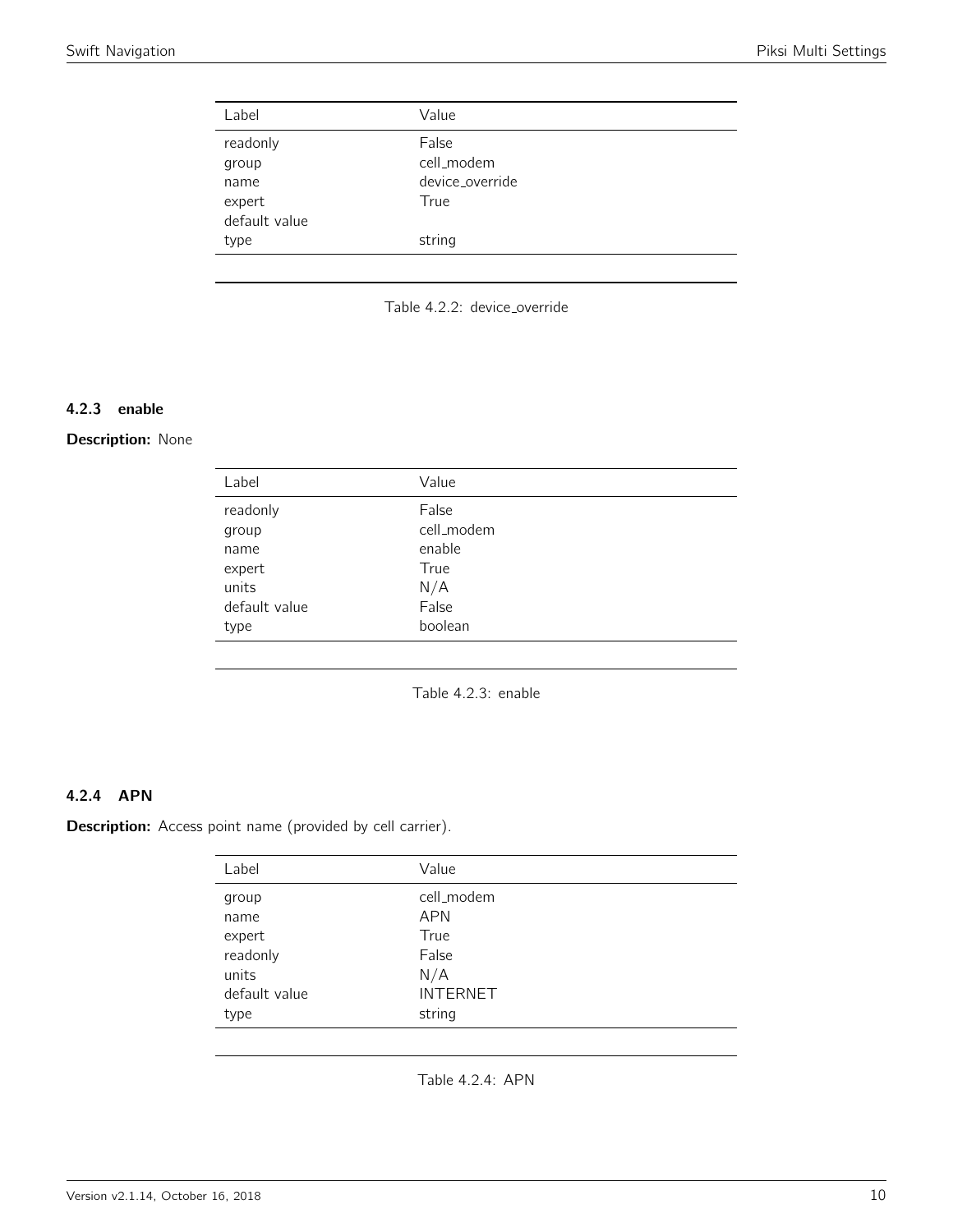| Label | Value |
|---|---|
| readonly | False |
| group | cell_modem |
| name | device_override |
| expert | True |
| default value | |
| type | string |

Table 4.2.2: device_override

### 4.2.3 enable

**Description:** None

| Label | Value |
|---|---|
| readonly | False |
| group | cell_modem |
| name | enable |
| expert | True |
| units | N/A |
| default value | False |
| type | boolean |

Table 4.2.3: enable

### 4.2.4 APN

**Description:** Access point name (provided by cell carrier).

| Label | Value |
|---|---|
| group | cell_modem |
| name | APN |
| expert | True |
| readonly | False |
| units | N/A |
| default value | INTERNET |
| type | string |

Table 4.2.4: APN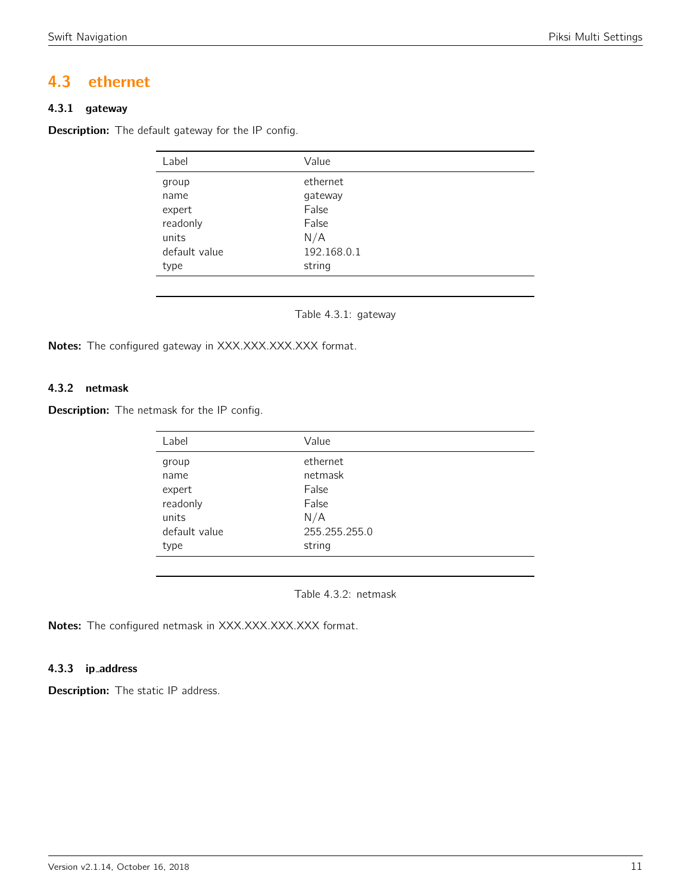## 4.3 ethernet

### 4.3.1 gateway

**Description:** The default gateway for the IP config.

| Label | Value |
|---|---|
| group | ethernet |
| name | gateway |
| expert | False |
| readonly | False |
| units | N/A |
| default value | 192.168.0.1 |
| type | string |

Table 4.3.1: gateway

**Notes:** The configured gateway in XXX.XXX.XXX.XXX format.

### 4.3.2 netmask

**Description:** The netmask for the IP config.

| Label | Value |
|---|---|
| group | ethernet |
| name | netmask |
| expert | False |
| readonly | False |
| units | N/A |
| default value | 255.255.255.0 |
| type | string |

Table 4.3.2: netmask

**Notes:** The configured netmask in XXX.XXX.XXX.XXX format.

### 4.3.3 ip_address

**Description:** The static IP address.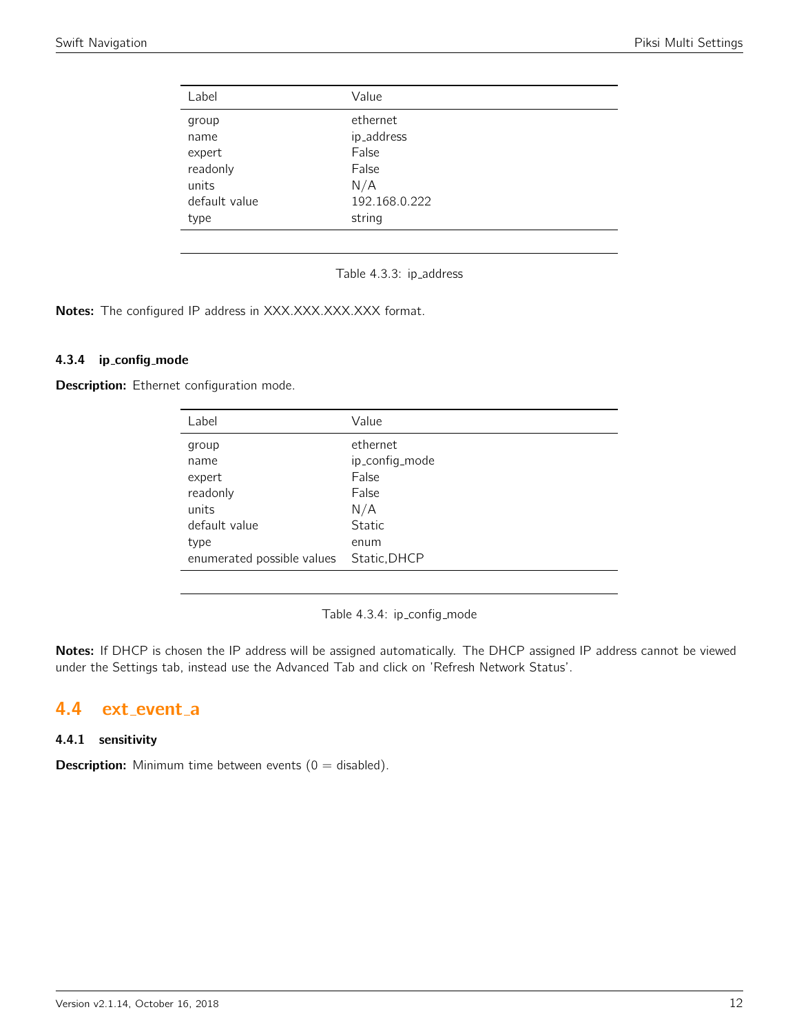| Label | Value |
|---|---|
| group | ethernet |
| name | ip_address |
| expert | False |
| readonly | False |
| units | N/A |
| default value | 192.168.0.222 |
| type | string |

Table 4.3.3: ip_address

**Notes:** The configured IP address in XXX.XXX.XXX.XXX format.

### 4.3.4 ip_config_mode

**Description:** Ethernet configuration mode.

| Label | Value |
|---|---|
| group | ethernet |
| name | ip_config_mode |
| expert | False |
| readonly | False |
| units | N/A |
| default value | Static |
| type | enum |
| enumerated possible values | Static,DHCP |

Table 4.3.4: ip_config_mode

**Notes:** If DHCP is chosen the IP address will be assigned automatically. The DHCP assigned IP address cannot be viewed under the Settings tab, instead use the Advanced Tab and click on 'Refresh Network Status'.

## 4.4 ext_event_a

### 4.4.1 sensitivity

**Description:** Minimum time between events (0 = disabled).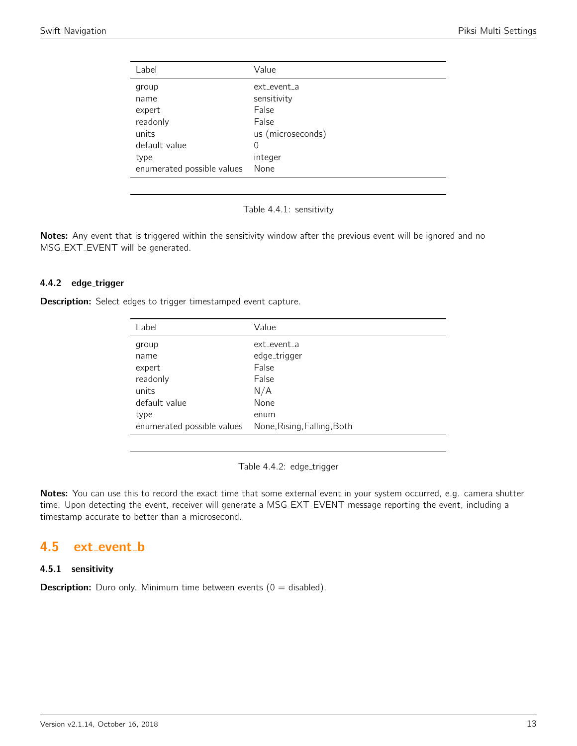| Label | Value |
| --- | --- |
| group | ext_event_a |
| name | sensitivity |
| expert | False |
| readonly | False |
| units | us (microseconds) |
| default value | 0 |
| type | integer |
| enumerated possible values | None |

Table 4.4.1: sensitivity

**Notes:** Any event that is triggered within the sensitivity window after the previous event will be ignored and no MSG_EXT_EVENT will be generated.

#### 4.4.2 edge_trigger

**Description:** Select edges to trigger timestamped event capture.

| Label | Value |
| --- | --- |
| group | ext_event_a |
| name | edge_trigger |
| expert | False |
| readonly | False |
| units | N/A |
| default value | None |
| type | enum |
| enumerated possible values | None,Rising,Falling,Both |

Table 4.4.2: edge_trigger

**Notes:** You can use this to record the exact time that some external event in your system occurred, e.g. camera shutter time. Upon detecting the event, receiver will generate a MSG_EXT_EVENT message reporting the event, including a timestamp accurate to better than a microsecond.

## 4.5 ext_event_b

#### 4.5.1 sensitivity

**Description:** Duro only. Minimum time between events (0 = disabled).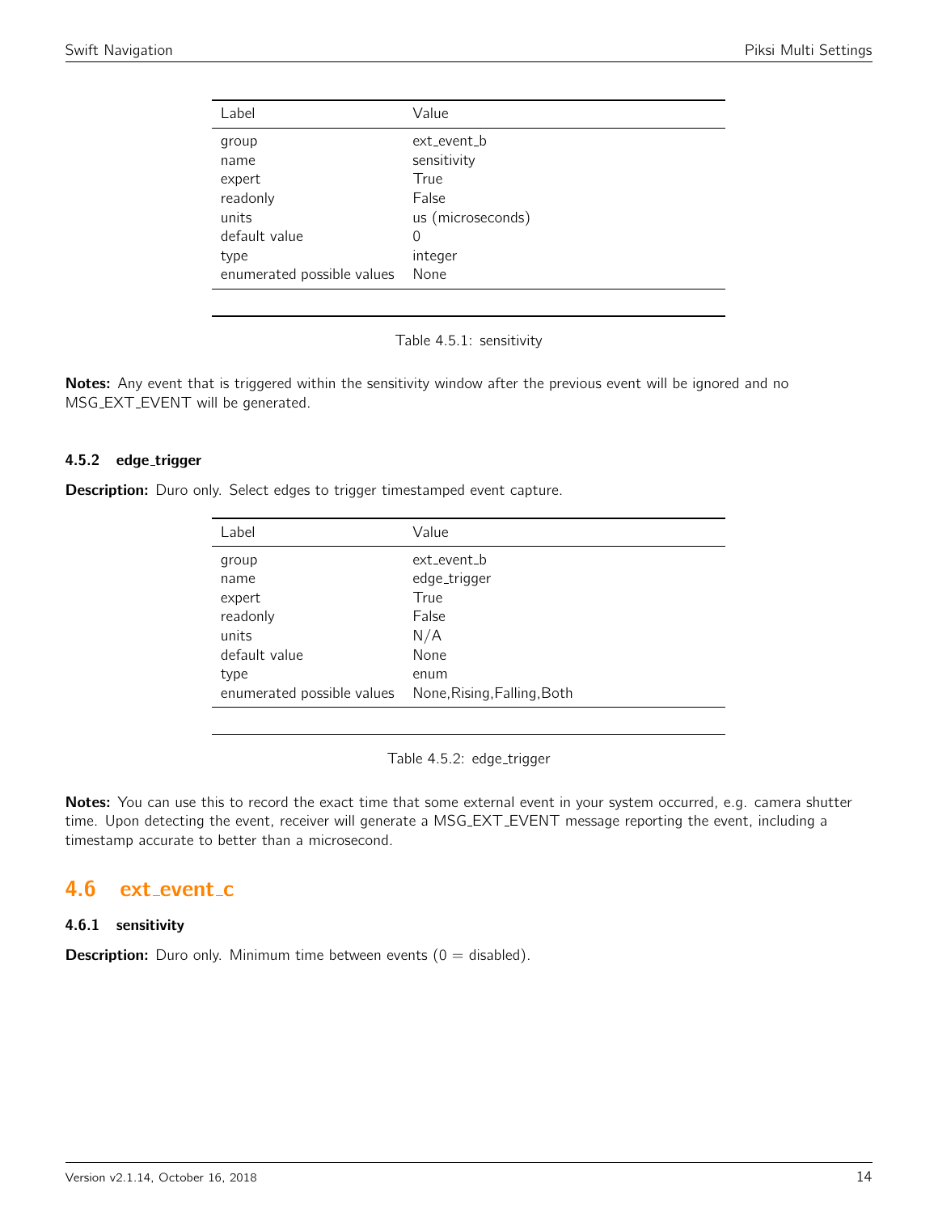| Label | Value |
| --- | --- |
| group | ext_event_b |
| name | sensitivity |
| expert | True |
| readonly | False |
| units | us (microseconds) |
| default value | 0 |
| type | integer |
| enumerated possible values | None |

Table 4.5.1: sensitivity

**Notes:** Any event that is triggered within the sensitivity window after the previous event will be ignored and no MSG_EXT_EVENT will be generated.

#### 4.5.2 edge_trigger

**Description:** Duro only. Select edges to trigger timestamped event capture.

| Label | Value |
| --- | --- |
| group | ext_event_b |
| name | edge_trigger |
| expert | True |
| readonly | False |
| units | N/A |
| default value | None |
| type | enum |
| enumerated possible values | None,Rising,Falling,Both |

Table 4.5.2: edge_trigger

**Notes:** You can use this to record the exact time that some external event in your system occurred, e.g. camera shutter time. Upon detecting the event, receiver will generate a MSG_EXT_EVENT message reporting the event, including a timestamp accurate to better than a microsecond.

## 4.6 ext_event_c

#### 4.6.1 sensitivity

**Description:** Duro only. Minimum time between events (0 = disabled).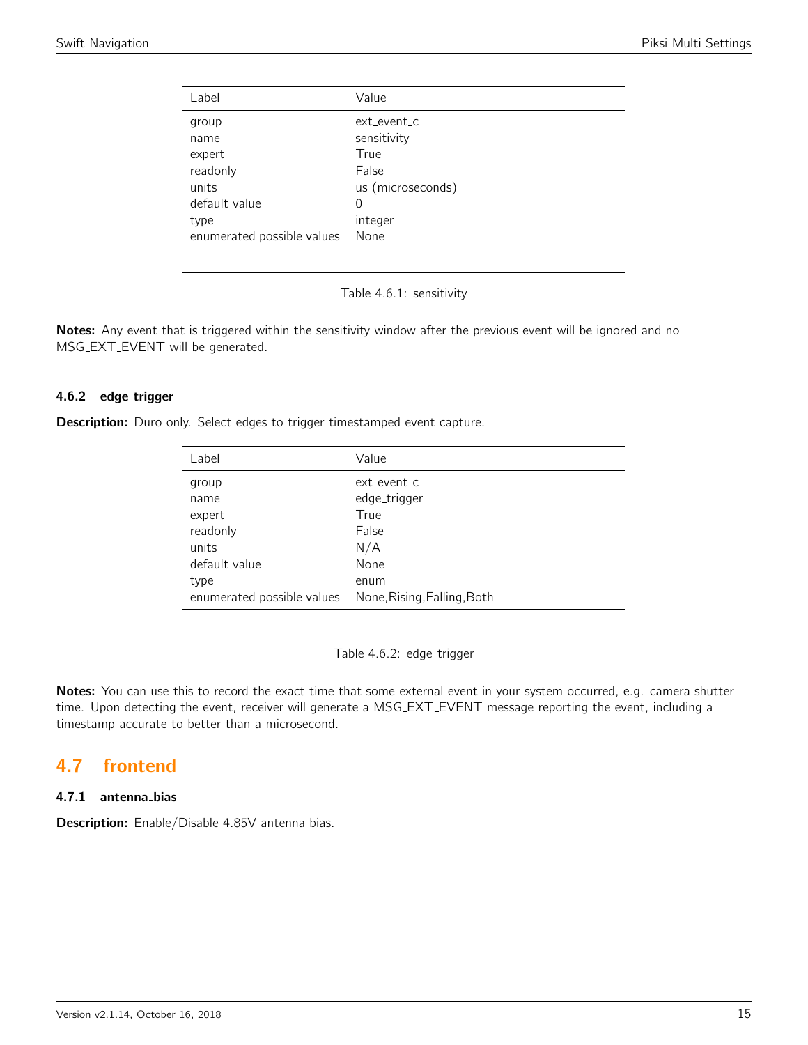| Label | Value |
|---|---|
| group | ext_event_c |
| name | sensitivity |
| expert | True |
| readonly | False |
| units | us (microseconds) |
| default value | 0 |
| type | integer |
| enumerated possible values | None |

Table 4.6.1: sensitivity

**Notes:** Any event that is triggered within the sensitivity window after the previous event will be ignored and no MSG_EXT_EVENT will be generated.

#### 4.6.2 edge_trigger

**Description:** Duro only. Select edges to trigger timestamped event capture.

| Label | Value |
|---|---|
| group | ext_event_c |
| name | edge_trigger |
| expert | True |
| readonly | False |
| units | N/A |
| default value | None |
| type | enum |
| enumerated possible values | None,Rising,Falling,Both |

Table 4.6.2: edge_trigger

**Notes:** You can use this to record the exact time that some external event in your system occurred, e.g. camera shutter time. Upon detecting the event, receiver will generate a MSG_EXT_EVENT message reporting the event, including a timestamp accurate to better than a microsecond.

## 4.7 frontend

#### 4.7.1 antenna_bias

**Description:** Enable/Disable 4.85V antenna bias.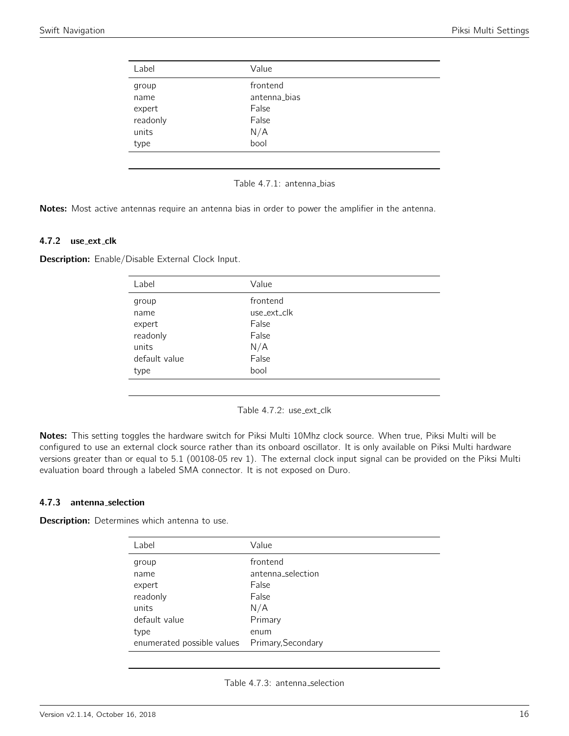| Label | Value |
| --- | --- |
| group | frontend |
| name | antenna_bias |
| expert | False |
| readonly | False |
| units | N/A |
| type | bool |

Table 4.7.1: antenna_bias

**Notes:** Most active antennas require an antenna bias in order to power the amplifier in the antenna.

### 4.7.2 use_ext_clk

**Description:** Enable/Disable External Clock Input.

| Label | Value |
| --- | --- |
| group | frontend |
| name | use_ext_clk |
| expert | False |
| readonly | False |
| units | N/A |
| default value | False |
| type | bool |

Table 4.7.2: use_ext_clk

**Notes:** This setting toggles the hardware switch for Piksi Multi 10Mhz clock source. When true, Piksi Multi will be configured to use an external clock source rather than its onboard oscillator. It is only available on Piksi Multi hardware versions greater than or equal to 5.1 (00108-05 rev 1). The external clock input signal can be provided on the Piksi Multi evaluation board through a labeled SMA connector. It is not exposed on Duro.

### 4.7.3 antenna_selection

**Description:** Determines which antenna to use.

| Label | Value |
| --- | --- |
| group | frontend |
| name | antenna_selection |
| expert | False |
| readonly | False |
| units | N/A |
| default value | Primary |
| type | enum |
| enumerated possible values | Primary,Secondary |

Table 4.7.3: antenna_selection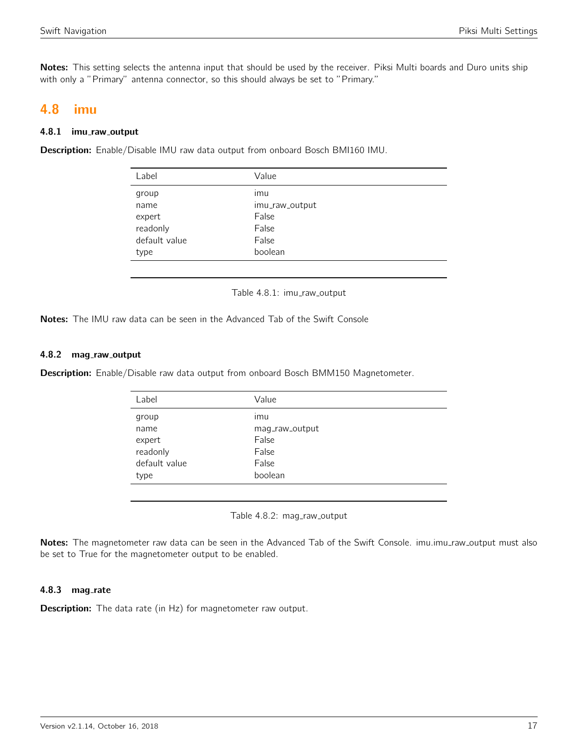**Notes:** This setting selects the antenna input that should be used by the receiver. Piksi Multi boards and Duro units ship with only a "Primary" antenna connector, so this should always be set to "Primary."

## 4.8 imu

### 4.8.1 imu_raw_output

**Description:** Enable/Disable IMU raw data output from onboard Bosch BMI160 IMU.

| Label | Value |
|---|---|
| group | imu |
| name | imu_raw_output |
| expert | False |
| readonly | False |
| default value | False |
| type | boolean |

Table 4.8.1: imu_raw_output

**Notes:** The IMU raw data can be seen in the Advanced Tab of the Swift Console

### 4.8.2 mag_raw_output

**Description:** Enable/Disable raw data output from onboard Bosch BMM150 Magnetometer.

| Label | Value |
|---|---|
| group | imu |
| name | mag_raw_output |
| expert | False |
| readonly | False |
| default value | False |
| type | boolean |

Table 4.8.2: mag_raw_output

**Notes:** The magnetometer raw data can be seen in the Advanced Tab of the Swift Console. imu.imu_raw_output must also be set to True for the magnetometer output to be enabled.

### 4.8.3 mag_rate

**Description:** The data rate (in Hz) for magnetometer raw output.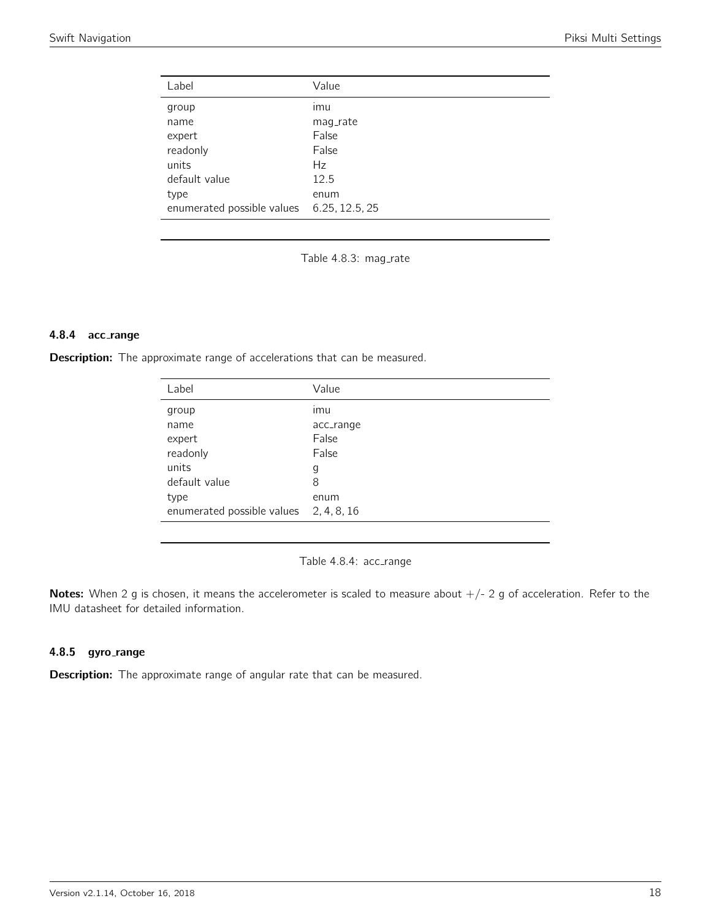| Label | Value |
| --- | --- |
| group | imu |
| name | mag_rate |
| expert | False |
| readonly | False |
| units | Hz |
| default value | 12.5 |
| type | enum |
| enumerated possible values | 6.25, 12.5, 25 |

Table 4.8.3: mag_rate

### 4.8.4 acc_range

**Description:** The approximate range of accelerations that can be measured.

| Label | Value |
| --- | --- |
| group | imu |
| name | acc_range |
| expert | False |
| readonly | False |
| units | g |
| default value | 8 |
| type | enum |
| enumerated possible values | 2, 4, 8, 16 |

Table 4.8.4: acc_range

**Notes:** When 2 g is chosen, it means the accelerometer is scaled to measure about +/- 2 g of acceleration. Refer to the IMU datasheet for detailed information.

### 4.8.5 gyro_range

**Description:** The approximate range of angular rate that can be measured.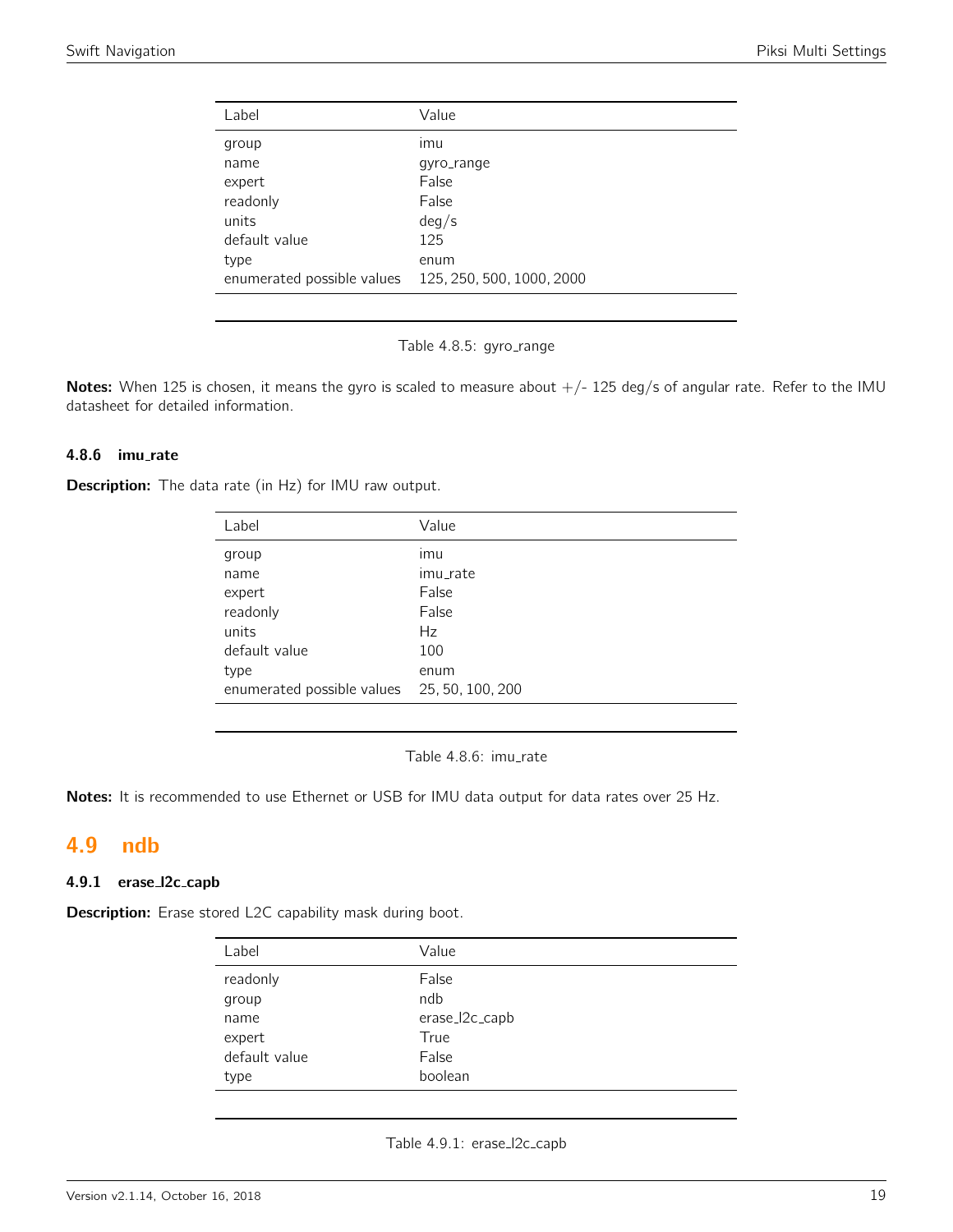| Label | Value |
|---|---|
| group | imu |
| name | gyro_range |
| expert | False |
| readonly | False |
| units | deg/s |
| default value | 125 |
| type | enum |
| enumerated possible values | 125, 250, 500, 1000, 2000 |

Table 4.8.5: gyro_range

**Notes:** When 125 is chosen, it means the gyro is scaled to measure about +/- 125 deg/s of angular rate. Refer to the IMU datasheet for detailed information.

#### 4.8.6 imu_rate

**Description:** The data rate (in Hz) for IMU raw output.

| Label | Value |
|---|---|
| group | imu |
| name | imu_rate |
| expert | False |
| readonly | False |
| units | Hz |
| default value | 100 |
| type | enum |
| enumerated possible values | 25, 50, 100, 200 |

Table 4.8.6: imu_rate

**Notes:** It is recommended to use Ethernet or USB for IMU data output for data rates over 25 Hz.

## 4.9 ndb

#### 4.9.1 erase_l2c_capb

**Description:** Erase stored L2C capability mask during boot.

| Label | Value |
|---|---|
| readonly | False |
| group | ndb |
| name | erase_l2c_capb |
| expert | True |
| default value | False |
| type | boolean |

Table 4.9.1: erase_l2c_capb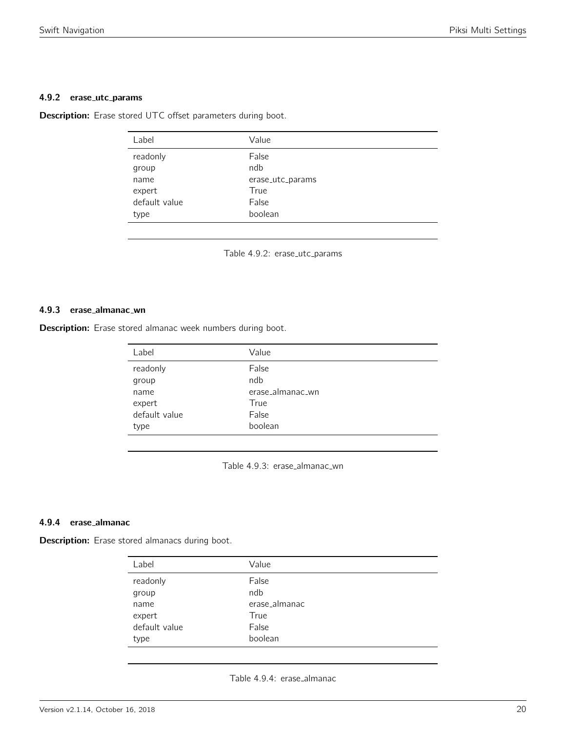### 4.9.2 erase_utc_params

**Description:** Erase stored UTC offset parameters during boot.

| Label | Value |
|---|---|
| readonly | False |
| group | ndb |
| name | erase_utc_params |
| expert | True |
| default value | False |
| type | boolean |

Table 4.9.2: erase_utc_params

### 4.9.3 erase_almanac_wn

**Description:** Erase stored almanac week numbers during boot.

| Label | Value |
|---|---|
| readonly | False |
| group | ndb |
| name | erase_almanac_wn |
| expert | True |
| default value | False |
| type | boolean |

Table 4.9.3: erase_almanac_wn

### 4.9.4 erase_almanac

**Description:** Erase stored almanacs during boot.

| Label | Value |
|---|---|
| readonly | False |
| group | ndb |
| name | erase_almanac |
| expert | True |
| default value | False |
| type | boolean |

Table 4.9.4: erase_almanac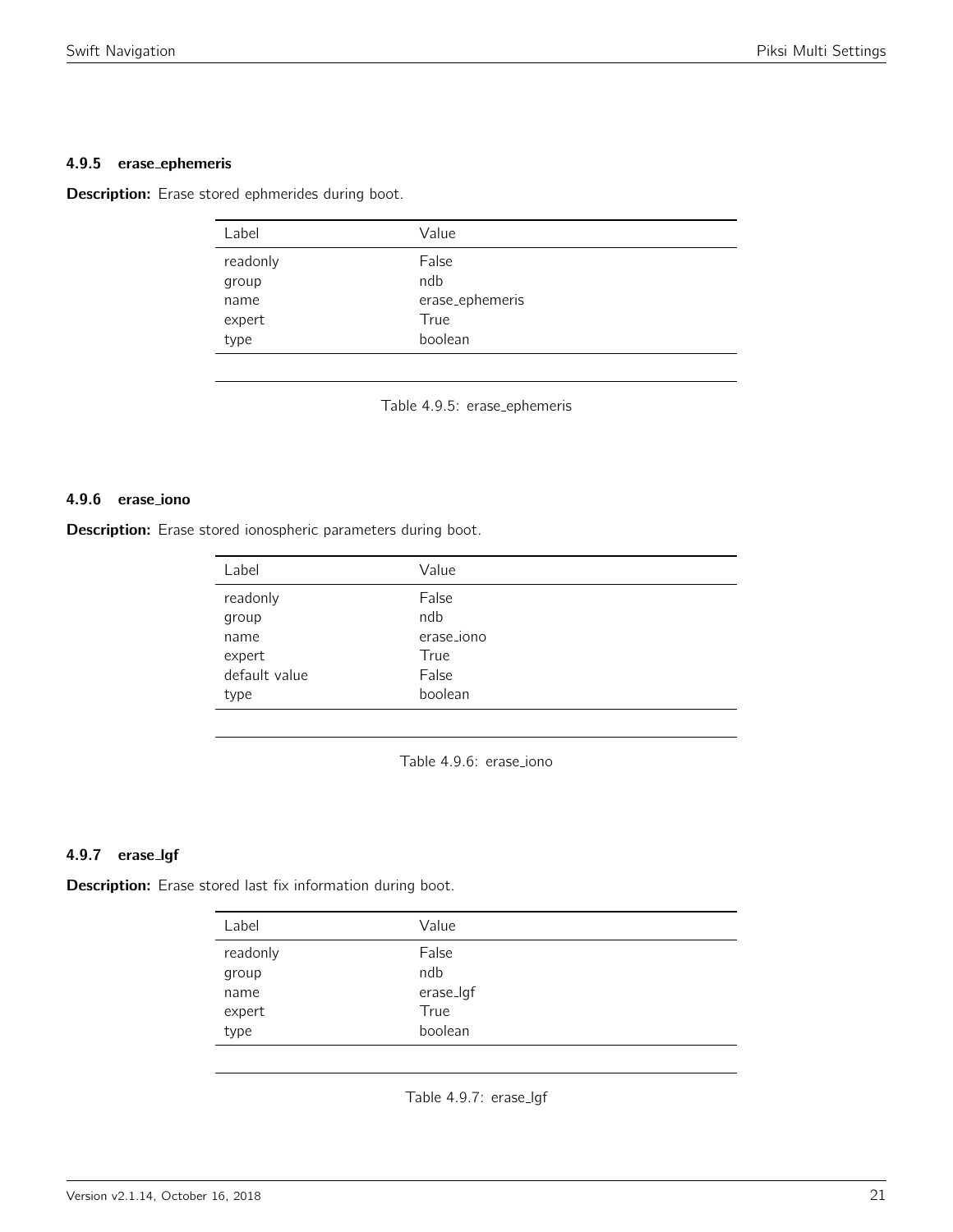### 4.9.5 erase_ephemeris

**Description:** Erase stored ephmerides during boot.

| Label | Value |
| --- | --- |
| readonly | False |
| group | ndb |
| name | erase_ephemeris |
| expert | True |
| type | boolean |

Table 4.9.5: erase_ephemeris

### 4.9.6 erase_iono

**Description:** Erase stored ionospheric parameters during boot.

| Label | Value |
| --- | --- |
| readonly | False |
| group | ndb |
| name | erase_iono |
| expert | True |
| default value | False |
| type | boolean |

Table 4.9.6: erase_iono

### 4.9.7 erase_lgf

**Description:** Erase stored last fix information during boot.

| Label | Value |
| --- | --- |
| readonly | False |
| group | ndb |
| name | erase_lgf |
| expert | True |
| type | boolean |

Table 4.9.7: erase_lgf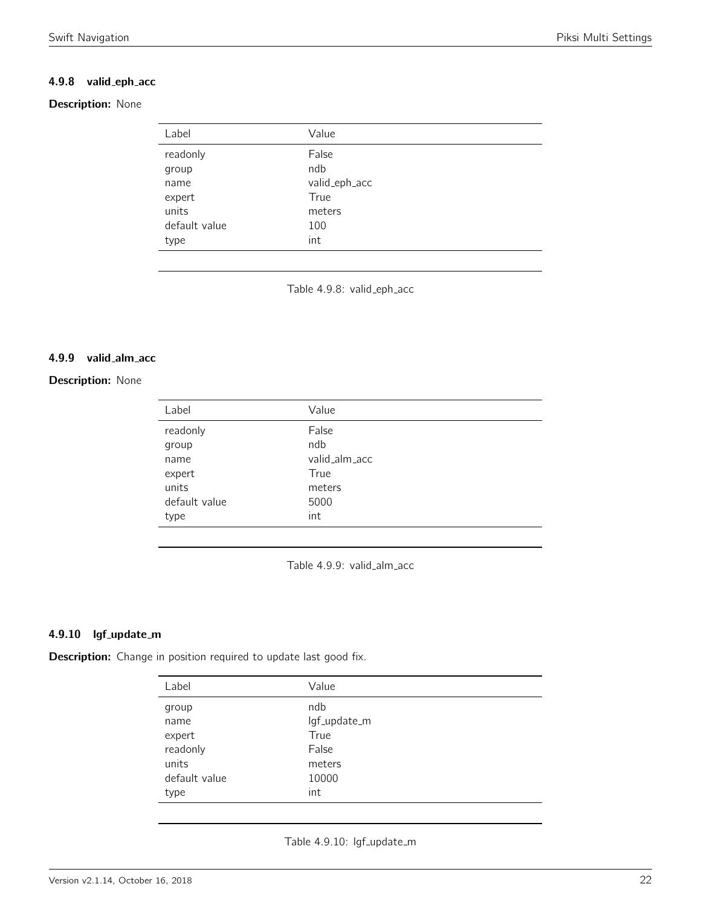### 4.9.8 valid_eph_acc

**Description:** None

| Label | Value |
|---|---|
| readonly | False |
| group | ndb |
| name | valid_eph_acc |
| expert | True |
| units | meters |
| default value | 100 |
| type | int |

Table 4.9.8: valid_eph_acc

### 4.9.9 valid_alm_acc

**Description:** None

| Label | Value |
|---|---|
| readonly | False |
| group | ndb |
| name | valid_alm_acc |
| expert | True |
| units | meters |
| default value | 5000 |
| type | int |

Table 4.9.9: valid_alm_acc

### 4.9.10 lgf_update_m

**Description:** Change in position required to update last good fix.

| Label | Value |
|---|---|
| group | ndb |
| name | lgf_update_m |
| expert | True |
| readonly | False |
| units | meters |
| default value | 10000 |
| type | int |

Table 4.9.10: lgf_update_m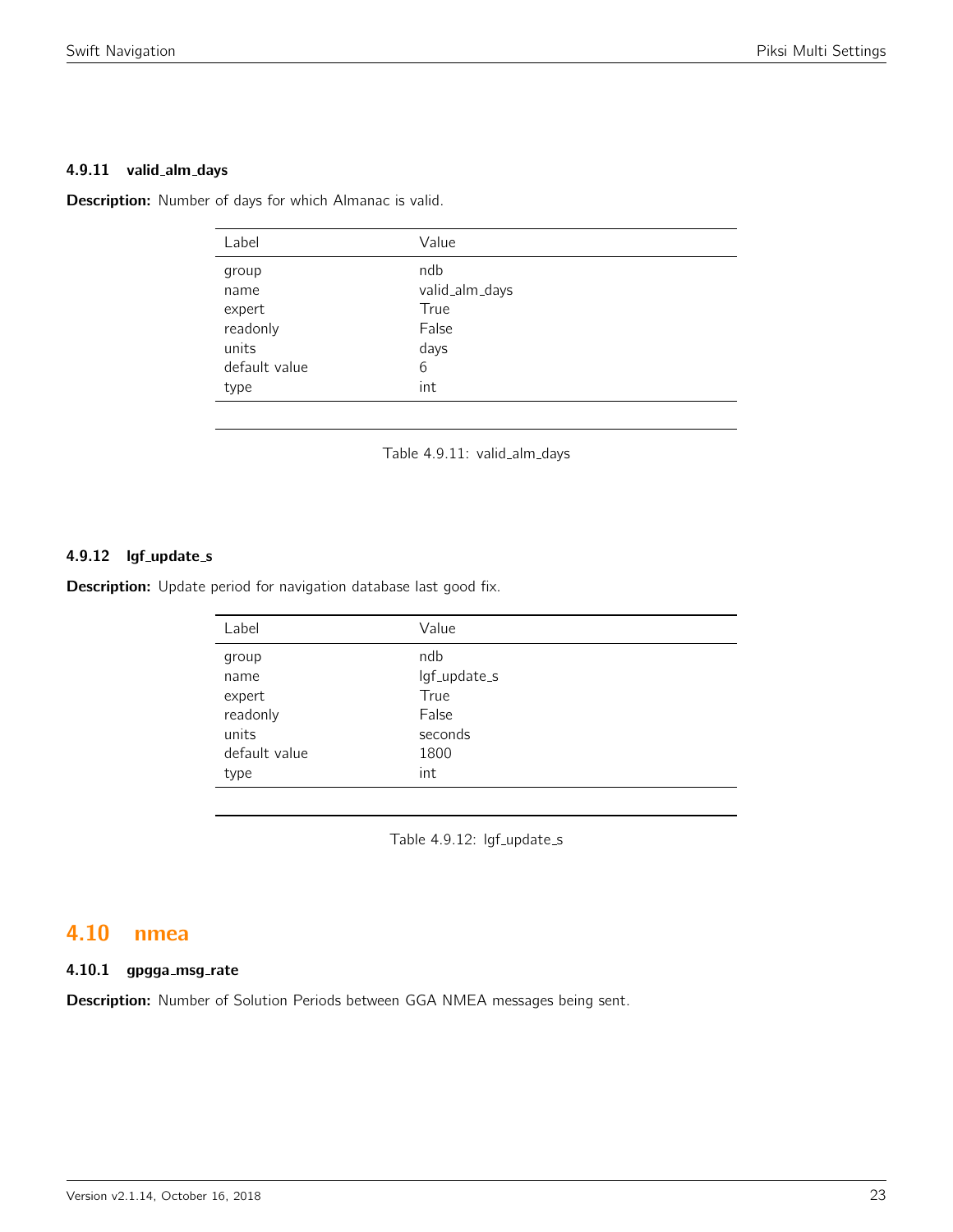### 4.9.11 valid_alm_days

**Description:** Number of days for which Almanac is valid.

| Label | Value |
|---|---|
| group | ndb |
| name | valid_alm_days |
| expert | True |
| readonly | False |
| units | days |
| default value | 6 |
| type | int |

Table 4.9.11: valid_alm_days

### 4.9.12 lgf_update_s

**Description:** Update period for navigation database last good fix.

| Label | Value |
|---|---|
| group | ndb |
| name | lgf_update_s |
| expert | True |
| readonly | False |
| units | seconds |
| default value | 1800 |
| type | int |

Table 4.9.12: lgf_update_s

## 4.10 nmea

### 4.10.1 gpgga_msg_rate

**Description:** Number of Solution Periods between GGA NMEA messages being sent.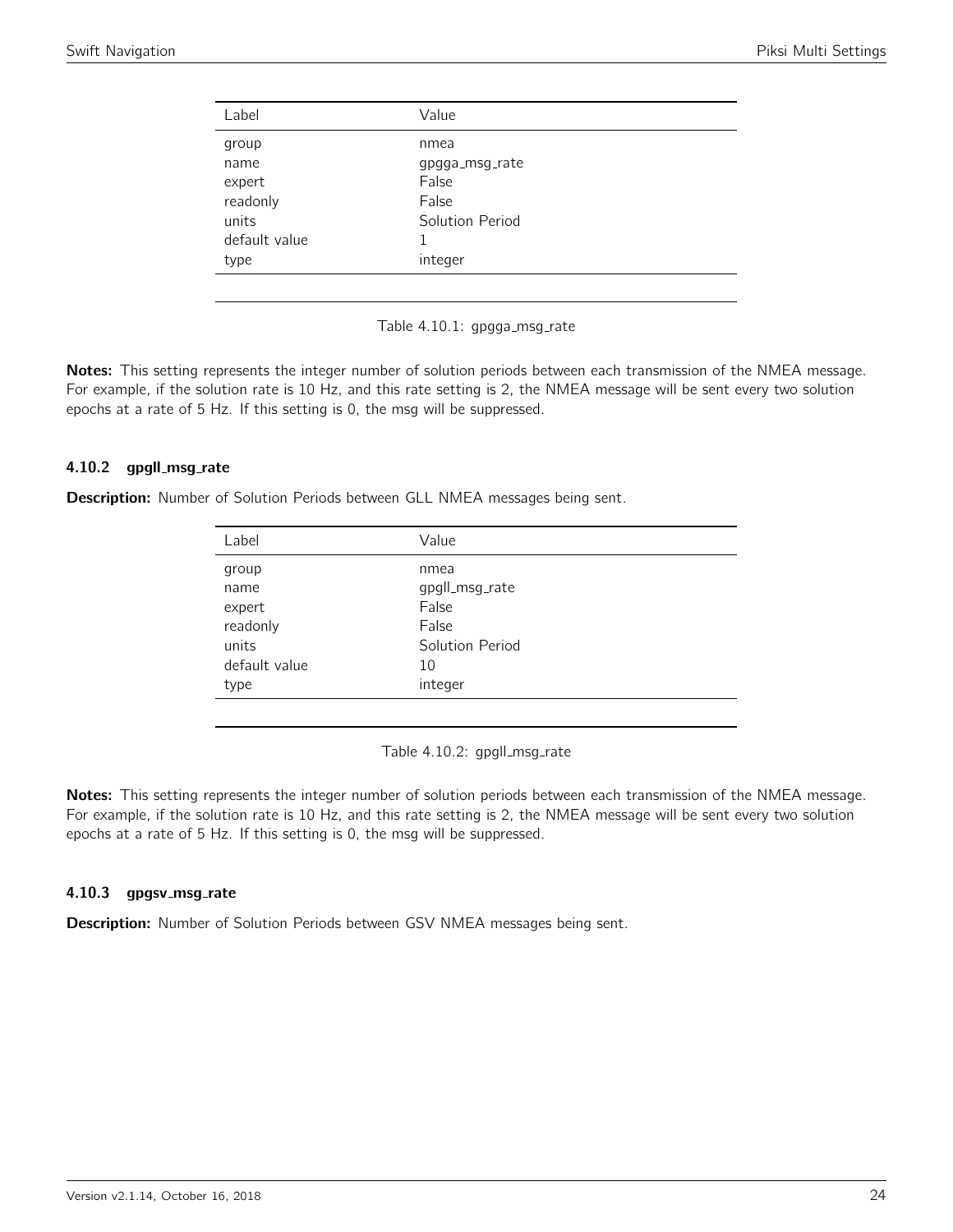| Label | Value |
|---|---|
| group | nmea |
| name | gpgga_msg_rate |
| expert | False |
| readonly | False |
| units | Solution Period |
| default value | 1 |
| type | integer |

Table 4.10.1: gpgga_msg_rate

**Notes:** This setting represents the integer number of solution periods between each transmission of the NMEA message. For example, if the solution rate is 10 Hz, and this rate setting is 2, the NMEA message will be sent every two solution epochs at a rate of 5 Hz. If this setting is 0, the msg will be suppressed.

#### 4.10.2 gpgll_msg_rate

**Description:** Number of Solution Periods between GLL NMEA messages being sent.

| Label | Value |
|---|---|
| group | nmea |
| name | gpgll_msg_rate |
| expert | False |
| readonly | False |
| units | Solution Period |
| default value | 10 |
| type | integer |

Table 4.10.2: gpgll_msg_rate

**Notes:** This setting represents the integer number of solution periods between each transmission of the NMEA message. For example, if the solution rate is 10 Hz, and this rate setting is 2, the NMEA message will be sent every two solution epochs at a rate of 5 Hz. If this setting is 0, the msg will be suppressed.

#### 4.10.3 gpgsv_msg_rate

**Description:** Number of Solution Periods between GSV NMEA messages being sent.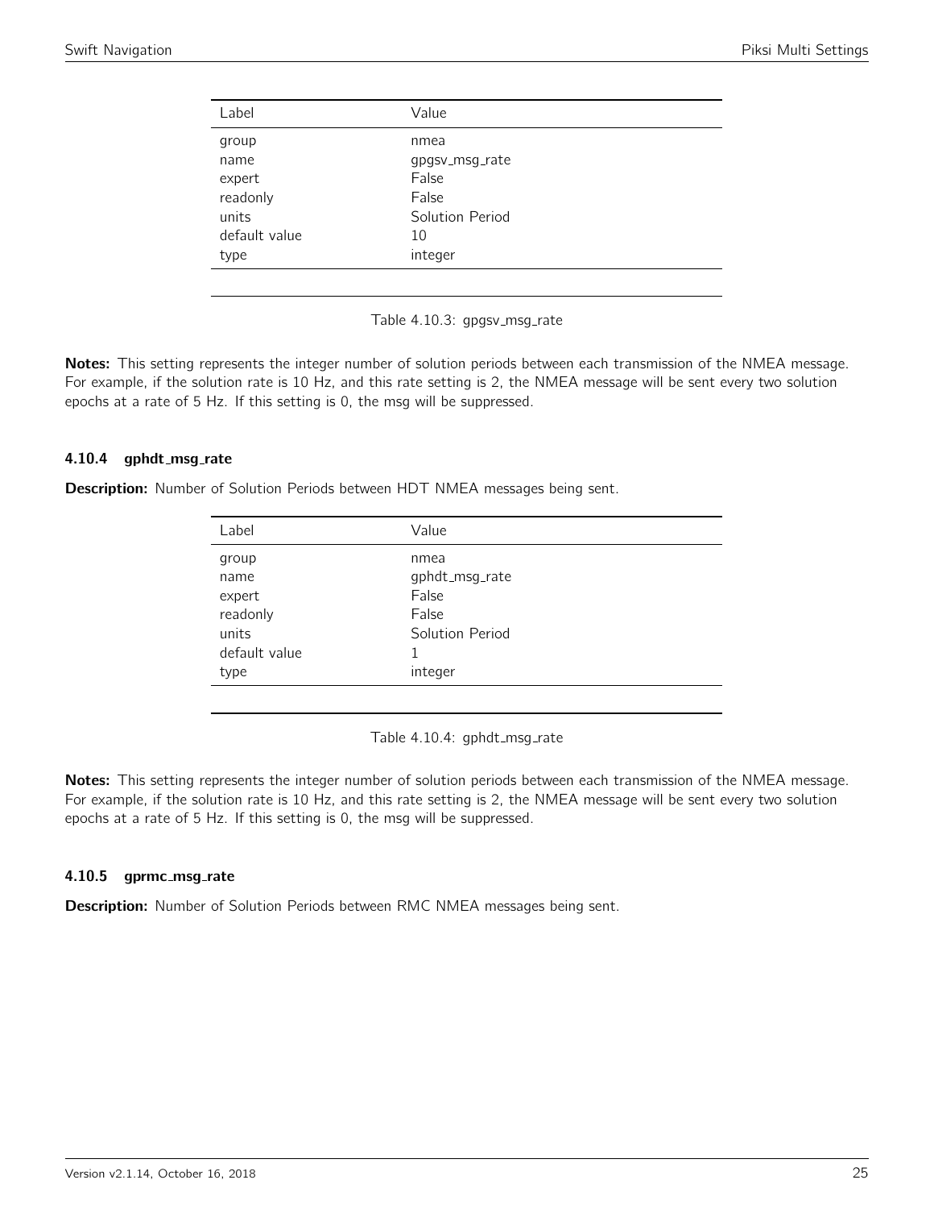| Label | Value |
|---|---|
| group | nmea |
| name | gpgsv_msg_rate |
| expert | False |
| readonly | False |
| units | Solution Period |
| default value | 10 |
| type | integer |

Table 4.10.3: gpgsv_msg_rate

**Notes:** This setting represents the integer number of solution periods between each transmission of the NMEA message. For example, if the solution rate is 10 Hz, and this rate setting is 2, the NMEA message will be sent every two solution epochs at a rate of 5 Hz. If this setting is 0, the msg will be suppressed.

### 4.10.4 gphdt_msg_rate

**Description:** Number of Solution Periods between HDT NMEA messages being sent.

| Label | Value |
|---|---|
| group | nmea |
| name | gphdt_msg_rate |
| expert | False |
| readonly | False |
| units | Solution Period |
| default value | 1 |
| type | integer |

Table 4.10.4: gphdt_msg_rate

**Notes:** This setting represents the integer number of solution periods between each transmission of the NMEA message. For example, if the solution rate is 10 Hz, and this rate setting is 2, the NMEA message will be sent every two solution epochs at a rate of 5 Hz. If this setting is 0, the msg will be suppressed.

### 4.10.5 gprmc_msg_rate

**Description:** Number of Solution Periods between RMC NMEA messages being sent.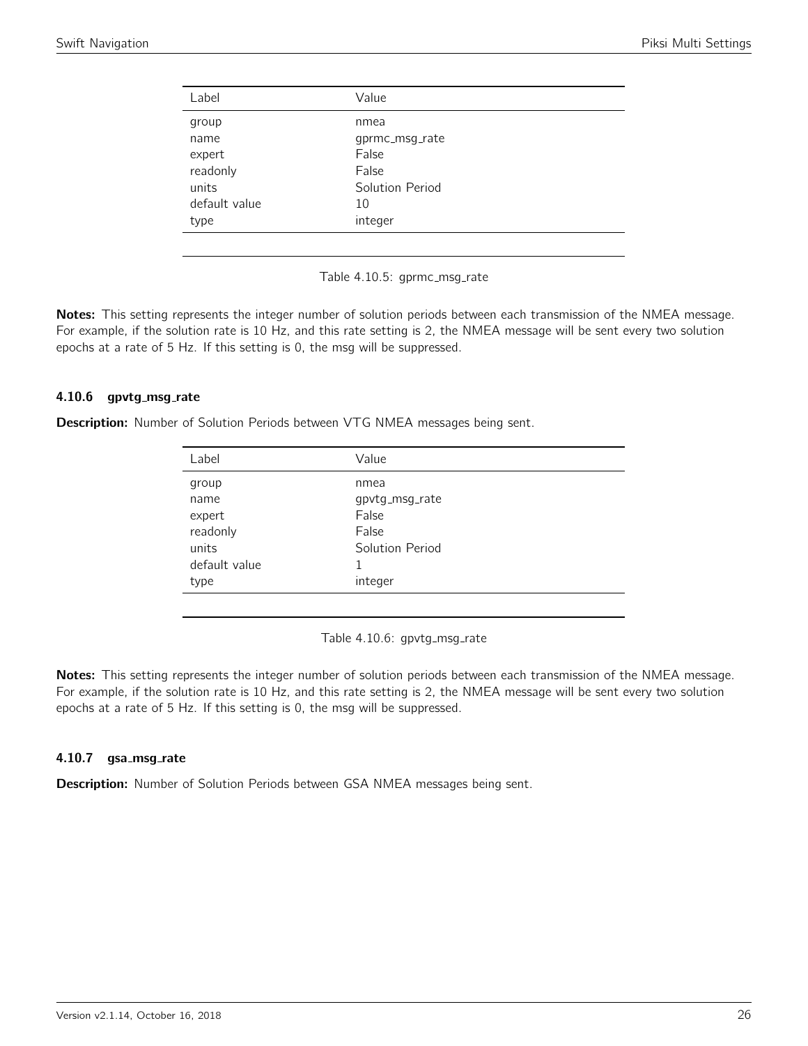| Label | Value |
|---|---|
| group | nmea |
| name | gprmc_msg_rate |
| expert | False |
| readonly | False |
| units | Solution Period |
| default value | 10 |
| type | integer |

Table 4.10.5: gprmc_msg_rate

**Notes:** This setting represents the integer number of solution periods between each transmission of the NMEA message. For example, if the solution rate is 10 Hz, and this rate setting is 2, the NMEA message will be sent every two solution epochs at a rate of 5 Hz. If this setting is 0, the msg will be suppressed.

#### 4.10.6 gpvtg_msg_rate

**Description:** Number of Solution Periods between VTG NMEA messages being sent.

| Label | Value |
|---|---|
| group | nmea |
| name | gpvtg_msg_rate |
| expert | False |
| readonly | False |
| units | Solution Period |
| default value | 1 |
| type | integer |

Table 4.10.6: gpvtg_msg_rate

**Notes:** This setting represents the integer number of solution periods between each transmission of the NMEA message. For example, if the solution rate is 10 Hz, and this rate setting is 2, the NMEA message will be sent every two solution epochs at a rate of 5 Hz. If this setting is 0, the msg will be suppressed.

#### 4.10.7 gsa_msg_rate

**Description:** Number of Solution Periods between GSA NMEA messages being sent.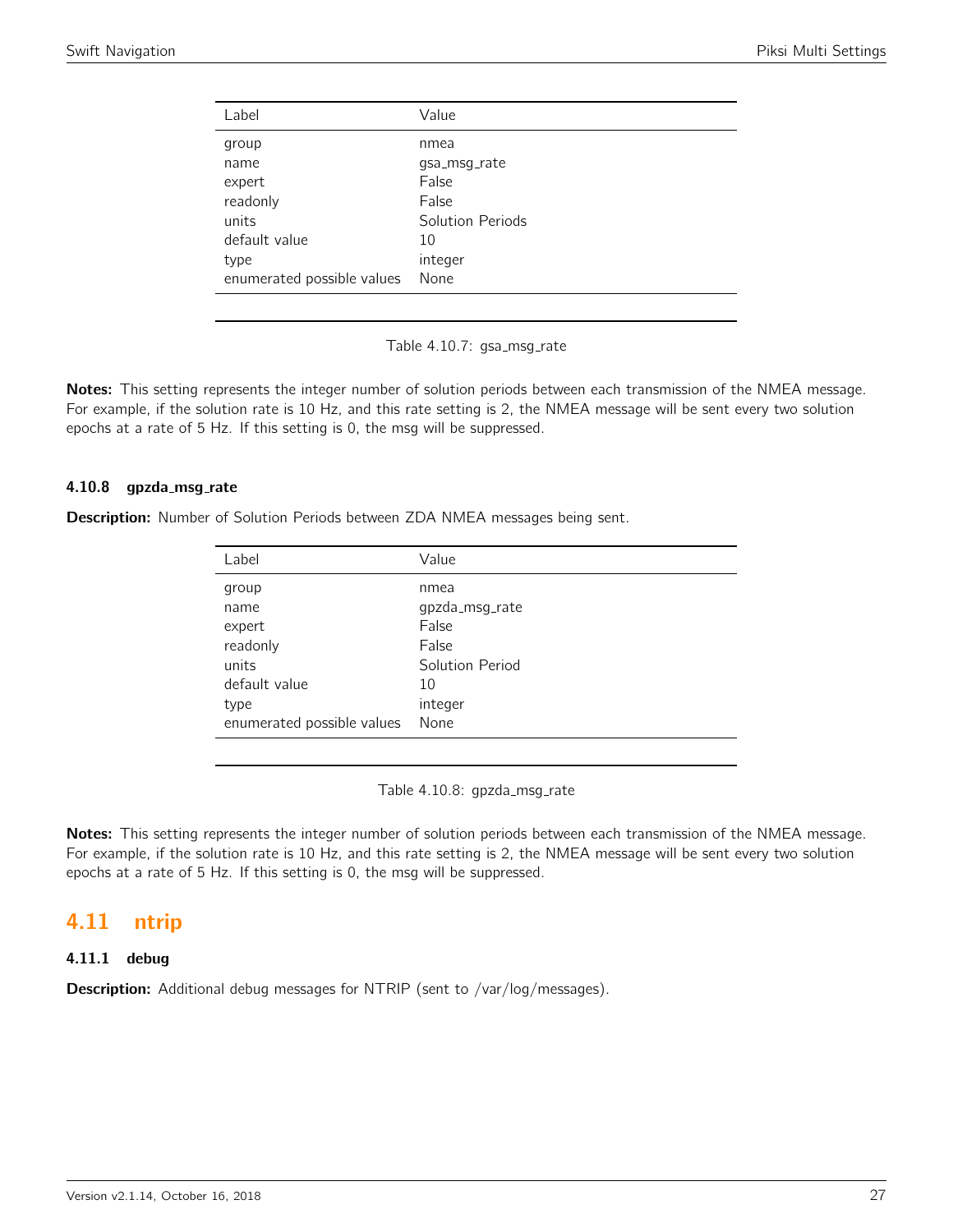| Label | Value |
|---|---|
| group | nmea |
| name | gsa_msg_rate |
| expert | False |
| readonly | False |
| units | Solution Periods |
| default value | 10 |
| type | integer |
| enumerated possible values | None |

Table 4.10.7: gsa_msg_rate

**Notes:** This setting represents the integer number of solution periods between each transmission of the NMEA message. For example, if the solution rate is 10 Hz, and this rate setting is 2, the NMEA message will be sent every two solution epochs at a rate of 5 Hz. If this setting is 0, the msg will be suppressed.

### 4.10.8 gpzda_msg_rate

**Description:** Number of Solution Periods between ZDA NMEA messages being sent.

| Label | Value |
|---|---|
| group | nmea |
| name | gpzda_msg_rate |
| expert | False |
| readonly | False |
| units | Solution Period |
| default value | 10 |
| type | integer |
| enumerated possible values | None |

Table 4.10.8: gpzda_msg_rate

**Notes:** This setting represents the integer number of solution periods between each transmission of the NMEA message. For example, if the solution rate is 10 Hz, and this rate setting is 2, the NMEA message will be sent every two solution epochs at a rate of 5 Hz. If this setting is 0, the msg will be suppressed.

## 4.11 ntrip

### 4.11.1 debug

**Description:** Additional debug messages for NTRIP (sent to /var/log/messages).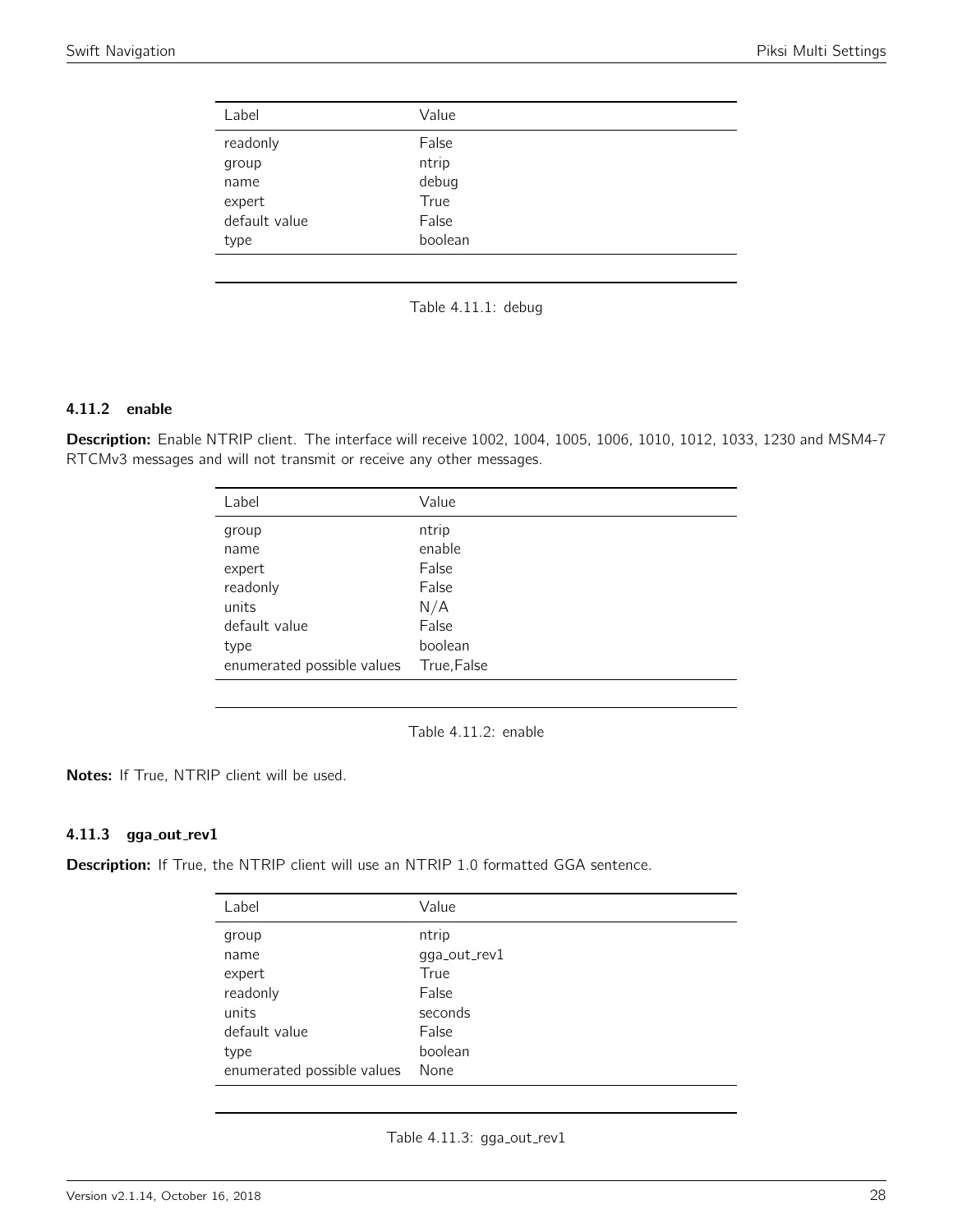| Label | Value |
| --- | --- |
| readonly | False |
| group | ntrip |
| name | debug |
| expert | True |
| default value | False |
| type | boolean |

Table 4.11.1: debug

### 4.11.2 enable

**Description:** Enable NTRIP client. The interface will receive 1002, 1004, 1005, 1006, 1010, 1012, 1033, 1230 and MSM4-7 RTCMv3 messages and will not transmit or receive any other messages.

| Label | Value |
| --- | --- |
| group | ntrip |
| name | enable |
| expert | False |
| readonly | False |
| units | N/A |
| default value | False |
| type | boolean |
| enumerated possible values | True,False |

Table 4.11.2: enable

**Notes:** If True, NTRIP client will be used.

### 4.11.3 gga_out_rev1

**Description:** If True, the NTRIP client will use an NTRIP 1.0 formatted GGA sentence.

| Label | Value |
| --- | --- |
| group | ntrip |
| name | gga_out_rev1 |
| expert | True |
| readonly | False |
| units | seconds |
| default value | False |
| type | boolean |
| enumerated possible values | None |

Table 4.11.3: gga_out_rev1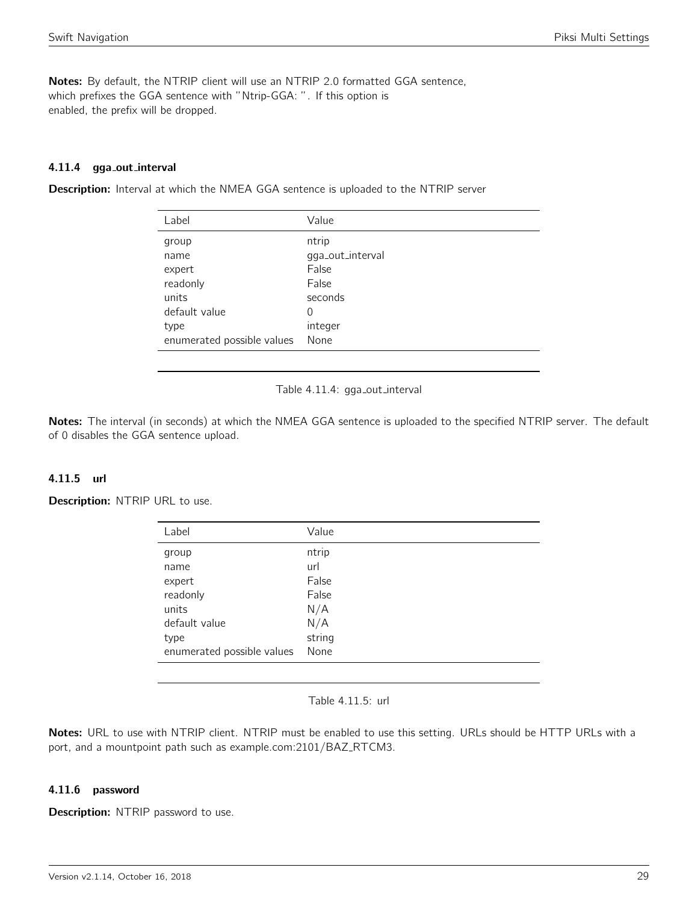**Notes:** By default, the NTRIP client will use an NTRIP 2.0 formatted GGA sentence, which prefixes the GGA sentence with "Ntrip-GGA: ". If this option is enabled, the prefix will be dropped.

### 4.11.4 gga_out_interval

**Description:** Interval at which the NMEA GGA sentence is uploaded to the NTRIP server

| Label | Value |
|---|---|
| group | ntrip |
| name | gga_out_interval |
| expert | False |
| readonly | False |
| units | seconds |
| default value | 0 |
| type | integer |
| enumerated possible values | None |

Table 4.11.4: gga_out_interval

**Notes:** The interval (in seconds) at which the NMEA GGA sentence is uploaded to the specified NTRIP server. The default of 0 disables the GGA sentence upload.

### 4.11.5 url

**Description:** NTRIP URL to use.

| Label | Value |
|---|---|
| group | ntrip |
| name | url |
| expert | False |
| readonly | False |
| units | N/A |
| default value | N/A |
| type | string |
| enumerated possible values | None |

Table 4.11.5: url

**Notes:** URL to use with NTRIP client. NTRIP must be enabled to use this setting. URLs should be HTTP URLs with a port, and a mountpoint path such as example.com:2101/BAZ_RTCM3.

### 4.11.6 password

**Description:** NTRIP password to use.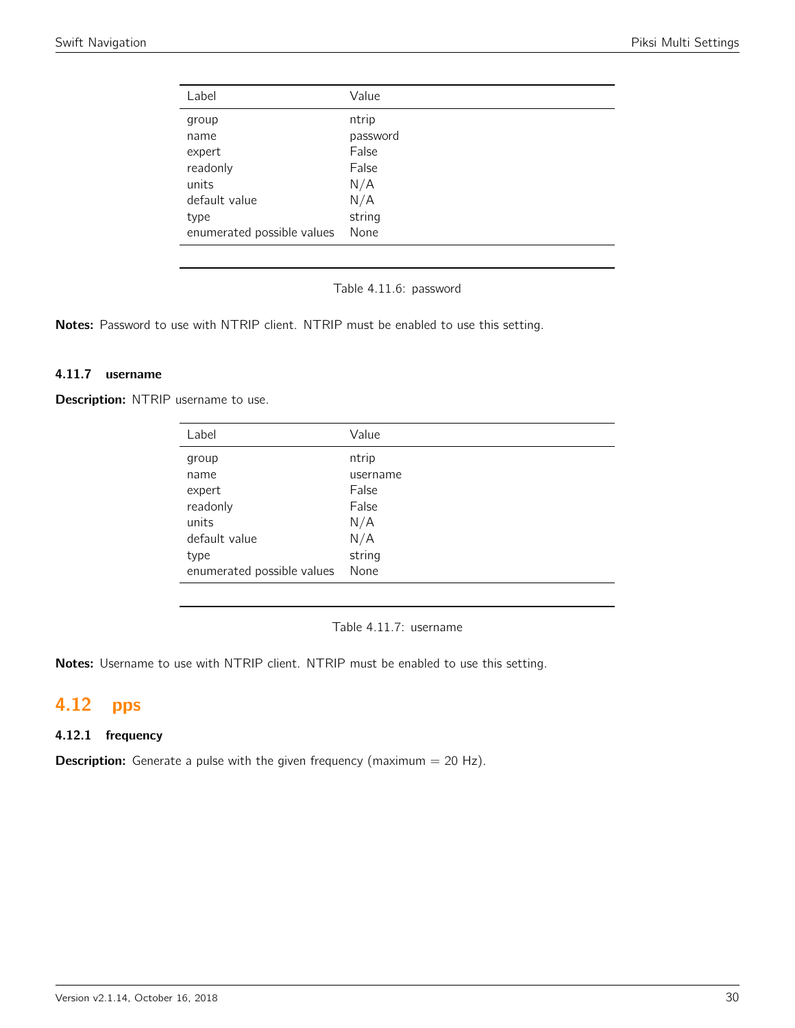| Label | Value |
|---|---|
| group | ntrip |
| name | password |
| expert | False |
| readonly | False |
| units | N/A |
| default value | N/A |
| type | string |
| enumerated possible values | None |

Table 4.11.6: password

**Notes:** Password to use with NTRIP client. NTRIP must be enabled to use this setting.

### 4.11.7 username

**Description:** NTRIP username to use.

| Label | Value |
|---|---|
| group | ntrip |
| name | username |
| expert | False |
| readonly | False |
| units | N/A |
| default value | N/A |
| type | string |
| enumerated possible values | None |

Table 4.11.7: username

**Notes:** Username to use with NTRIP client. NTRIP must be enabled to use this setting.

## 4.12 pps

### 4.12.1 frequency

**Description:** Generate a pulse with the given frequency (maximum = 20 Hz).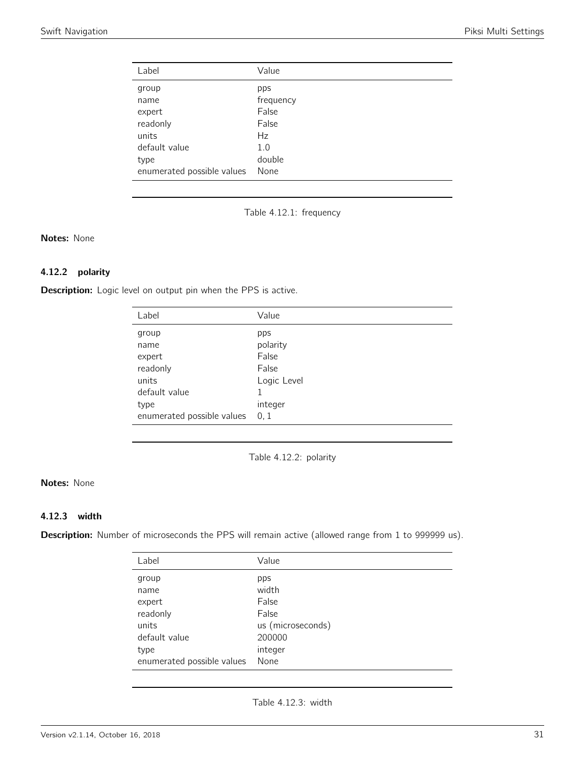| Label | Value |
|---|---|
| group | pps |
| name | frequency |
| expert | False |
| readonly | False |
| units | Hz |
| default value | 1.0 |
| type | double |
| enumerated possible values | None |

Table 4.12.1: frequency

**Notes:** None

### 4.12.2 polarity

**Description:** Logic level on output pin when the PPS is active.

| Label | Value |
|---|---|
| group | pps |
| name | polarity |
| expert | False |
| readonly | False |
| units | Logic Level |
| default value | 1 |
| type | integer |
| enumerated possible values | 0, 1 |

Table 4.12.2: polarity

**Notes:** None

### 4.12.3 width

**Description:** Number of microseconds the PPS will remain active (allowed range from 1 to 999999 us).

| Label | Value |
|---|---|
| group | pps |
| name | width |
| expert | False |
| readonly | False |
| units | us (microseconds) |
| default value | 200000 |
| type | integer |
| enumerated possible values | None |

Table 4.12.3: width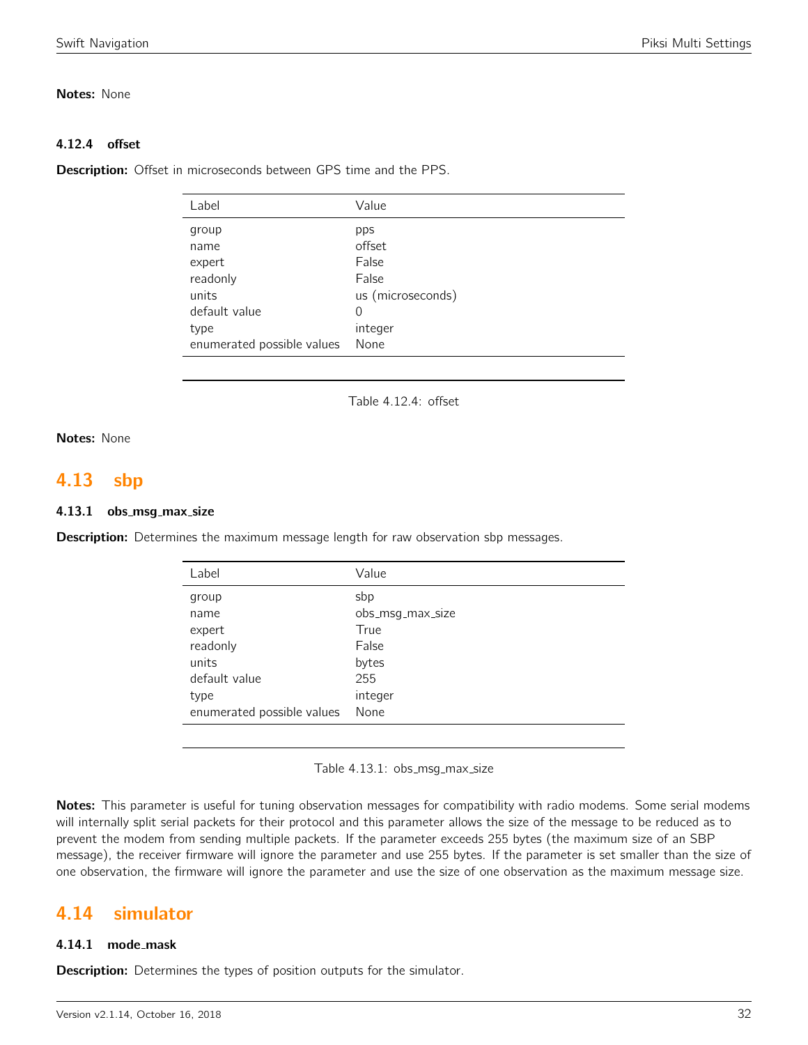**Notes:** None

#### 4.12.4 offset

**Description:** Offset in microseconds between GPS time and the PPS.

| Label | Value |
|---|---|
| group | pps |
| name | offset |
| expert | False |
| readonly | False |
| units | us (microseconds) |
| default value | 0 |
| type | integer |
| enumerated possible values | None |

Table 4.12.4: offset

**Notes:** None

## 4.13 sbp

#### 4.13.1 obs_msg_max_size

**Description:** Determines the maximum message length for raw observation sbp messages.

| Label | Value |
|---|---|
| group | sbp |
| name | obs_msg_max_size |
| expert | True |
| readonly | False |
| units | bytes |
| default value | 255 |
| type | integer |
| enumerated possible values | None |

Table 4.13.1: obs_msg_max_size

**Notes:** This parameter is useful for tuning observation messages for compatibility with radio modems. Some serial modems will internally split serial packets for their protocol and this parameter allows the size of the message to be reduced as to prevent the modem from sending multiple packets. If the parameter exceeds 255 bytes (the maximum size of an SBP message), the receiver firmware will ignore the parameter and use 255 bytes. If the parameter is set smaller than the size of one observation, the firmware will ignore the parameter and use the size of one observation as the maximum message size.

## 4.14 simulator

#### 4.14.1 mode_mask

**Description:** Determines the types of position outputs for the simulator.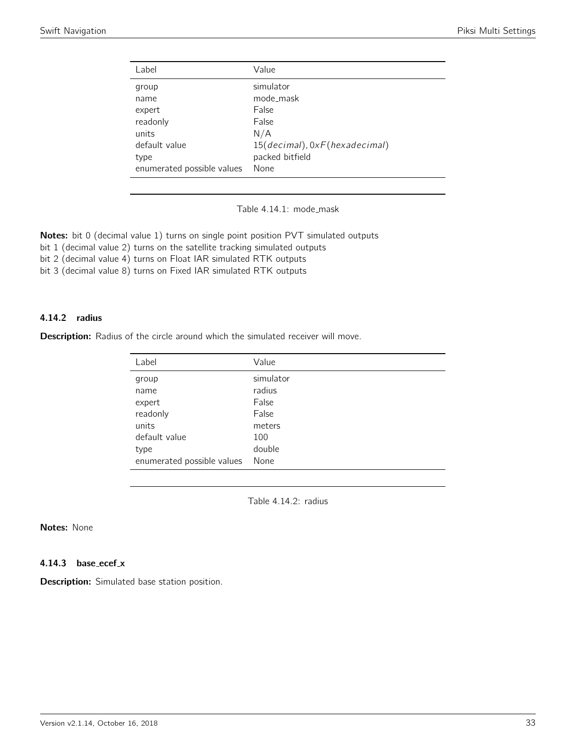| Label | Value |
|---|---|
| group | simulator |
| name | mode_mask |
| expert | False |
| readonly | False |
| units | N/A |
| default value | 15(*decimal*), 0*xF*(*hexadecimal*) |
| type | packed bitfield |
| enumerated possible values | None |

Table 4.14.1: mode_mask

**Notes:** bit 0 (decimal value 1) turns on single point position PVT simulated outputs
bit 1 (decimal value 2) turns on the satellite tracking simulated outputs
bit 2 (decimal value 4) turns on Float IAR simulated RTK outputs
bit 3 (decimal value 8) turns on Fixed IAR simulated RTK outputs

### 4.14.2 radius

**Description:** Radius of the circle around which the simulated receiver will move.

| Label | Value |
|---|---|
| group | simulator |
| name | radius |
| expert | False |
| readonly | False |
| units | meters |
| default value | 100 |
| type | double |
| enumerated possible values | None |

Table 4.14.2: radius

**Notes:** None

### 4.14.3 base_ecef_x

**Description:** Simulated base station position.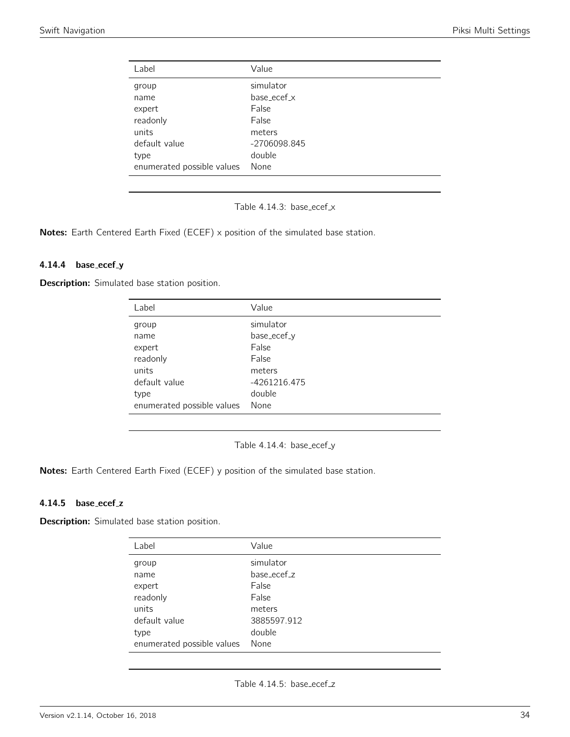| Label | Value |
|---|---|
| group | simulator |
| name | base_ecef_x |
| expert | False |
| readonly | False |
| units | meters |
| default value | -2706098.845 |
| type | double |
| enumerated possible values | None |

Table 4.14.3: base_ecef_x

**Notes:** Earth Centered Earth Fixed (ECEF) x position of the simulated base station.

#### 4.14.4 base_ecef_y

**Description:** Simulated base station position.

| Label | Value |
|---|---|
| group | simulator |
| name | base_ecef_y |
| expert | False |
| readonly | False |
| units | meters |
| default value | -4261216.475 |
| type | double |
| enumerated possible values | None |

Table 4.14.4: base_ecef_y

**Notes:** Earth Centered Earth Fixed (ECEF) y position of the simulated base station.

#### 4.14.5 base_ecef_z

**Description:** Simulated base station position.

| Label | Value |
|---|---|
| group | simulator |
| name | base_ecef_z |
| expert | False |
| readonly | False |
| units | meters |
| default value | 3885597.912 |
| type | double |
| enumerated possible values | None |

Table 4.14.5: base_ecef_z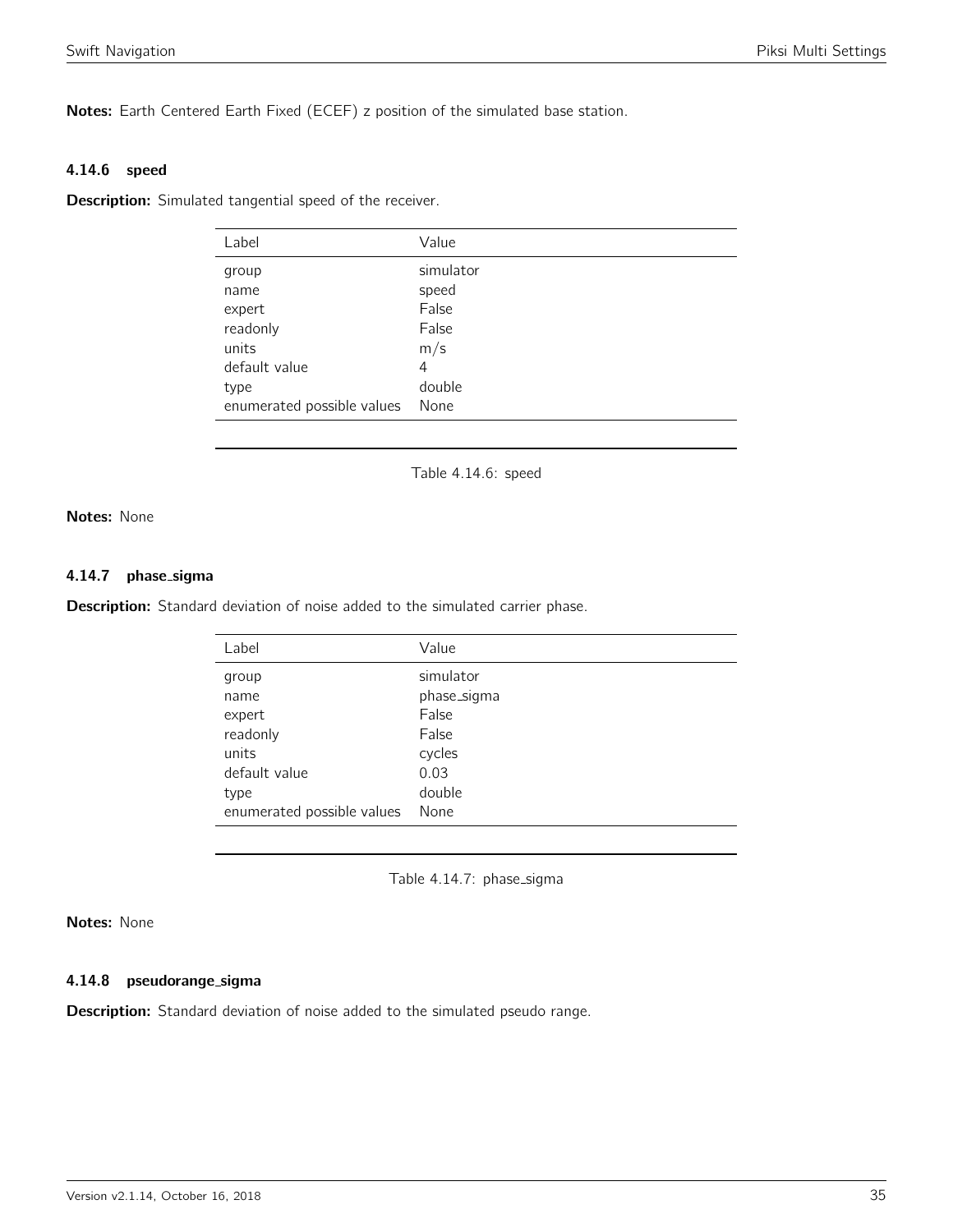**Notes:** Earth Centered Earth Fixed (ECEF) z position of the simulated base station.

#### 4.14.6 speed

**Description:** Simulated tangential speed of the receiver.

| Label | Value |
| --- | --- |
| group | simulator |
| name | speed |
| expert | False |
| readonly | False |
| units | m/s |
| default value | 4 |
| type | double |
| enumerated possible values | None |

Table 4.14.6: speed

**Notes:** None

#### 4.14.7 phase_sigma

**Description:** Standard deviation of noise added to the simulated carrier phase.

| Label | Value |
| --- | --- |
| group | simulator |
| name | phase_sigma |
| expert | False |
| readonly | False |
| units | cycles |
| default value | 0.03 |
| type | double |
| enumerated possible values | None |

Table 4.14.7: phase_sigma

**Notes:** None

#### 4.14.8 pseudorange_sigma

**Description:** Standard deviation of noise added to the simulated pseudo range.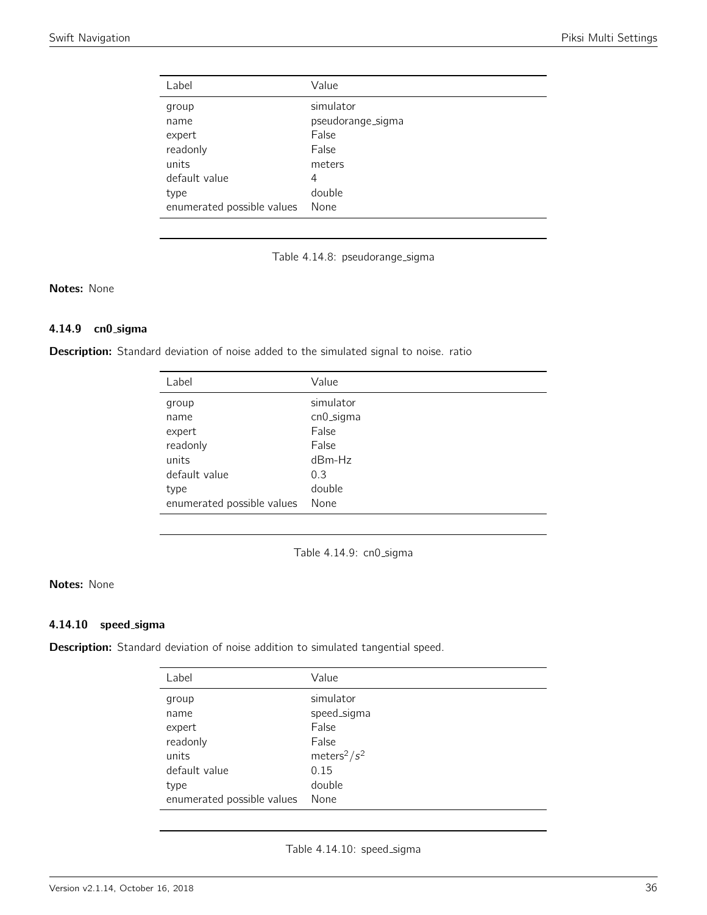| Label | Value |
| --- | --- |
| group | simulator |
| name | pseudorange_sigma |
| expert | False |
| readonly | False |
| units | meters |
| default value | 4 |
| type | double |
| enumerated possible values | None |

Table 4.14.8: pseudorange_sigma

**Notes:** None

### 4.14.9 cn0_sigma

**Description:** Standard deviation of noise added to the simulated signal to noise. ratio

| Label | Value |
| --- | --- |
| group | simulator |
| name | cn0_sigma |
| expert | False |
| readonly | False |
| units | dBm-Hz |
| default value | 0.3 |
| type | double |
| enumerated possible values | None |

Table 4.14.9: cn0_sigma

**Notes:** None

### 4.14.10 speed_sigma

**Description:** Standard deviation of noise addition to simulated tangential speed.

| Label | Value |
| --- | --- |
| group | simulator |
| name | speed_sigma |
| expert | False |
| readonly | False |
| units | $meters^2/s^2$ |
| default value | 0.15 |
| type | double |
| enumerated possible values | None |

Table 4.14.10: speed_sigma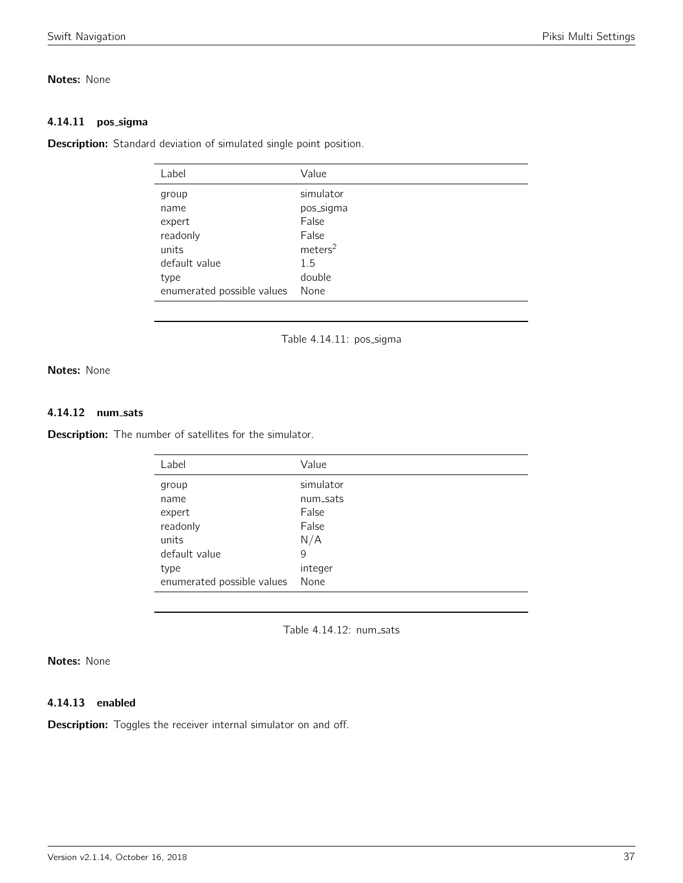**Notes:** None

### 4.14.11 pos_sigma

**Description:** Standard deviation of simulated single point position.

| Label | Value |
|---|---|
| group | simulator |
| name | pos_sigma |
| expert | False |
| readonly | False |
| units | $meters^2$ |
| default value | 1.5 |
| type | double |
| enumerated possible values | None |

Table 4.14.11: pos_sigma

**Notes:** None

### 4.14.12 num_sats

**Description:** The number of satellites for the simulator.

| Label | Value |
|---|---|
| group | simulator |
| name | num_sats |
| expert | False |
| readonly | False |
| units | N/A |
| default value | 9 |
| type | integer |
| enumerated possible values | None |

Table 4.14.12: num_sats

**Notes:** None

### 4.14.13 enabled

**Description:** Toggles the receiver internal simulator on and off.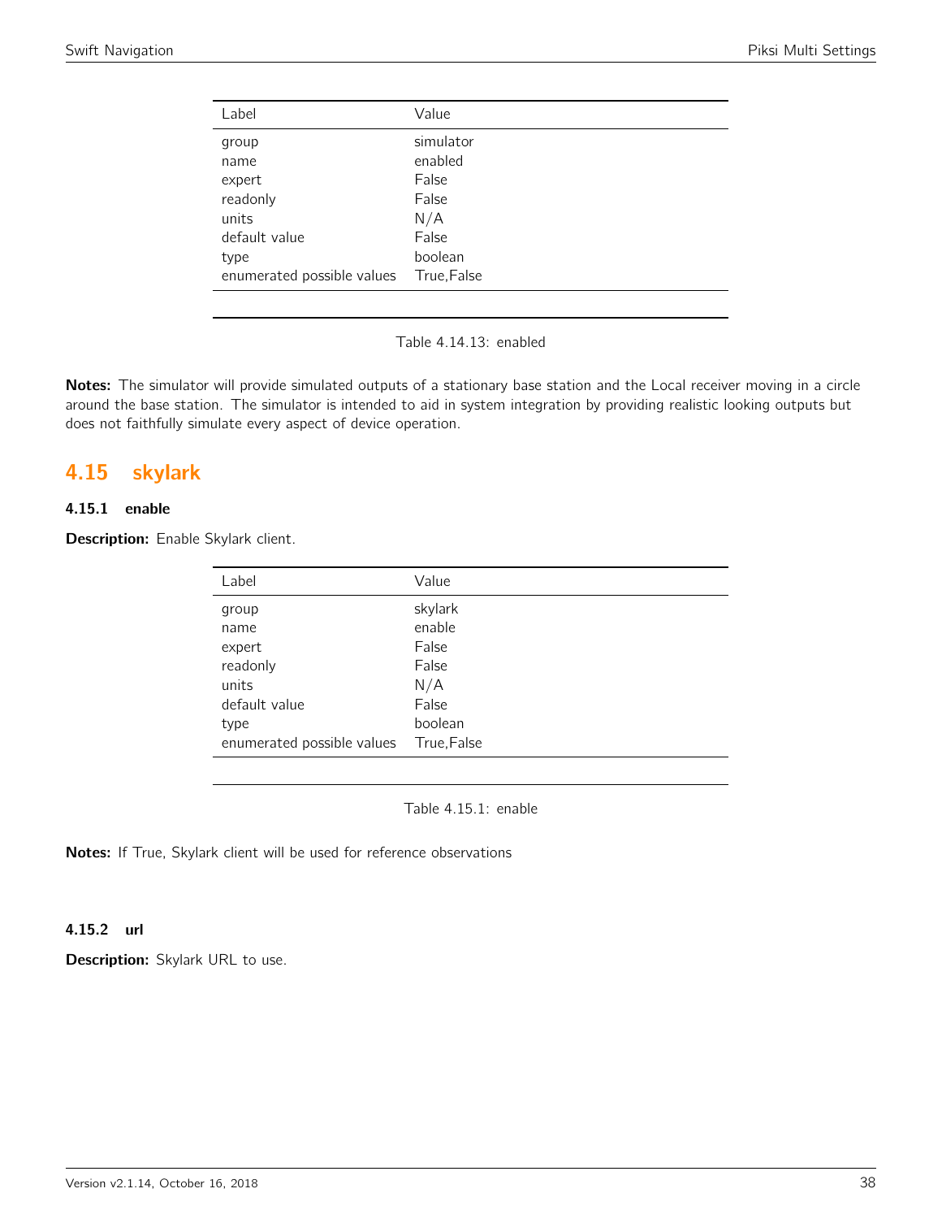| Label | Value |
|---|---|
| group | simulator |
| name | enabled |
| expert | False |
| readonly | False |
| units | N/A |
| default value | False |
| type | boolean |
| enumerated possible values | True,False |

Table 4.14.13: enabled

**Notes:** The simulator will provide simulated outputs of a stationary base station and the Local receiver moving in a circle around the base station. The simulator is intended to aid in system integration by providing realistic looking outputs but does not faithfully simulate every aspect of device operation.

## 4.15 skylark

### 4.15.1 enable

**Description:** Enable Skylark client.

| Label | Value |
|---|---|
| group | skylark |
| name | enable |
| expert | False |
| readonly | False |
| units | N/A |
| default value | False |
| type | boolean |
| enumerated possible values | True,False |

Table 4.15.1: enable

**Notes:** If True, Skylark client will be used for reference observations

### 4.15.2 url

**Description:** Skylark URL to use.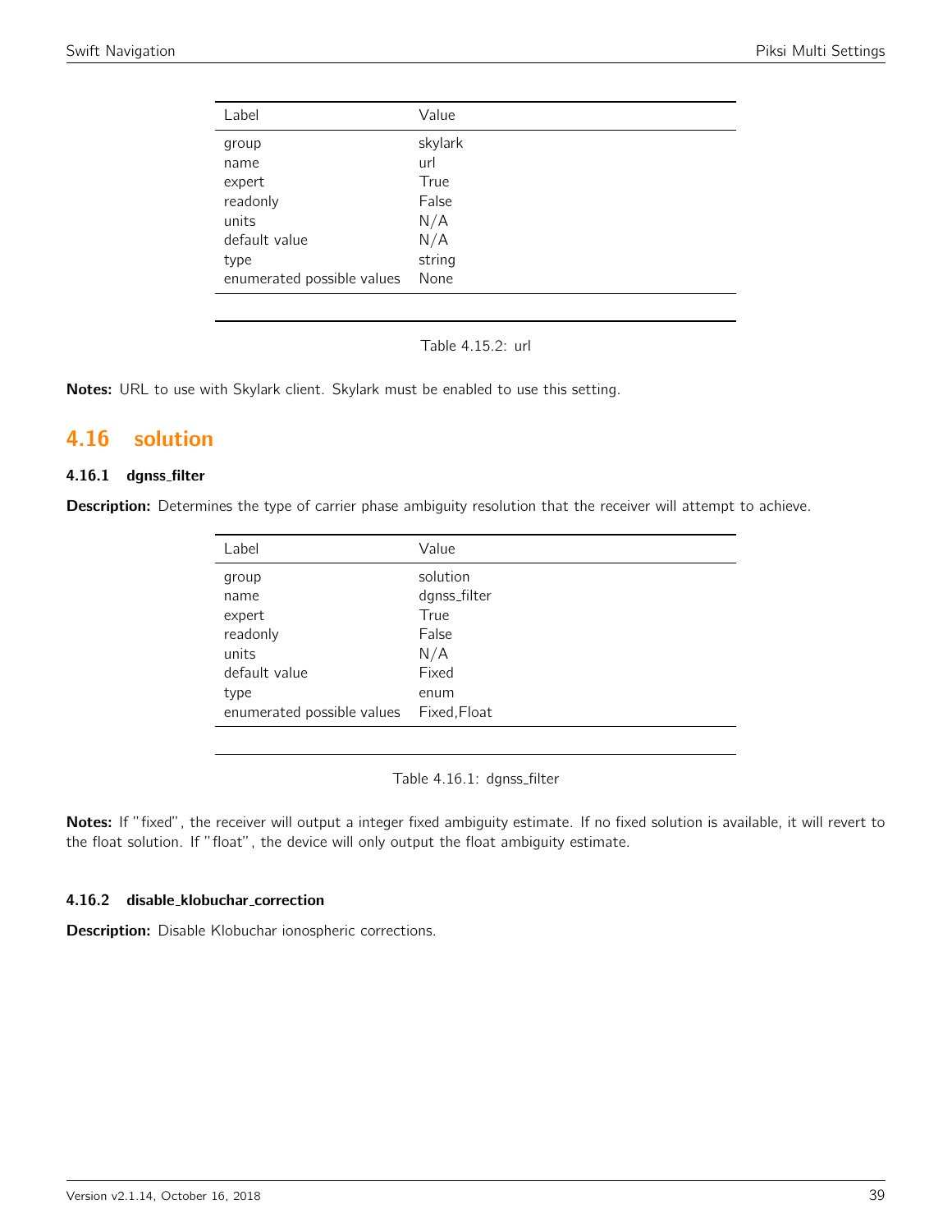| Label | Value |
|---|---|
| group | skylark |
| name | url |
| expert | True |
| readonly | False |
| units | N/A |
| default value | N/A |
| type | string |
| enumerated possible values | None |

Table 4.15.2: url

**Notes:** URL to use with Skylark client. Skylark must be enabled to use this setting.

## 4.16 solution

### 4.16.1 dgnss_filter

**Description:** Determines the type of carrier phase ambiguity resolution that the receiver will attempt to achieve.

| Label | Value |
|---|---|
| group | solution |
| name | dgnss_filter |
| expert | True |
| readonly | False |
| units | N/A |
| default value | Fixed |
| type | enum |
| enumerated possible values | Fixed,Float |

Table 4.16.1: dgnss_filter

**Notes:** If "fixed", the receiver will output a integer fixed ambiguity estimate. If no fixed solution is available, it will revert to the float solution. If "float", the device will only output the float ambiguity estimate.

### 4.16.2 disable_klobuchar_correction

**Description:** Disable Klobuchar ionospheric corrections.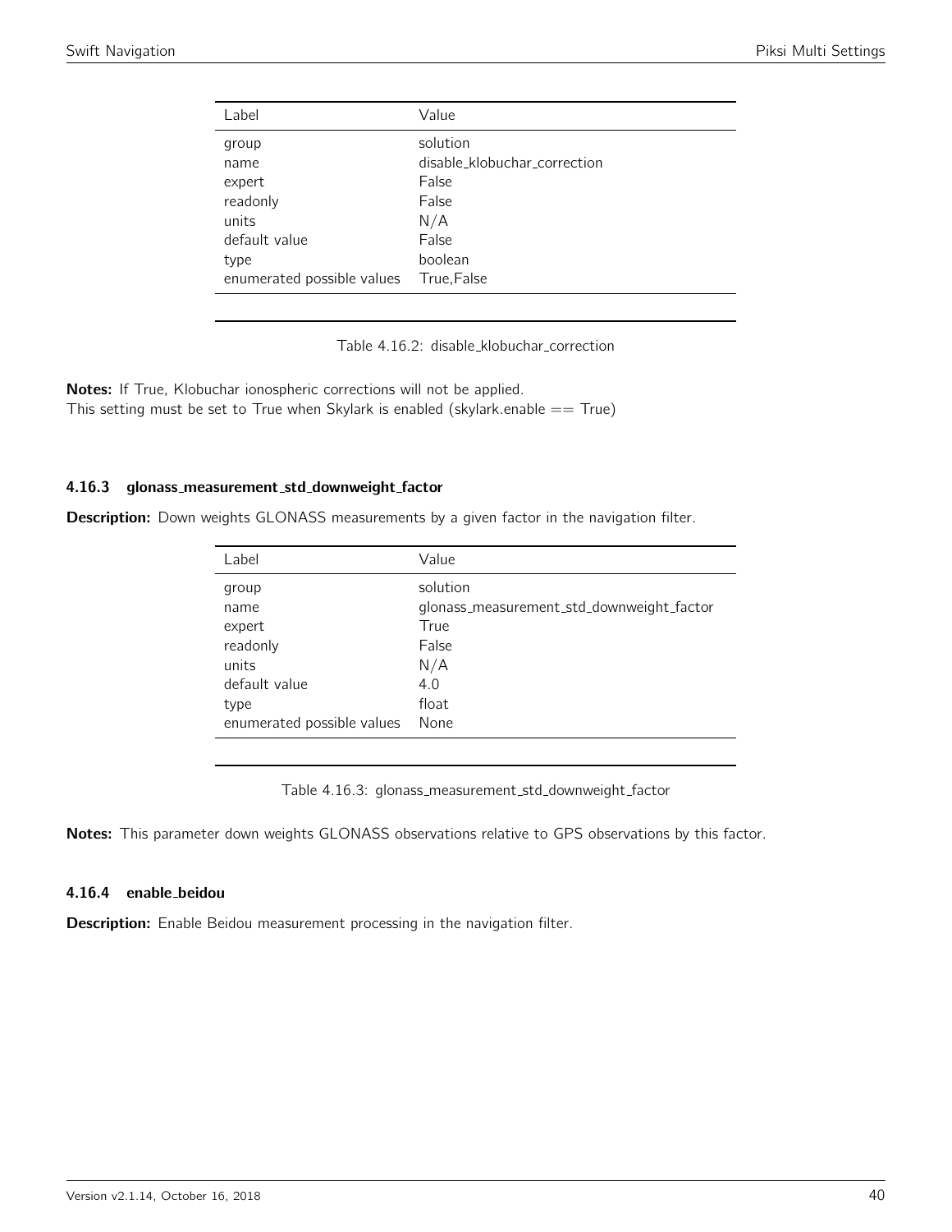| Label | Value |
|---|---|
| group | solution |
| name | disable_klobuchar_correction |
| expert | False |
| readonly | False |
| units | N/A |
| default value | False |
| type | boolean |
| enumerated possible values | True,False |

Table 4.16.2: disable_klobuchar_correction

**Notes:** If True, Klobuchar ionospheric corrections will not be applied.
This setting must be set to True when Skylark is enabled (skylark.enable == True)

### 4.16.3 glonass_measurement_std_downweight_factor

**Description:** Down weights GLONASS measurements by a given factor in the navigation filter.

| Label | Value |
|---|---|
| group | solution |
| name | glonass_measurement_std_downweight_factor |
| expert | True |
| readonly | False |
| units | N/A |
| default value | 4.0 |
| type | float |
| enumerated possible values | None |

Table 4.16.3: glonass_measurement_std_downweight_factor

**Notes:** This parameter down weights GLONASS observations relative to GPS observations by this factor.

### 4.16.4 enable_beidou

**Description:** Enable Beidou measurement processing in the navigation filter.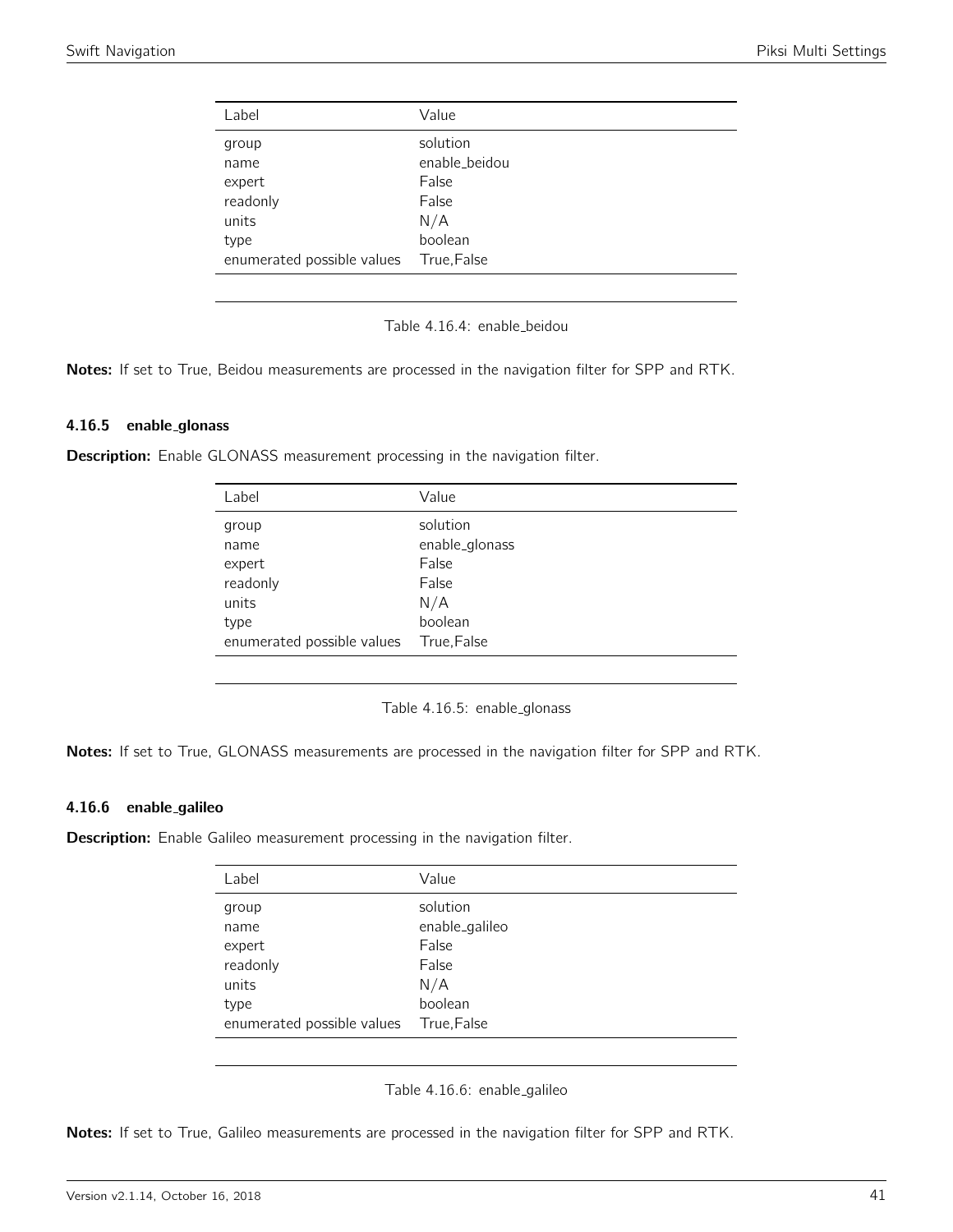| Label | Value |
|---|---|
| group | solution |
| name | enable_beidou |
| expert | False |
| readonly | False |
| units | N/A |
| type | boolean |
| enumerated possible values | True,False |

Table 4.16.4: enable_beidou

**Notes:** If set to True, Beidou measurements are processed in the navigation filter for SPP and RTK.

### 4.16.5 enable_glonass

**Description:** Enable GLONASS measurement processing in the navigation filter.

| Label | Value |
|---|---|
| group | solution |
| name | enable_glonass |
| expert | False |
| readonly | False |
| units | N/A |
| type | boolean |
| enumerated possible values | True,False |

Table 4.16.5: enable_glonass

**Notes:** If set to True, GLONASS measurements are processed in the navigation filter for SPP and RTK.

### 4.16.6 enable_galileo

**Description:** Enable Galileo measurement processing in the navigation filter.

| Label | Value |
|---|---|
| group | solution |
| name | enable_galileo |
| expert | False |
| readonly | False |
| units | N/A |
| type | boolean |
| enumerated possible values | True,False |

Table 4.16.6: enable_galileo

**Notes:** If set to True, Galileo measurements are processed in the navigation filter for SPP and RTK.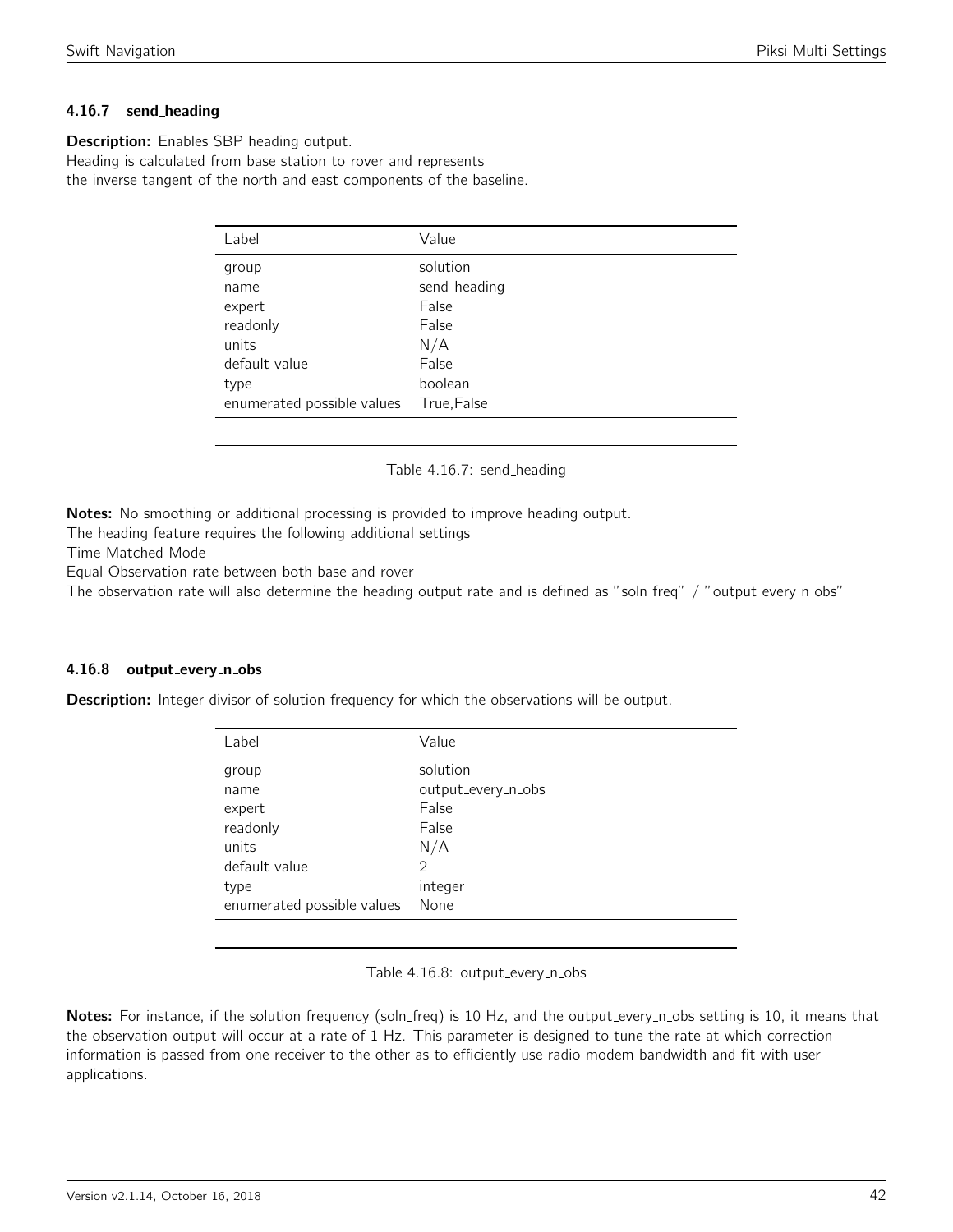### 4.16.7 send_heading

**Description:** Enables SBP heading output.
Heading is calculated from base station to rover and represents
the inverse tangent of the north and east components of the baseline.

| Label | Value |
|---|---|
| group | solution |
| name | send_heading |
| expert | False |
| readonly | False |
| units | N/A |
| default value | False |
| type | boolean |
| enumerated possible values | True,False |

Table 4.16.7: send_heading

**Notes:** No smoothing or additional processing is provided to improve heading output.
The heading feature requires the following additional settings
Time Matched Mode
Equal Observation rate between both base and rover
The observation rate will also determine the heading output rate and is defined as "soln freq" / "output every n obs"

### 4.16.8 output_every_n_obs

**Description:** Integer divisor of solution frequency for which the observations will be output.

| Label | Value |
|---|---|
| group | solution |
| name | output_every_n_obs |
| expert | False |
| readonly | False |
| units | N/A |
| default value | 2 |
| type | integer |
| enumerated possible values | None |

Table 4.16.8: output_every_n_obs

**Notes:** For instance, if the solution frequency (soln_freq) is 10 Hz, and the output_every_n_obs setting is 10, it means that the observation output will occur at a rate of 1 Hz. This parameter is designed to tune the rate at which correction information is passed from one receiver to the other as to efficiently use radio modem bandwidth and fit with user applications.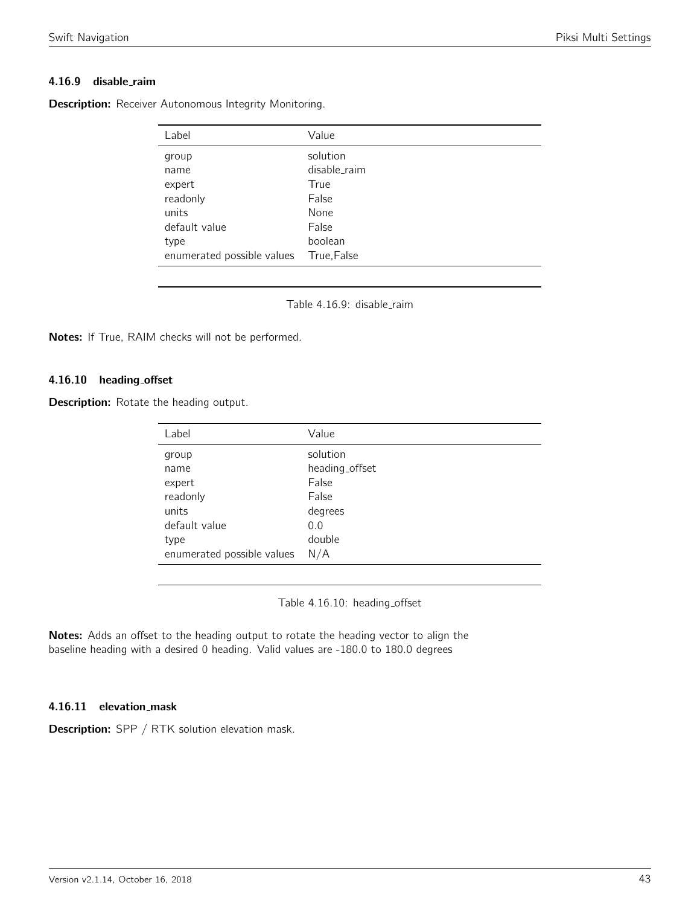### 4.16.9 disable_raim

**Description:** Receiver Autonomous Integrity Monitoring.

| Label | Value |
|---|---|
| group | solution |
| name | disable_raim |
| expert | True |
| readonly | False |
| units | None |
| default value | False |
| type | boolean |
| enumerated possible values | True,False |

Table 4.16.9: disable_raim

**Notes:** If True, RAIM checks will not be performed.

### 4.16.10 heading_offset

**Description:** Rotate the heading output.

| Label | Value |
|---|---|
| group | solution |
| name | heading_offset |
| expert | False |
| readonly | False |
| units | degrees |
| default value | 0.0 |
| type | double |
| enumerated possible values | N/A |

Table 4.16.10: heading_offset

**Notes:** Adds an offset to the heading output to rotate the heading vector to align the baseline heading with a desired 0 heading. Valid values are -180.0 to 180.0 degrees

### 4.16.11 elevation_mask

**Description:** SPP / RTK solution elevation mask.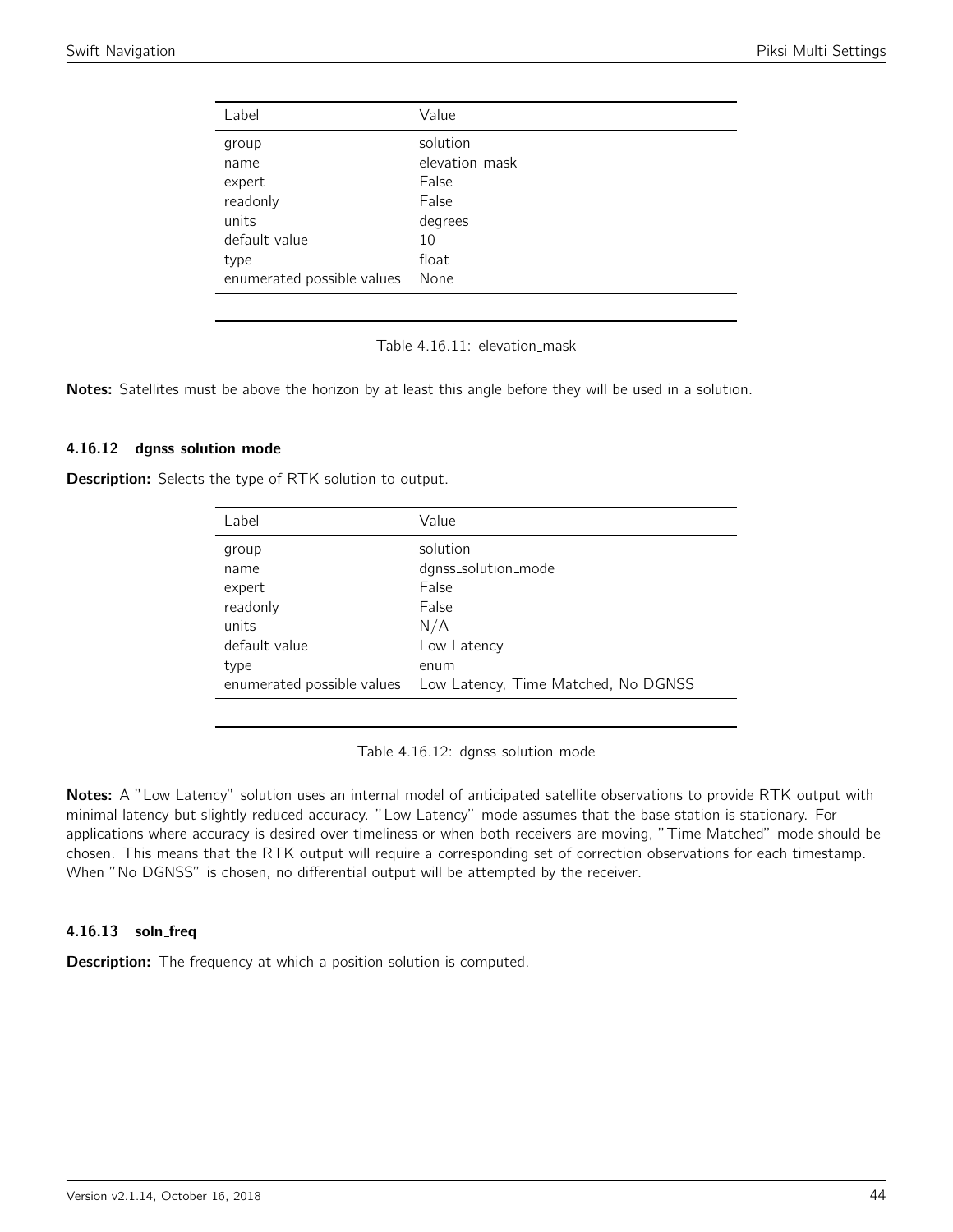| Label | Value |
| --- | --- |
| group | solution |
| name | elevation_mask |
| expert | False |
| readonly | False |
| units | degrees |
| default value | 10 |
| type | float |
| enumerated possible values | None |

Table 4.16.11: elevation_mask

**Notes:** Satellites must be above the horizon by at least this angle before they will be used in a solution.

#### 4.16.12 dgnss_solution_mode

**Description:** Selects the type of RTK solution to output.

| Label | Value |
| --- | --- |
| group | solution |
| name | dgnss_solution_mode |
| expert | False |
| readonly | False |
| units | N/A |
| default value | Low Latency |
| type | enum |
| enumerated possible values | Low Latency, Time Matched, No DGNSS |

Table 4.16.12: dgnss_solution_mode

**Notes:** A "Low Latency" solution uses an internal model of anticipated satellite observations to provide RTK output with minimal latency but slightly reduced accuracy. "Low Latency" mode assumes that the base station is stationary. For applications where accuracy is desired over timeliness or when both receivers are moving, "Time Matched" mode should be chosen. This means that the RTK output will require a corresponding set of correction observations for each timestamp. When "No DGNSS" is chosen, no differential output will be attempted by the receiver.

#### 4.16.13 soln_freq

**Description:** The frequency at which a position solution is computed.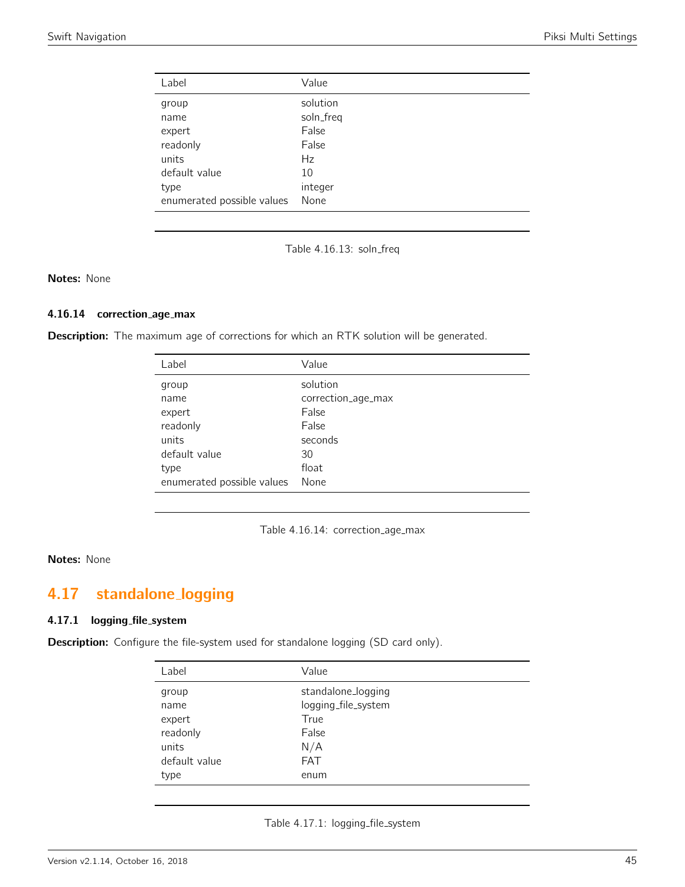| Label | Value |
|---|---|
| group | solution |
| name | soln_freq |
| expert | False |
| readonly | False |
| units | Hz |
| default value | 10 |
| type | integer |
| enumerated possible values | None |

Table 4.16.13: soln_freq

**Notes:** None

### 4.16.14 correction_age_max

**Description:** The maximum age of corrections for which an RTK solution will be generated.

| Label | Value |
|---|---|
| group | solution |
| name | correction_age_max |
| expert | False |
| readonly | False |
| units | seconds |
| default value | 30 |
| type | float |
| enumerated possible values | None |

Table 4.16.14: correction_age_max

**Notes:** None

## 4.17 standalone_logging

### 4.17.1 logging_file_system

**Description:** Configure the file-system used for standalone logging (SD card only).

| Label | Value |
|---|---|
| group | standalone_logging |
| name | logging_file_system |
| expert | True |
| readonly | False |
| units | N/A |
| default value | FAT |
| type | enum |

Table 4.17.1: logging_file_system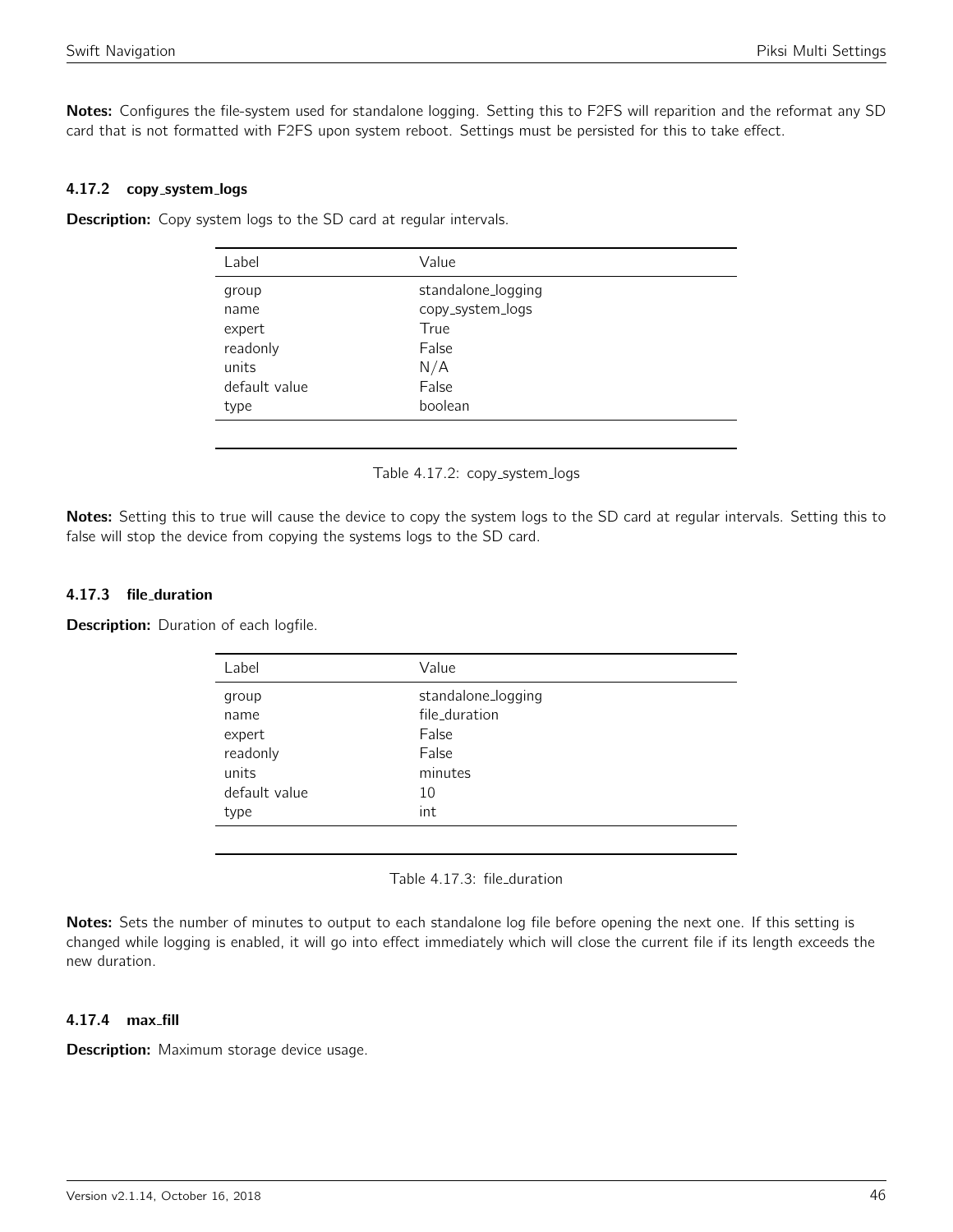**Notes:** Configures the file-system used for standalone logging. Setting this to F2FS will reparition and the reformat any SD card that is not formatted with F2FS upon system reboot. Settings must be persisted for this to take effect.

### 4.17.2 copy_system_logs

**Description:** Copy system logs to the SD card at regular intervals.

| Label | Value |
|---|---|
| group | standalone_logging |
| name | copy_system_logs |
| expert | True |
| readonly | False |
| units | N/A |
| default value | False |
| type | boolean |

Table 4.17.2: copy_system_logs

**Notes:** Setting this to true will cause the device to copy the system logs to the SD card at regular intervals. Setting this to false will stop the device from copying the systems logs to the SD card.

### 4.17.3 file_duration

**Description:** Duration of each logfile.

| Label | Value |
|---|---|
| group | standalone_logging |
| name | file_duration |
| expert | False |
| readonly | False |
| units | minutes |
| default value | 10 |
| type | int |

Table 4.17.3: file_duration

**Notes:** Sets the number of minutes to output to each standalone log file before opening the next one. If this setting is changed while logging is enabled, it will go into effect immediately which will close the current file if its length exceeds the new duration.

### 4.17.4 max_fill

**Description:** Maximum storage device usage.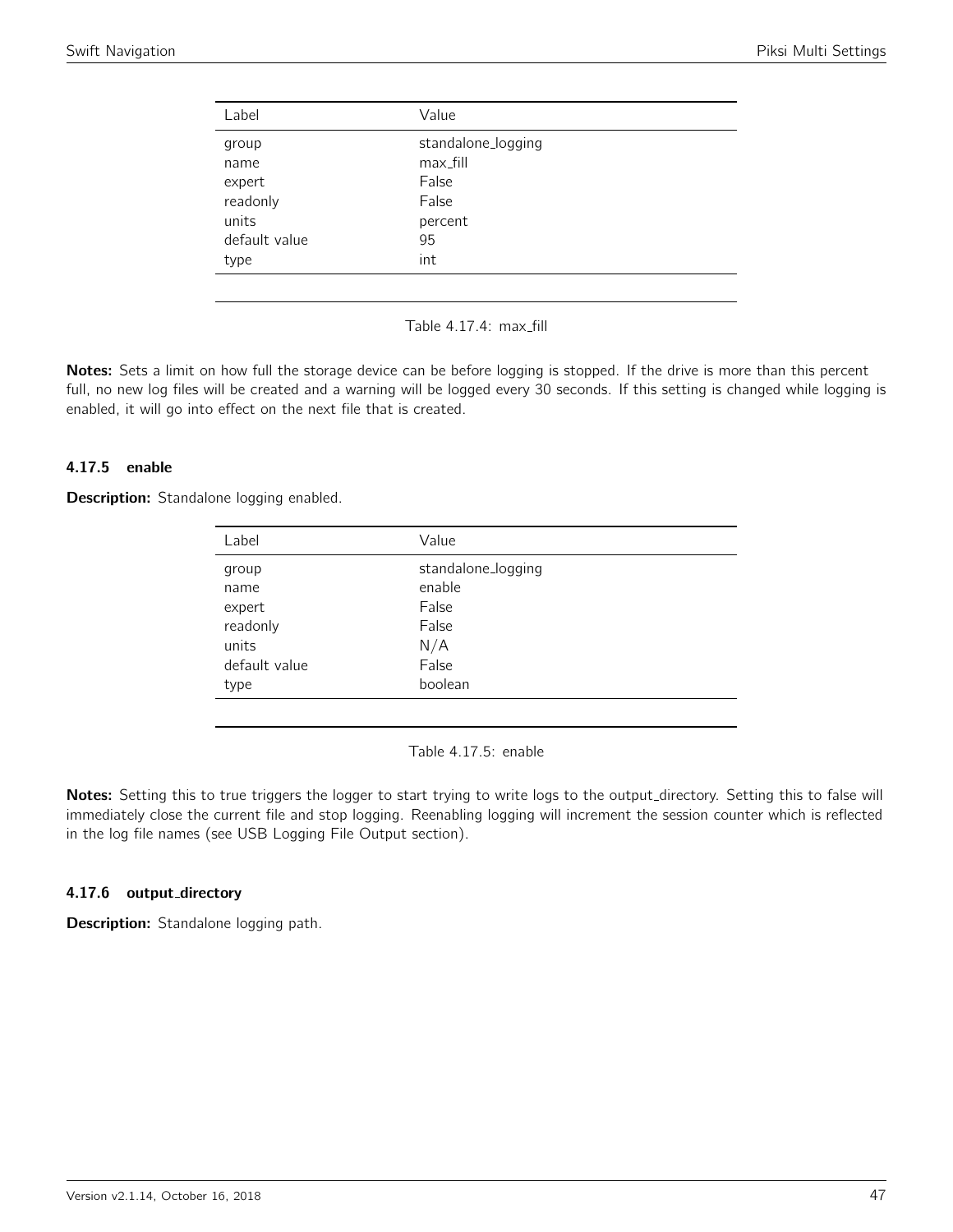| Label | Value |
|---|---|
| group | standalone_logging |
| name | max_fill |
| expert | False |
| readonly | False |
| units | percent |
| default value | 95 |
| type | int |

Table 4.17.4: max_fill

**Notes:** Sets a limit on how full the storage device can be before logging is stopped. If the drive is more than this percent full, no new log files will be created and a warning will be logged every 30 seconds. If this setting is changed while logging is enabled, it will go into effect on the next file that is created.

### 4.17.5 enable

**Description:** Standalone logging enabled.

| Label | Value |
|---|---|
| group | standalone_logging |
| name | enable |
| expert | False |
| readonly | False |
| units | N/A |
| default value | False |
| type | boolean |

Table 4.17.5: enable

**Notes:** Setting this to true triggers the logger to start trying to write logs to the output_directory. Setting this to false will immediately close the current file and stop logging. Reenabling logging will increment the session counter which is reflected in the log file names (see USB Logging File Output section).

### 4.17.6 output_directory

**Description:** Standalone logging path.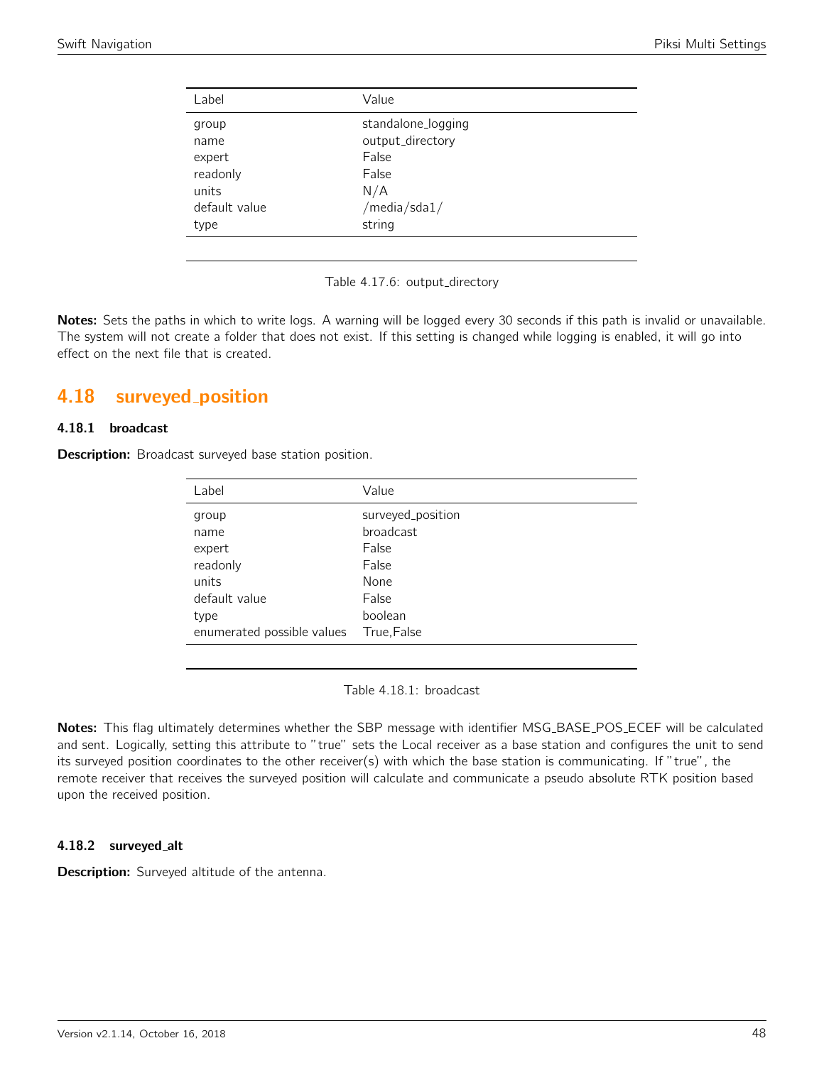| Label | Value |
|---|---|
| group | standalone_logging |
| name | output_directory |
| expert | False |
| readonly | False |
| units | N/A |
| default value | /media/sda1/ |
| type | string |

Table 4.17.6: output_directory

**Notes:** Sets the paths in which to write logs. A warning will be logged every 30 seconds if this path is invalid or unavailable. The system will not create a folder that does not exist. If this setting is changed while logging is enabled, it will go into effect on the next file that is created.

## 4.18 surveyed_position

### 4.18.1 broadcast

**Description:** Broadcast surveyed base station position.

| Label | Value |
|---|---|
| group | surveyed_position |
| name | broadcast |
| expert | False |
| readonly | False |
| units | None |
| default value | False |
| type | boolean |
| enumerated possible values | True,False |

Table 4.18.1: broadcast

**Notes:** This flag ultimately determines whether the SBP message with identifier MSG_BASE_POS_ECEF will be calculated and sent. Logically, setting this attribute to "true" sets the Local receiver as a base station and configures the unit to send its surveyed position coordinates to the other receiver(s) with which the base station is communicating. If "true", the remote receiver that receives the surveyed position will calculate and communicate a pseudo absolute RTK position based upon the received position.

### 4.18.2 surveyed_alt

**Description:** Surveyed altitude of the antenna.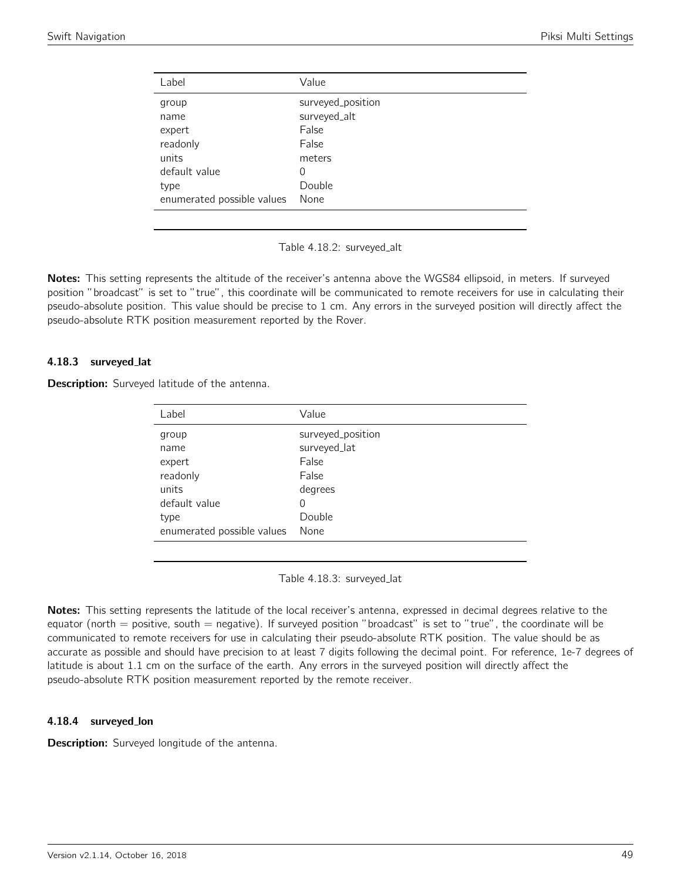| Label | Value |
|---|---|
| group | surveyed_position |
| name | surveyed_alt |
| expert | False |
| readonly | False |
| units | meters |
| default value | 0 |
| type | Double |
| enumerated possible values | None |

Table 4.18.2: surveyed_alt

**Notes:** This setting represents the altitude of the receiver's antenna above the WGS84 ellipsoid, in meters. If surveyed position "broadcast" is set to "true", this coordinate will be communicated to remote receivers for use in calculating their pseudo-absolute position. This value should be precise to 1 cm. Any errors in the surveyed position will directly affect the pseudo-absolute RTK position measurement reported by the Rover.

### 4.18.3 surveyed_lat

**Description:** Surveyed latitude of the antenna.

| Label | Value |
|---|---|
| group | surveyed_position |
| name | surveyed_lat |
| expert | False |
| readonly | False |
| units | degrees |
| default value | 0 |
| type | Double |
| enumerated possible values | None |

Table 4.18.3: surveyed_lat

**Notes:** This setting represents the latitude of the local receiver's antenna, expressed in decimal degrees relative to the equator (north = positive, south = negative). If surveyed position "broadcast" is set to "true", the coordinate will be communicated to remote receivers for use in calculating their pseudo-absolute RTK position. The value should be as accurate as possible and should have precision to at least 7 digits following the decimal point. For reference, 1e-7 degrees of latitude is about 1.1 cm on the surface of the earth. Any errors in the surveyed position will directly affect the pseudo-absolute RTK position measurement reported by the remote receiver.

### 4.18.4 surveyed_lon

**Description:** Surveyed longitude of the antenna.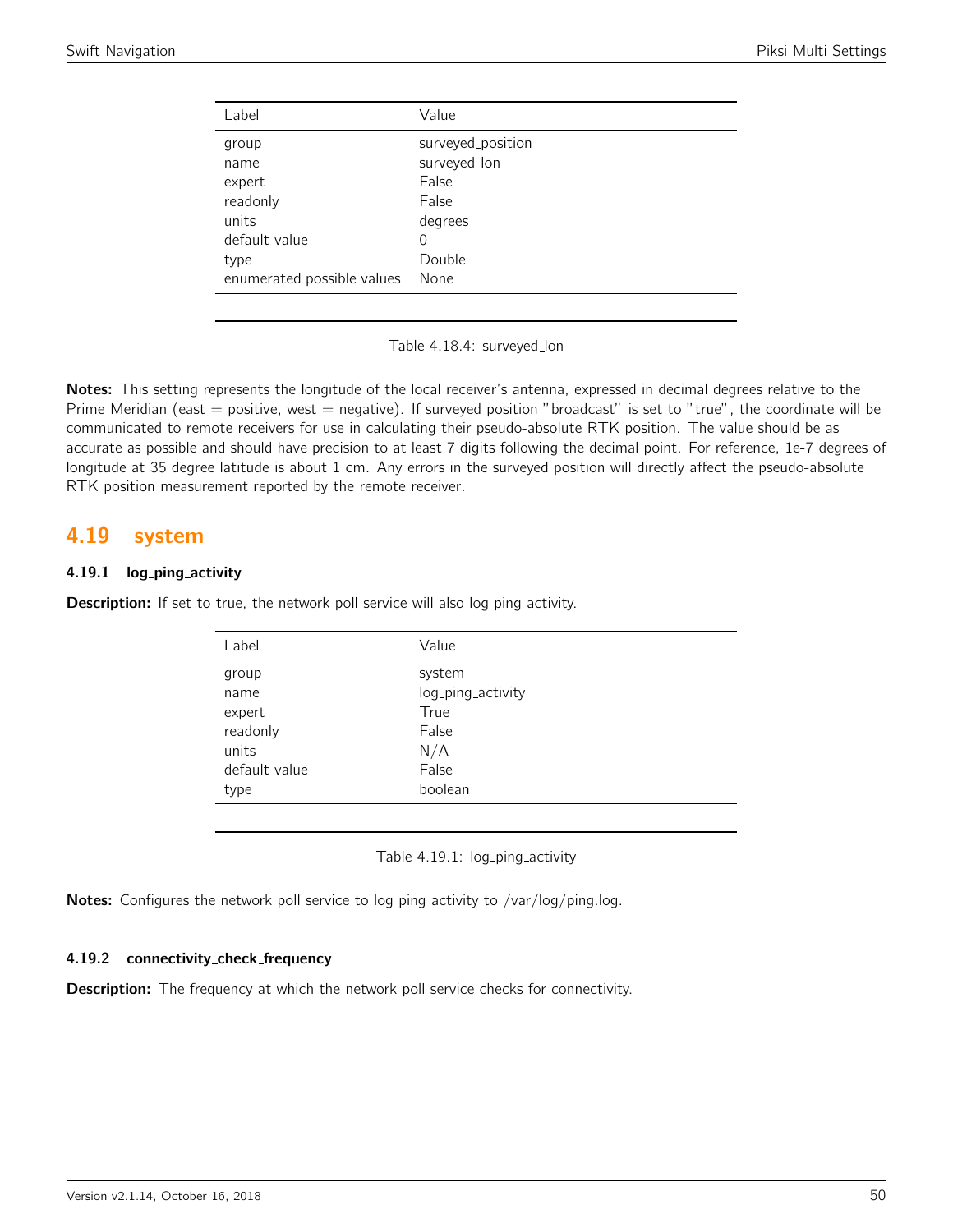| Label | Value |
|---|---|
| group | surveyed_position |
| name | surveyed_lon |
| expert | False |
| readonly | False |
| units | degrees |
| default value | 0 |
| type | Double |
| enumerated possible values | None |

Table 4.18.4: surveyed_lon

**Notes:** This setting represents the longitude of the local receiver's antenna, expressed in decimal degrees relative to the Prime Meridian (east = positive, west = negative). If surveyed position "broadcast" is set to "true", the coordinate will be communicated to remote receivers for use in calculating their pseudo-absolute RTK position. The value should be as accurate as possible and should have precision to at least 7 digits following the decimal point. For reference, 1e-7 degrees of longitude at 35 degree latitude is about 1 cm. Any errors in the surveyed position will directly affect the pseudo-absolute RTK position measurement reported by the remote receiver.

## 4.19 system

### 4.19.1 log_ping_activity

**Description:** If set to true, the network poll service will also log ping activity.

| Label | Value |
|---|---|
| group | system |
| name | log_ping_activity |
| expert | True |
| readonly | False |
| units | N/A |
| default value | False |
| type | boolean |

Table 4.19.1: log_ping_activity

**Notes:** Configures the network poll service to log ping activity to /var/log/ping.log.

### 4.19.2 connectivity_check_frequency

**Description:** The frequency at which the network poll service checks for connectivity.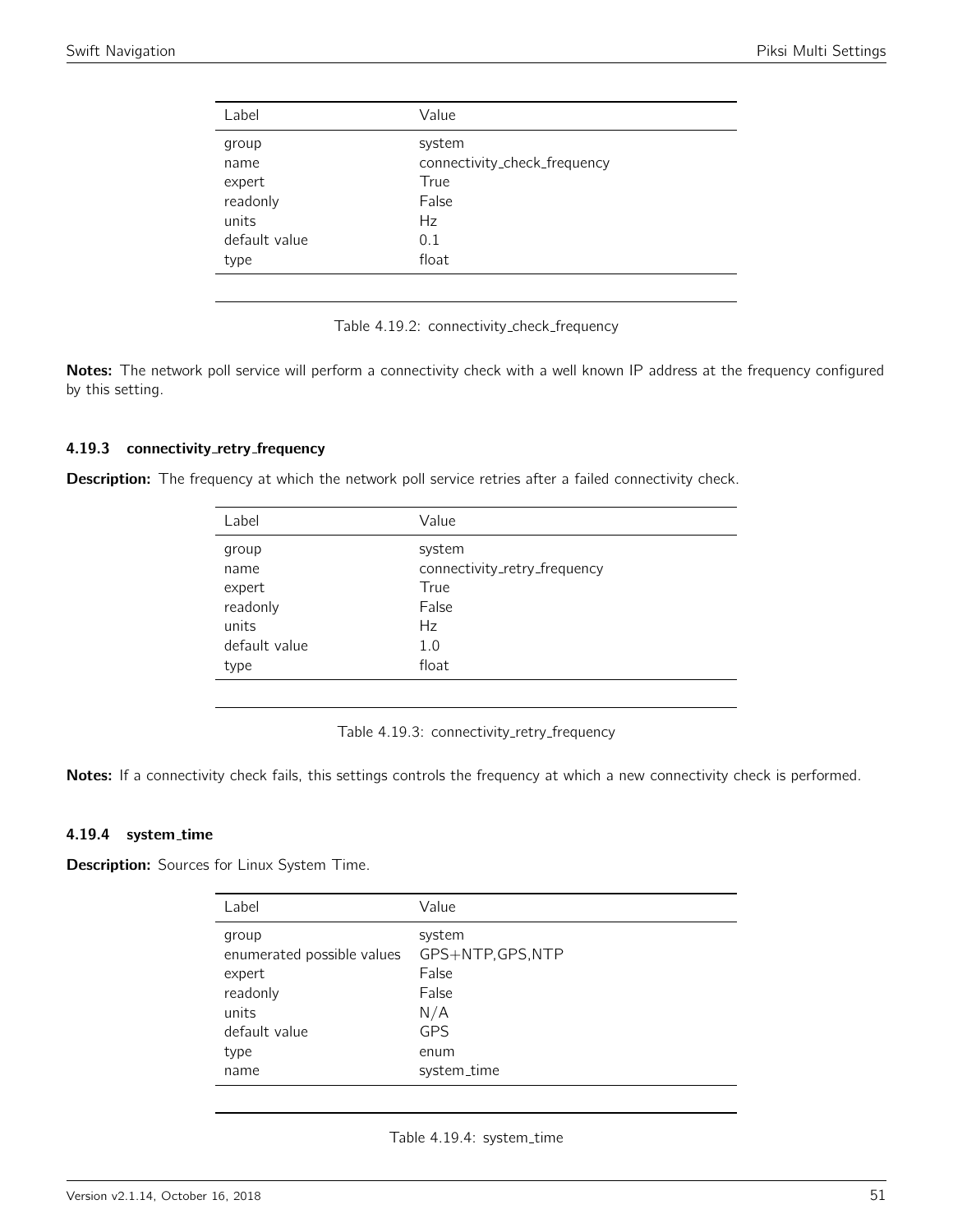| Label | Value |
|---|---|
| group | system |
| name | connectivity_check_frequency |
| expert | True |
| readonly | False |
| units | Hz |
| default value | 0.1 |
| type | float |

Table 4.19.2: connectivity_check_frequency

**Notes:** The network poll service will perform a connectivity check with a well known IP address at the frequency configured by this setting.

### 4.19.3 connectivity_retry_frequency

**Description:** The frequency at which the network poll service retries after a failed connectivity check.

| Label | Value |
|---|---|
| group | system |
| name | connectivity_retry_frequency |
| expert | True |
| readonly | False |
| units | Hz |
| default value | 1.0 |
| type | float |

Table 4.19.3: connectivity_retry_frequency

**Notes:** If a connectivity check fails, this settings controls the frequency at which a new connectivity check is performed.

### 4.19.4 system_time

**Description:** Sources for Linux System Time.

| Label | Value |
|---|---|
| group | system |
| enumerated possible values | GPS+NTP,GPS,NTP |
| expert | False |
| readonly | False |
| units | N/A |
| default value | GPS |
| type | enum |
| name | system_time |

Table 4.19.4: system_time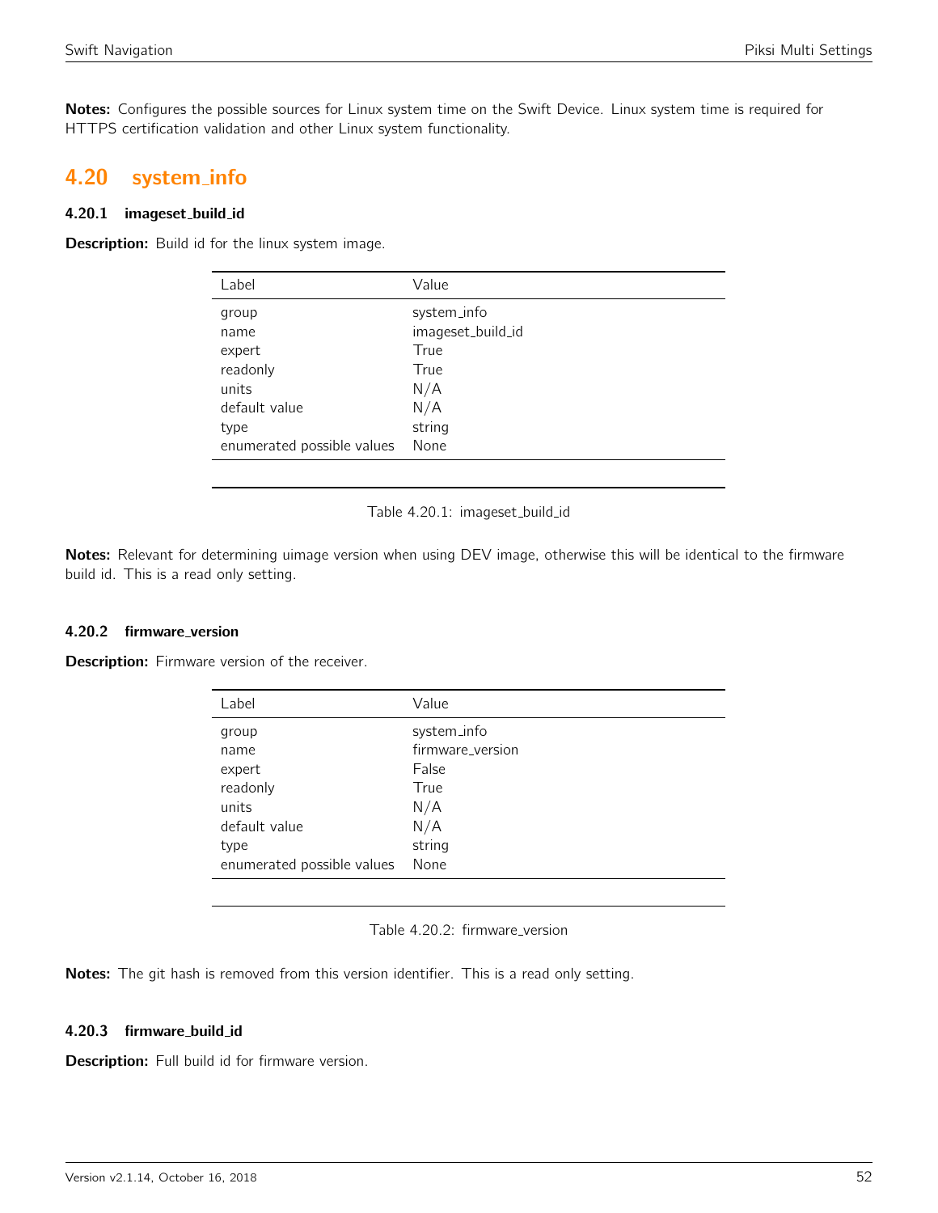**Notes:** Configures the possible sources for Linux system time on the Swift Device. Linux system time is required for HTTPS certification validation and other Linux system functionality.

## 4.20 system_info

### 4.20.1 imageset_build_id

**Description:** Build id for the linux system image.

| Label | Value |
|---|---|
| group | system_info |
| name | imageset_build_id |
| expert | True |
| readonly | True |
| units | N/A |
| default value | N/A |
| type | string |
| enumerated possible values | None |

Table 4.20.1: imageset_build_id

**Notes:** Relevant for determining uimage version when using DEV image, otherwise this will be identical to the firmware build id. This is a read only setting.

### 4.20.2 firmware_version

**Description:** Firmware version of the receiver.

| Label | Value |
|---|---|
| group | system_info |
| name | firmware_version |
| expert | False |
| readonly | True |
| units | N/A |
| default value | N/A |
| type | string |
| enumerated possible values | None |

Table 4.20.2: firmware_version

**Notes:** The git hash is removed from this version identifier. This is a read only setting.

### 4.20.3 firmware_build_id

**Description:** Full build id for firmware version.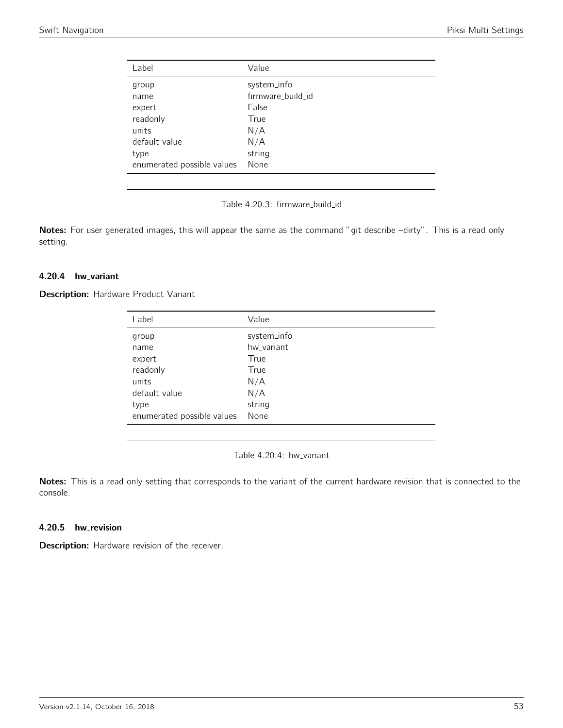| Label | Value |
| --- | --- |
| group | system_info |
| name | firmware_build_id |
| expert | False |
| readonly | True |
| units | N/A |
| default value | N/A |
| type | string |
| enumerated possible values | None |

Table 4.20.3: firmware_build_id

**Notes:** For user generated images, this will appear the same as the command "git describe –dirty". This is a read only setting.

#### 4.20.4 hw_variant

**Description:** Hardware Product Variant

| Label | Value |
| --- | --- |
| group | system_info |
| name | hw_variant |
| expert | True |
| readonly | True |
| units | N/A |
| default value | N/A |
| type | string |
| enumerated possible values | None |

Table 4.20.4: hw_variant

**Notes:** This is a read only setting that corresponds to the variant of the current hardware revision that is connected to the console.

#### 4.20.5 hw_revision

**Description:** Hardware revision of the receiver.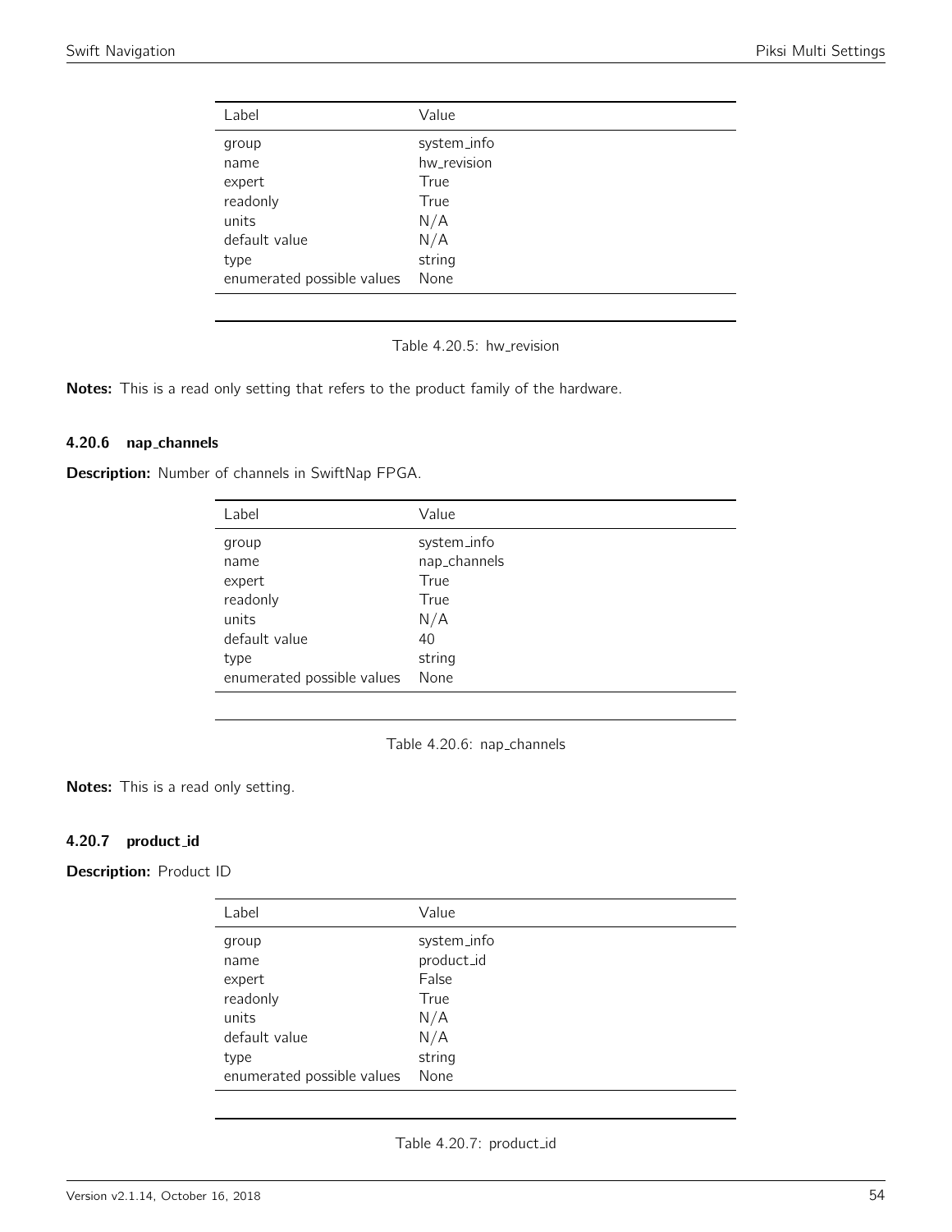| Label | Value |
|---|---|
| group | system_info |
| name | hw_revision |
| expert | True |
| readonly | True |
| units | N/A |
| default value | N/A |
| type | string |
| enumerated possible values | None |

Table 4.20.5: hw_revision

**Notes:** This is a read only setting that refers to the product family of the hardware.

#### 4.20.6 nap_channels

**Description:** Number of channels in SwiftNap FPGA.

| Label | Value |
|---|---|
| group | system_info |
| name | nap_channels |
| expert | True |
| readonly | True |
| units | N/A |
| default value | 40 |
| type | string |
| enumerated possible values | None |

Table 4.20.6: nap_channels

**Notes:** This is a read only setting.

#### 4.20.7 product_id

**Description:** Product ID

| Label | Value |
|---|---|
| group | system_info |
| name | product_id |
| expert | False |
| readonly | True |
| units | N/A |
| default value | N/A |
| type | string |
| enumerated possible values | None |

Table 4.20.7: product_id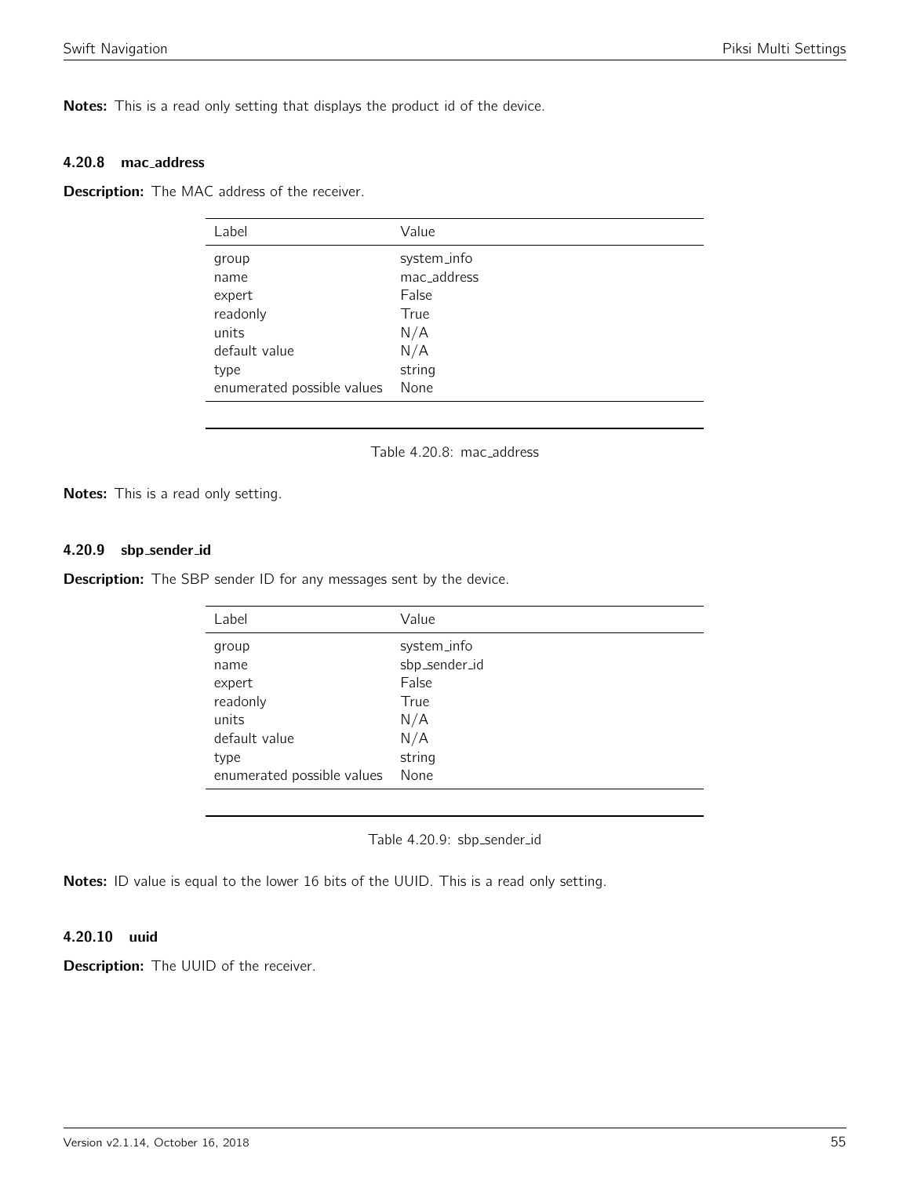**Notes:** This is a read only setting that displays the product id of the device.

#### 4.20.8 mac_address

**Description:** The MAC address of the receiver.

| Label | Value |
|---|---|
| group | system_info |
| name | mac_address |
| expert | False |
| readonly | True |
| units | N/A |
| default value | N/A |
| type | string |
| enumerated possible values | None |

Table 4.20.8: mac_address

**Notes:** This is a read only setting.

#### 4.20.9 sbp_sender_id

**Description:** The SBP sender ID for any messages sent by the device.

| Label | Value |
|---|---|
| group | system_info |
| name | sbp_sender_id |
| expert | False |
| readonly | True |
| units | N/A |
| default value | N/A |
| type | string |
| enumerated possible values | None |

Table 4.20.9: sbp_sender_id

**Notes:** ID value is equal to the lower 16 bits of the UUID. This is a read only setting.

#### 4.20.10 uuid

**Description:** The UUID of the receiver.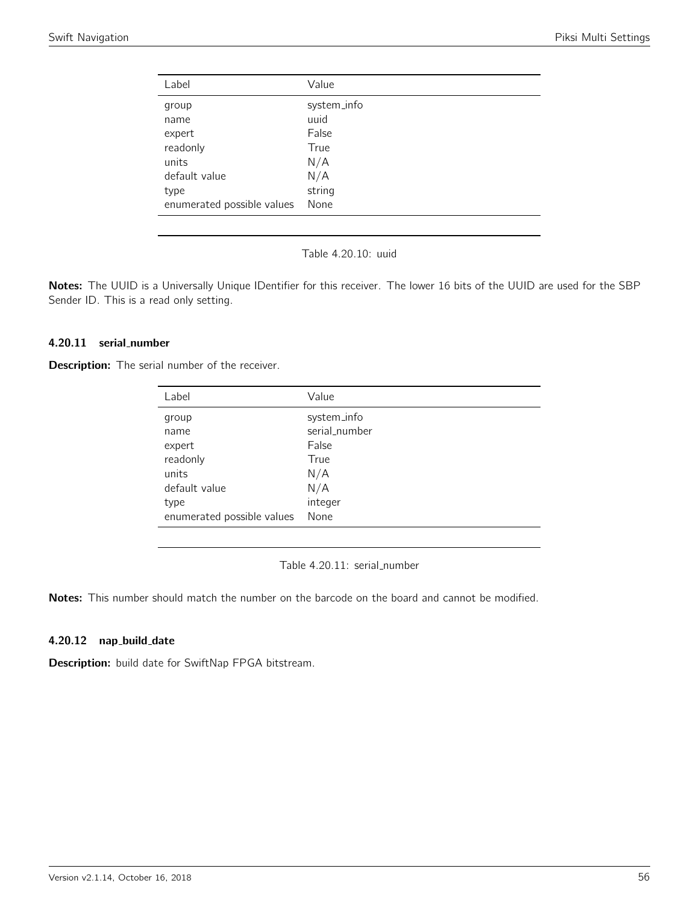| Label | Value |
| --- | --- |
| group | system_info |
| name | uuid |
| expert | False |
| readonly | True |
| units | N/A |
| default value | N/A |
| type | string |
| enumerated possible values | None |

Table 4.20.10: uuid

**Notes:** The UUID is a Universally Unique IDentifier for this receiver. The lower 16 bits of the UUID are used for the SBP Sender ID. This is a read only setting.

### 4.20.11 serial_number

**Description:** The serial number of the receiver.

| Label | Value |
| --- | --- |
| group | system_info |
| name | serial_number |
| expert | False |
| readonly | True |
| units | N/A |
| default value | N/A |
| type | integer |
| enumerated possible values | None |

Table 4.20.11: serial_number

**Notes:** This number should match the number on the barcode on the board and cannot be modified.

### 4.20.12 nap_build_date

**Description:** build date for SwiftNap FPGA bitstream.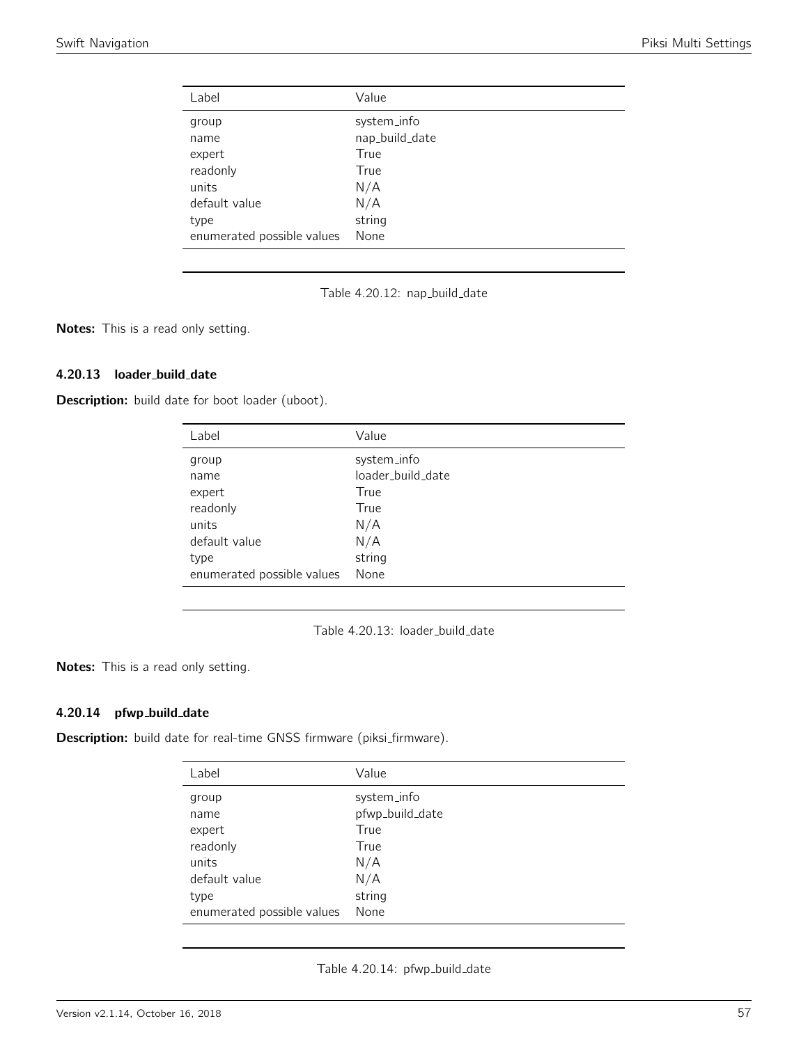| Label | Value |
|---|---|
| group | system_info |
| name | nap_build_date |
| expert | True |
| readonly | True |
| units | N/A |
| default value | N/A |
| type | string |
| enumerated possible values | None |

Table 4.20.12: nap_build_date

**Notes:** This is a read only setting.

### 4.20.13 loader_build_date

**Description:** build date for boot loader (uboot).

| Label | Value |
|---|---|
| group | system_info |
| name | loader_build_date |
| expert | True |
| readonly | True |
| units | N/A |
| default value | N/A |
| type | string |
| enumerated possible values | None |

Table 4.20.13: loader_build_date

**Notes:** This is a read only setting.

### 4.20.14 pfwp_build_date

**Description:** build date for real-time GNSS firmware (piksi_firmware).

| Label | Value |
|---|---|
| group | system_info |
| name | pfwp_build_date |
| expert | True |
| readonly | True |
| units | N/A |
| default value | N/A |
| type | string |
| enumerated possible values | None |

Table 4.20.14: pfwp_build_date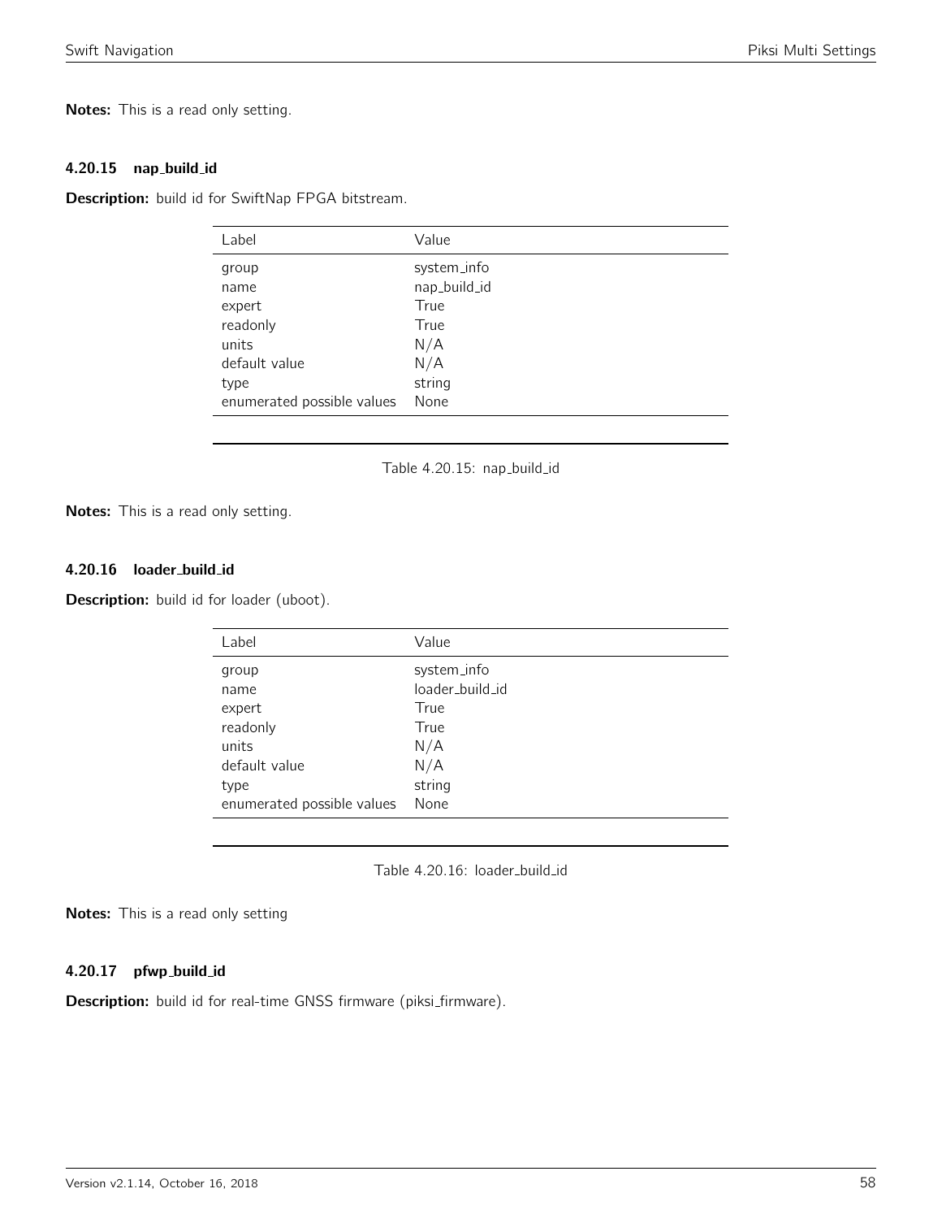**Notes:** This is a read only setting.

### 4.20.15 nap_build_id

**Description:** build id for SwiftNap FPGA bitstream.

| Label | Value |
|---|---|
| group | system_info |
| name | nap_build_id |
| expert | True |
| readonly | True |
| units | N/A |
| default value | N/A |
| type | string |
| enumerated possible values | None |

Table 4.20.15: nap_build_id

**Notes:** This is a read only setting.

### 4.20.16 loader_build_id

**Description:** build id for loader (uboot).

| Label | Value |
|---|---|
| group | system_info |
| name | loader_build_id |
| expert | True |
| readonly | True |
| units | N/A |
| default value | N/A |
| type | string |
| enumerated possible values | None |

Table 4.20.16: loader_build_id

**Notes:** This is a read only setting

### 4.20.17 pfwp_build_id

**Description:** build id for real-time GNSS firmware (piksi_firmware).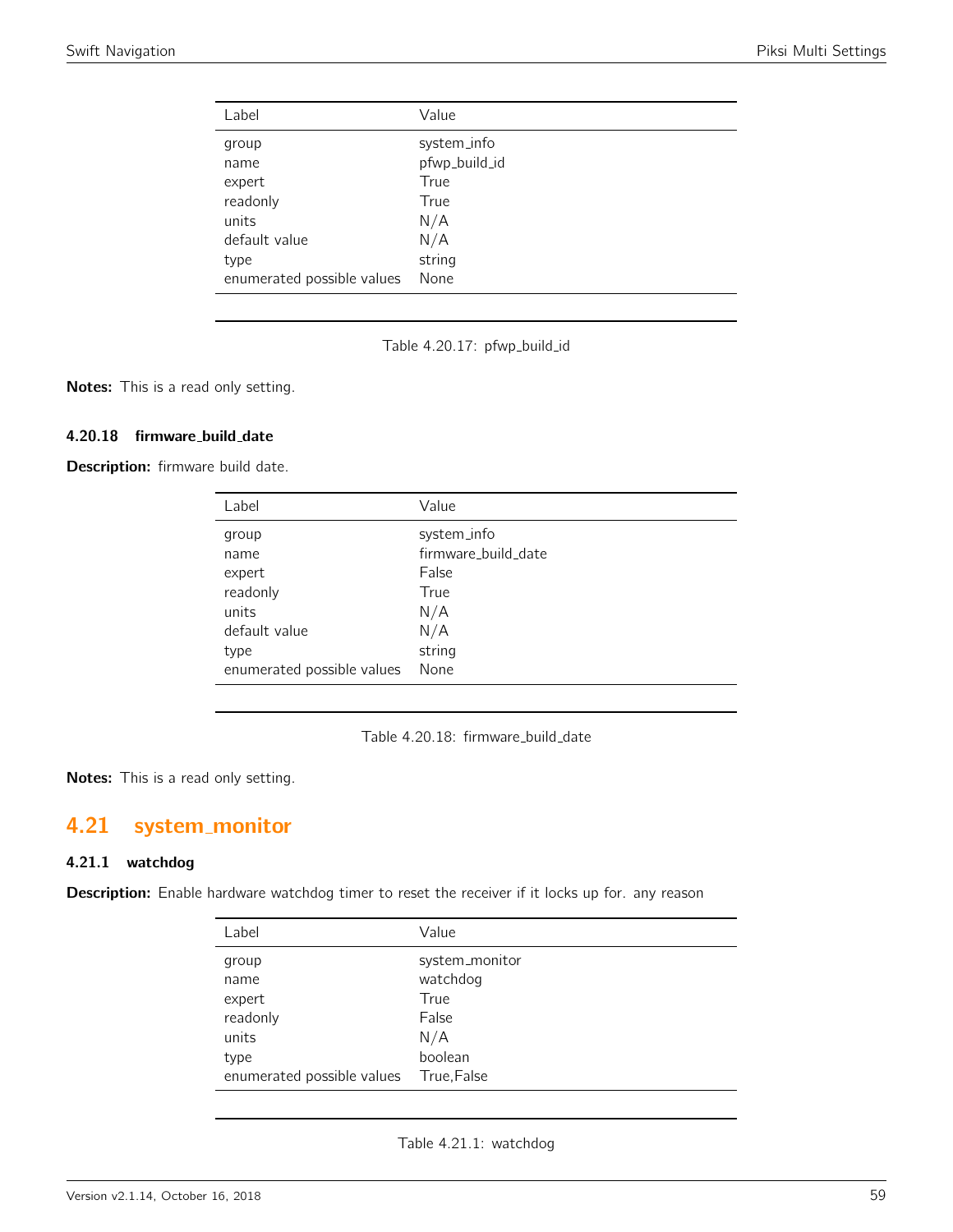| Label | Value |
|---|---|
| group | system_info |
| name | pfwp_build_id |
| expert | True |
| readonly | True |
| units | N/A |
| default value | N/A |
| type | string |
| enumerated possible values | None |

Table 4.20.17: pfwp_build_id

**Notes:** This is a read only setting.

### 4.20.18 firmware_build_date

**Description:** firmware build date.

| Label | Value |
|---|---|
| group | system_info |
| name | firmware_build_date |
| expert | False |
| readonly | True |
| units | N/A |
| default value | N/A |
| type | string |
| enumerated possible values | None |

Table 4.20.18: firmware_build_date

**Notes:** This is a read only setting.

## 4.21 system_monitor

### 4.21.1 watchdog

**Description:** Enable hardware watchdog timer to reset the receiver if it locks up for. any reason

| Label | Value |
|---|---|
| group | system_monitor |
| name | watchdog |
| expert | True |
| readonly | False |
| units | N/A |
| type | boolean |
| enumerated possible values | True,False |

Table 4.21.1: watchdog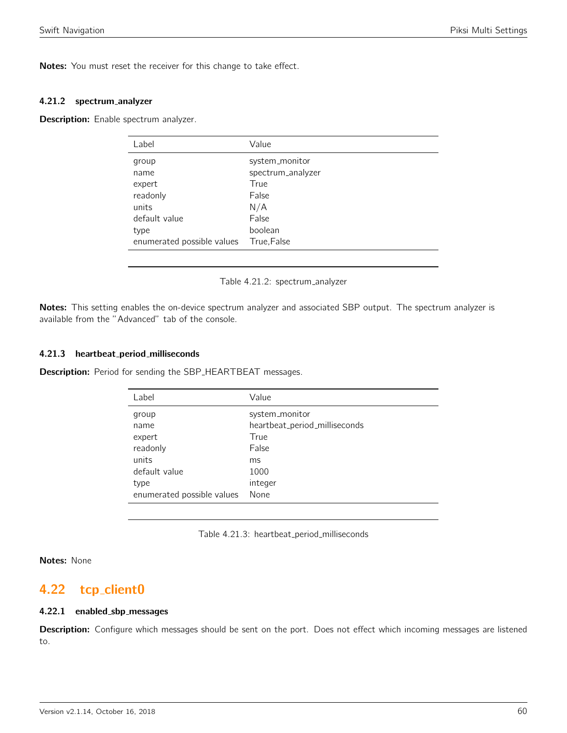**Notes:** You must reset the receiver for this change to take effect.

### 4.21.2 spectrum_analyzer

**Description:** Enable spectrum analyzer.

| Label | Value |
|---|---|
| group | system_monitor |
| name | spectrum_analyzer |
| expert | True |
| readonly | False |
| units | N/A |
| default value | False |
| type | boolean |
| enumerated possible values | True,False |

Table 4.21.2: spectrum_analyzer

**Notes:** This setting enables the on-device spectrum analyzer and associated SBP output. The spectrum analyzer is available from the "Advanced" tab of the console.

### 4.21.3 heartbeat_period_milliseconds

**Description:** Period for sending the SBP_HEARTBEAT messages.

| Label | Value |
|---|---|
| group | system_monitor |
| name | heartbeat_period_milliseconds |
| expert | True |
| readonly | False |
| units | ms |
| default value | 1000 |
| type | integer |
| enumerated possible values | None |

Table 4.21.3: heartbeat_period_milliseconds

**Notes:** None

## 4.22 tcp_client0

### 4.22.1 enabled_sbp_messages

**Description:** Configure which messages should be sent on the port. Does not effect which incoming messages are listened to.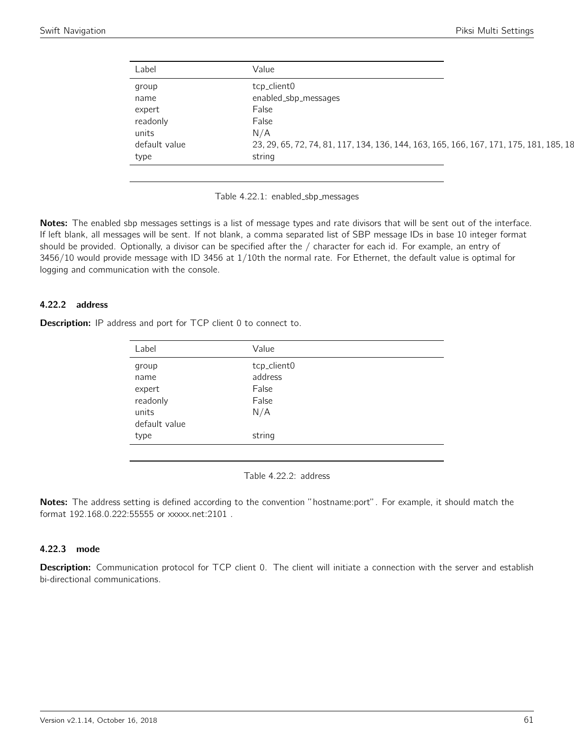| Label | Value |
|---|---|
| group | tcp_client0 |
| name | enabled_sbp_messages |
| expert | False |
| readonly | False |
| units | N/A |
| default value | 23, 29, 65, 72, 74, 81, 117, 134, 136, 144, 163, 165, 166, 167, 171, 175, 181, 185, 18 |
| type | string |

Table 4.22.1: enabled_sbp_messages

**Notes:** The enabled sbp messages settings is a list of message types and rate divisors that will be sent out of the interface. If left blank, all messages will be sent. If not blank, a comma separated list of SBP message IDs in base 10 integer format should be provided. Optionally, a divisor can be specified after the / character for each id. For example, an entry of 3456/10 would provide message with ID 3456 at 1/10th the normal rate. For Ethernet, the default value is optimal for logging and communication with the console.

### 4.22.2 address

**Description:** IP address and port for TCP client 0 to connect to.

| Label | Value |
|---|---|
| group | tcp_client0 |
| name | address |
| expert | False |
| readonly | False |
| units | N/A |
| default value | |
| type | string |

Table 4.22.2: address

**Notes:** The address setting is defined according to the convention "hostname:port". For example, it should match the format 192.168.0.222:55555 or xxxxx.net:2101 .

### 4.22.3 mode

**Description:** Communication protocol for TCP client 0. The client will initiate a connection with the server and establish bi-directional communications.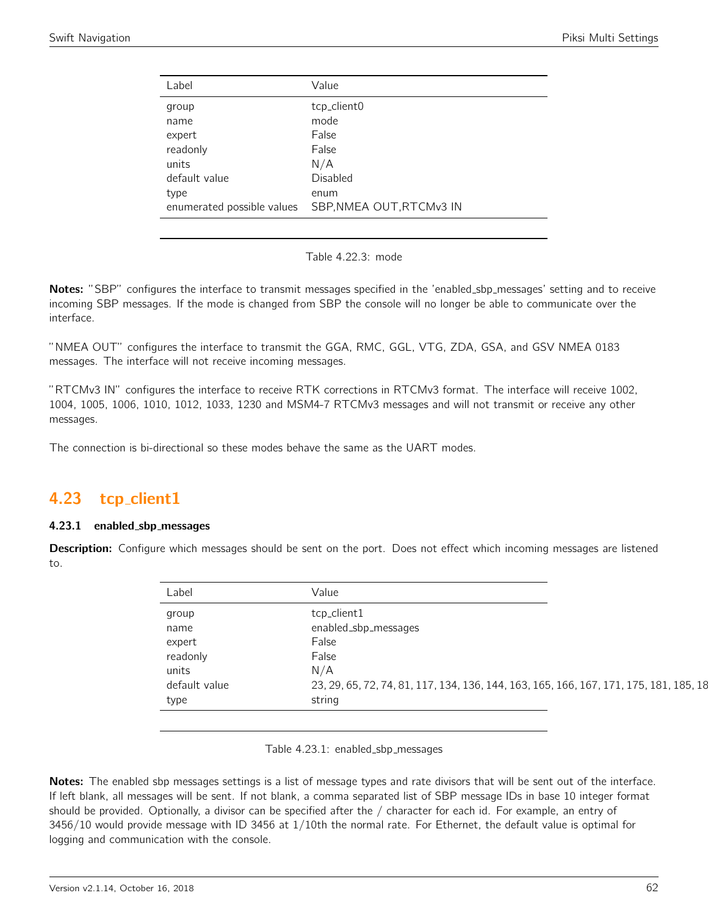| Label | Value |
|---|---|
| group | tcp_client0 |
| name | mode |
| expert | False |
| readonly | False |
| units | N/A |
| default value | Disabled |
| type | enum |
| enumerated possible values | SBP,NMEA OUT,RTCMv3 IN |

Table 4.22.3: mode

**Notes:** "SBP" configures the interface to transmit messages specified in the 'enabled_sbp_messages' setting and to receive incoming SBP messages. If the mode is changed from SBP the console will no longer be able to communicate over the interface.

"NMEA OUT" configures the interface to transmit the GGA, RMC, GGL, VTG, ZDA, GSA, and GSV NMEA 0183 messages. The interface will not receive incoming messages.

"RTCMv3 IN" configures the interface to receive RTK corrections in RTCMv3 format. The interface will receive 1002, 1004, 1005, 1006, 1010, 1012, 1033, 1230 and MSM4-7 RTCMv3 messages and will not transmit or receive any other messages.

The connection is bi-directional so these modes behave the same as the UART modes.

## 4.23 tcp_client1

### 4.23.1 enabled_sbp_messages

**Description:** Configure which messages should be sent on the port. Does not effect which incoming messages are listened to.

| Label | Value |
|---|---|
| group | tcp_client1 |
| name | enabled_sbp_messages |
| expert | False |
| readonly | False |
| units | N/A |
| default value | 23, 29, 65, 72, 74, 81, 117, 134, 136, 144, 163, 165, 166, 167, 171, 175, 181, 185, 18 |
| type | string |

Table 4.23.1: enabled_sbp_messages

**Notes:** The enabled sbp messages settings is a list of message types and rate divisors that will be sent out of the interface. If left blank, all messages will be sent. If not blank, a comma separated list of SBP message IDs in base 10 integer format should be provided. Optionally, a divisor can be specified after the / character for each id. For example, an entry of 3456/10 would provide message with ID 3456 at 1/10th the normal rate. For Ethernet, the default value is optimal for logging and communication with the console.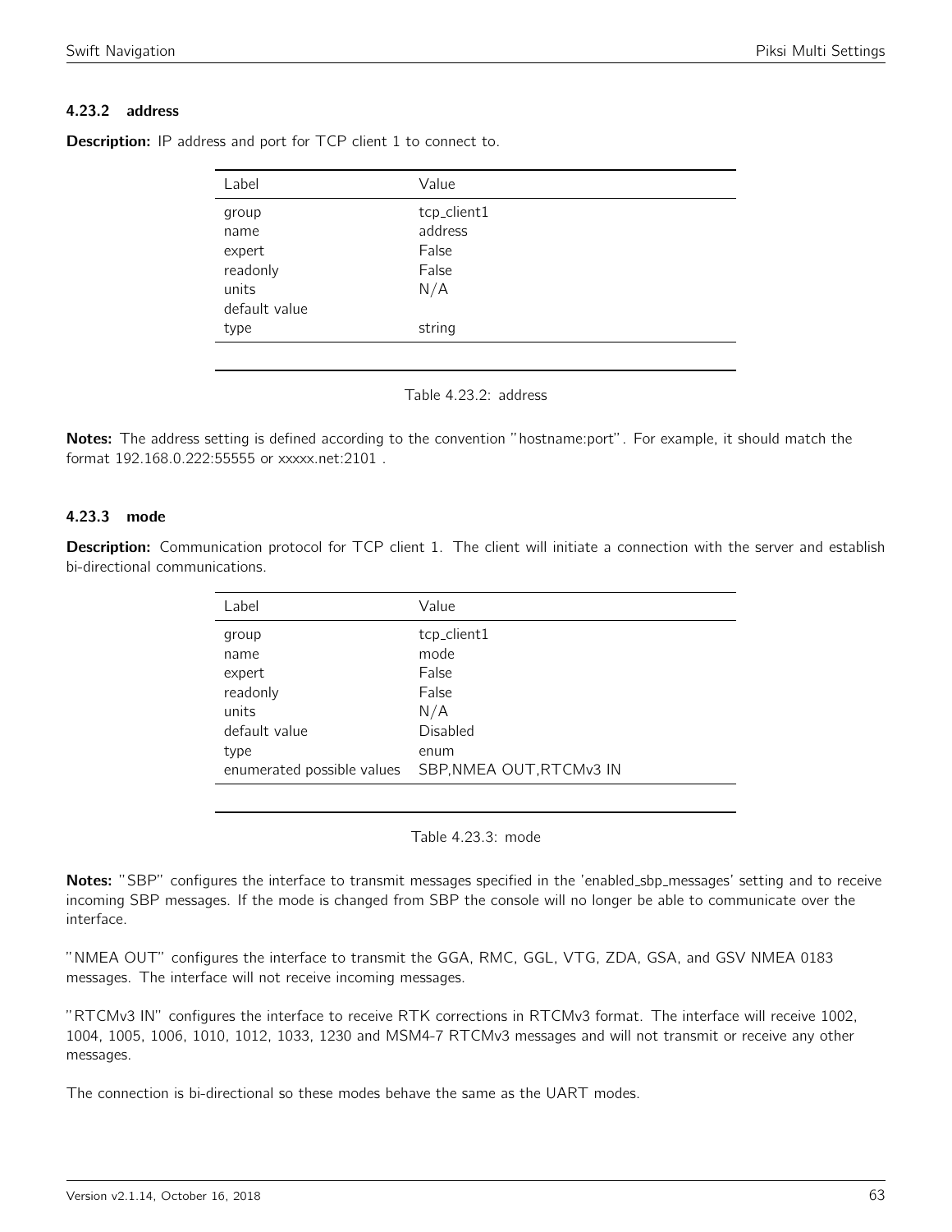### 4.23.2 address

**Description:** IP address and port for TCP client 1 to connect to.

| Label | Value |
|---|---|
| group | tcp_client1 |
| name | address |
| expert | False |
| readonly | False |
| units | N/A |
| default value | |
| type | string |

Table 4.23.2: address

**Notes:** The address setting is defined according to the convention "hostname:port". For example, it should match the format 192.168.0.222:55555 or xxxxx.net:2101 .

### 4.23.3 mode

**Description:** Communication protocol for TCP client 1. The client will initiate a connection with the server and establish bi-directional communications.

| Label | Value |
|---|---|
| group | tcp_client1 |
| name | mode |
| expert | False |
| readonly | False |
| units | N/A |
| default value | Disabled |
| type | enum |
| enumerated possible values | SBP,NMEA OUT,RTCMv3 IN |

Table 4.23.3: mode

**Notes:** "SBP" configures the interface to transmit messages specified in the 'enabled_sbp_messages' setting and to receive incoming SBP messages. If the mode is changed from SBP the console will no longer be able to communicate over the interface.

"NMEA OUT" configures the interface to transmit the GGA, RMC, GGL, VTG, ZDA, GSA, and GSV NMEA 0183 messages. The interface will not receive incoming messages.

"RTCMv3 IN" configures the interface to receive RTK corrections in RTCMv3 format. The interface will receive 1002, 1004, 1005, 1006, 1010, 1012, 1033, 1230 and MSM4-7 RTCMv3 messages and will not transmit or receive any other messages.

The connection is bi-directional so these modes behave the same as the UART modes.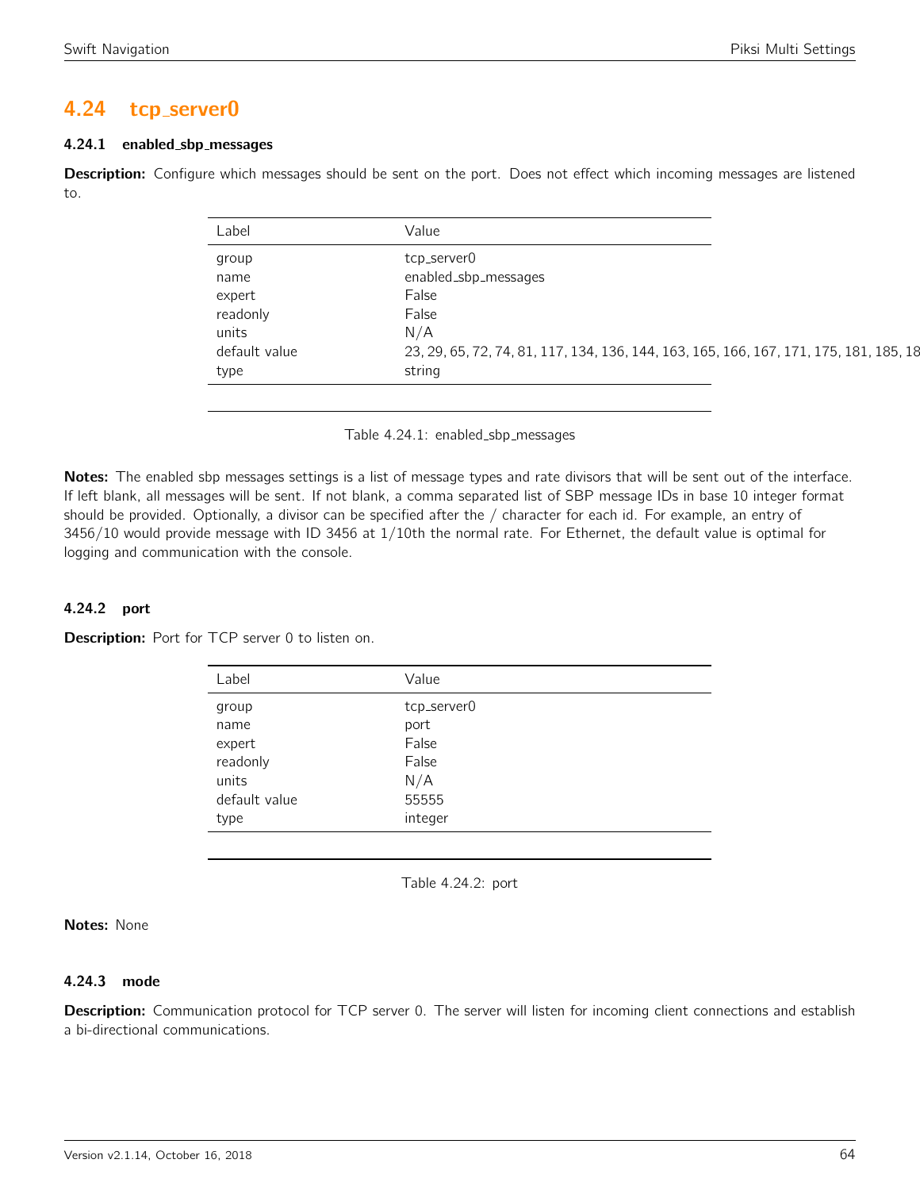## 4.24 tcp_server0

### 4.24.1 enabled_sbp_messages

**Description:** Configure which messages should be sent on the port. Does not effect which incoming messages are listened to.

| Label | Value |
|---|---|
| group | tcp_server0 |
| name | enabled_sbp_messages |
| expert | False |
| readonly | False |
| units | N/A |
| default value | 23, 29, 65, 72, 74, 81, 117, 134, 136, 144, 163, 165, 166, 167, 171, 175, 181, 185, 18 |
| type | string |

Table 4.24.1: enabled_sbp_messages

**Notes:** The enabled sbp messages settings is a list of message types and rate divisors that will be sent out of the interface. If left blank, all messages will be sent. If not blank, a comma separated list of SBP message IDs in base 10 integer format should be provided. Optionally, a divisor can be specified after the / character for each id. For example, an entry of 3456/10 would provide message with ID 3456 at 1/10th the normal rate. For Ethernet, the default value is optimal for logging and communication with the console.

### 4.24.2 port

**Description:** Port for TCP server 0 to listen on.

| Label | Value |
|---|---|
| group | tcp_server0 |
| name | port |
| expert | False |
| readonly | False |
| units | N/A |
| default value | 55555 |
| type | integer |

Table 4.24.2: port

**Notes:** None

### 4.24.3 mode

**Description:** Communication protocol for TCP server 0. The server will listen for incoming client connections and establish a bi-directional communications.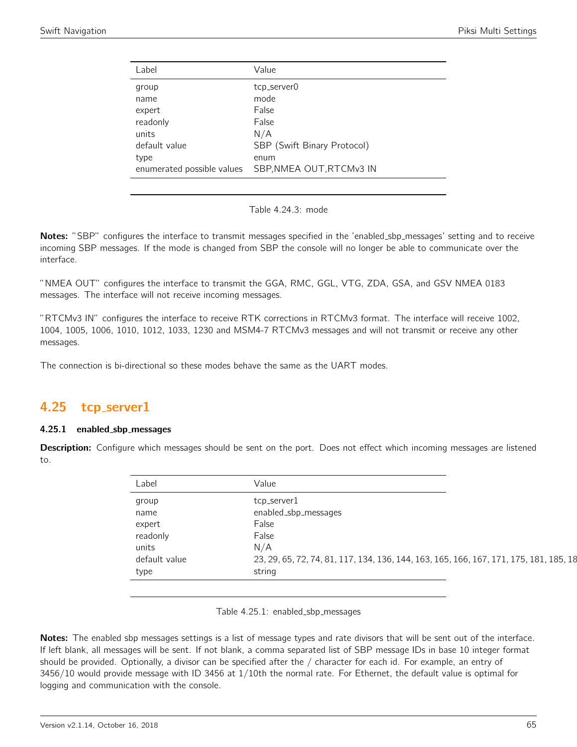| Label | Value |
|---|---|
| group | tcp_server0 |
| name | mode |
| expert | False |
| readonly | False |
| units | N/A |
| default value | SBP (Swift Binary Protocol) |
| type | enum |
| enumerated possible values | SBP,NMEA OUT,RTCMv3 IN |

Table 4.24.3: mode

**Notes:** "SBP" configures the interface to transmit messages specified in the 'enabled_sbp_messages' setting and to receive incoming SBP messages. If the mode is changed from SBP the console will no longer be able to communicate over the interface.

"NMEA OUT" configures the interface to transmit the GGA, RMC, GGL, VTG, ZDA, GSA, and GSV NMEA 0183 messages. The interface will not receive incoming messages.

"RTCMv3 IN" configures the interface to receive RTK corrections in RTCMv3 format. The interface will receive 1002, 1004, 1005, 1006, 1010, 1012, 1033, 1230 and MSM4-7 RTCMv3 messages and will not transmit or receive any other messages.

The connection is bi-directional so these modes behave the same as the UART modes.

## 4.25 tcp_server1

### 4.25.1 enabled_sbp_messages

**Description:** Configure which messages should be sent on the port. Does not effect which incoming messages are listened to.

| Label | Value |
|---|---|
| group | tcp_server1 |
| name | enabled_sbp_messages |
| expert | False |
| readonly | False |
| units | N/A |
| default value | 23, 29, 65, 72, 74, 81, 117, 134, 136, 144, 163, 165, 166, 167, 171, 175, 181, 185, 18 |
| type | string |

Table 4.25.1: enabled_sbp_messages

**Notes:** The enabled sbp messages settings is a list of message types and rate divisors that will be sent out of the interface. If left blank, all messages will be sent. If not blank, a comma separated list of SBP message IDs in base 10 integer format should be provided. Optionally, a divisor can be specified after the / character for each id. For example, an entry of 3456/10 would provide message with ID 3456 at 1/10th the normal rate. For Ethernet, the default value is optimal for logging and communication with the console.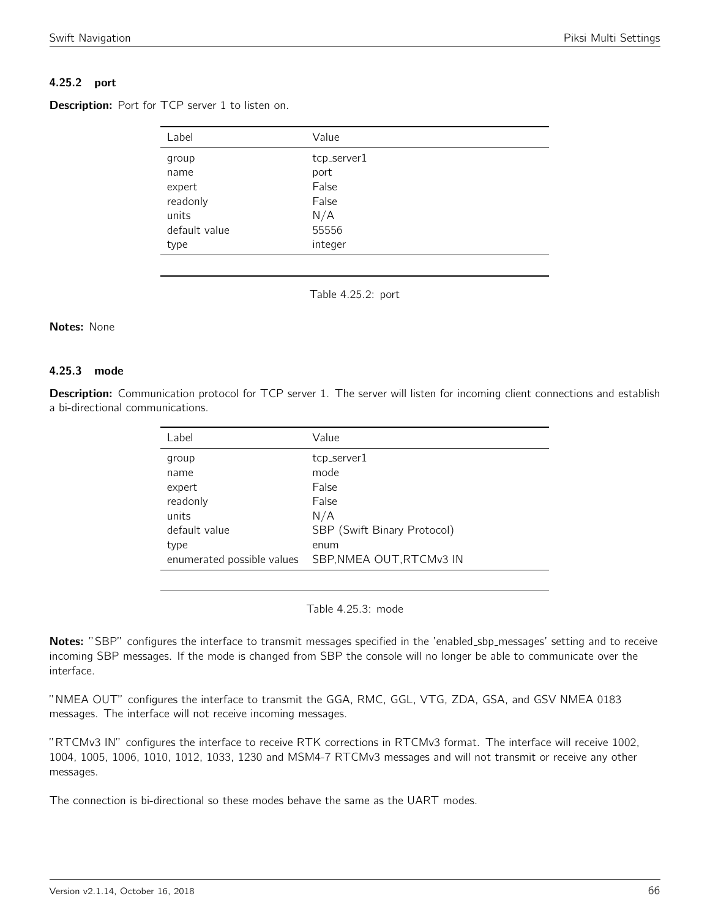### 4.25.2 port

**Description:** Port for TCP server 1 to listen on.

| Label | Value |
|---|---|
| group | tcp_server1 |
| name | port |
| expert | False |
| readonly | False |
| units | N/A |
| default value | 55556 |
| type | integer |

Table 4.25.2: port

**Notes:** None

### 4.25.3 mode

**Description:** Communication protocol for TCP server 1. The server will listen for incoming client connections and establish a bi-directional communications.

| Label | Value |
|---|---|
| group | tcp_server1 |
| name | mode |
| expert | False |
| readonly | False |
| units | N/A |
| default value | SBP (Swift Binary Protocol) |
| type | enum |
| enumerated possible values | SBP,NMEA OUT,RTCMv3 IN |

Table 4.25.3: mode

**Notes:** "SBP" configures the interface to transmit messages specified in the 'enabled_sbp_messages' setting and to receive incoming SBP messages. If the mode is changed from SBP the console will no longer be able to communicate over the interface.

"NMEA OUT" configures the interface to transmit the GGA, RMC, GGL, VTG, ZDA, GSA, and GSV NMEA 0183 messages. The interface will not receive incoming messages.

"RTCMv3 IN" configures the interface to receive RTK corrections in RTCMv3 format. The interface will receive 1002, 1004, 1005, 1006, 1010, 1012, 1033, 1230 and MSM4-7 RTCMv3 messages and will not transmit or receive any other messages.

The connection is bi-directional so these modes behave the same as the UART modes.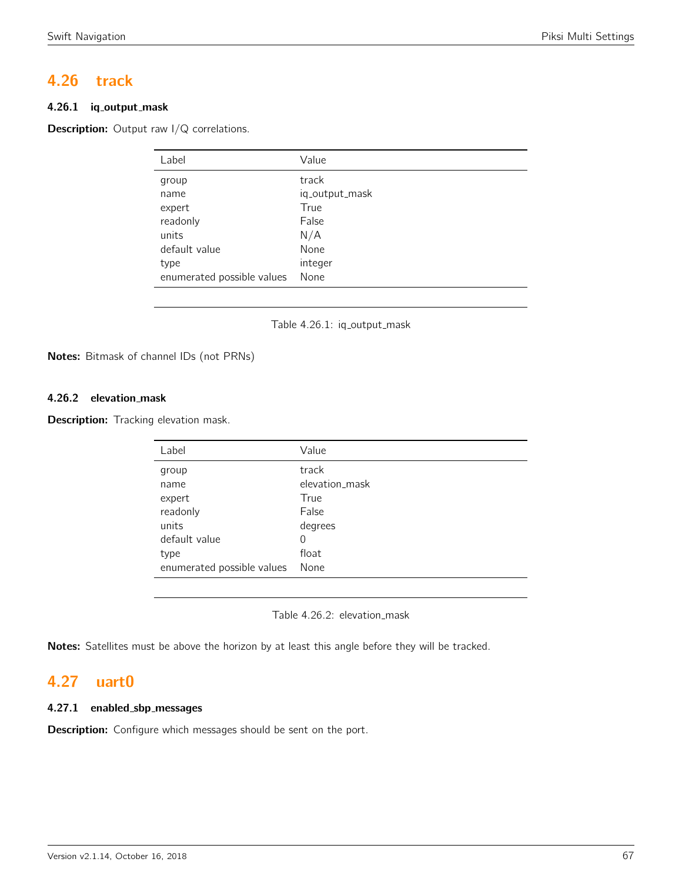## 4.26 track

### 4.26.1 iq_output_mask

**Description:** Output raw I/Q correlations.

| Label | Value |
|---|---|
| group | track |
| name | iq_output_mask |
| expert | True |
| readonly | False |
| units | N/A |
| default value | None |
| type | integer |
| enumerated possible values | None |

Table 4.26.1: iq_output_mask

**Notes:** Bitmask of channel IDs (not PRNs)

### 4.26.2 elevation_mask

**Description:** Tracking elevation mask.

| Label | Value |
|---|---|
| group | track |
| name | elevation_mask |
| expert | True |
| readonly | False |
| units | degrees |
| default value | 0 |
| type | float |
| enumerated possible values | None |

Table 4.26.2: elevation_mask

**Notes:** Satellites must be above the horizon by at least this angle before they will be tracked.

## 4.27 uart0

### 4.27.1 enabled_sbp_messages

**Description:** Configure which messages should be sent on the port.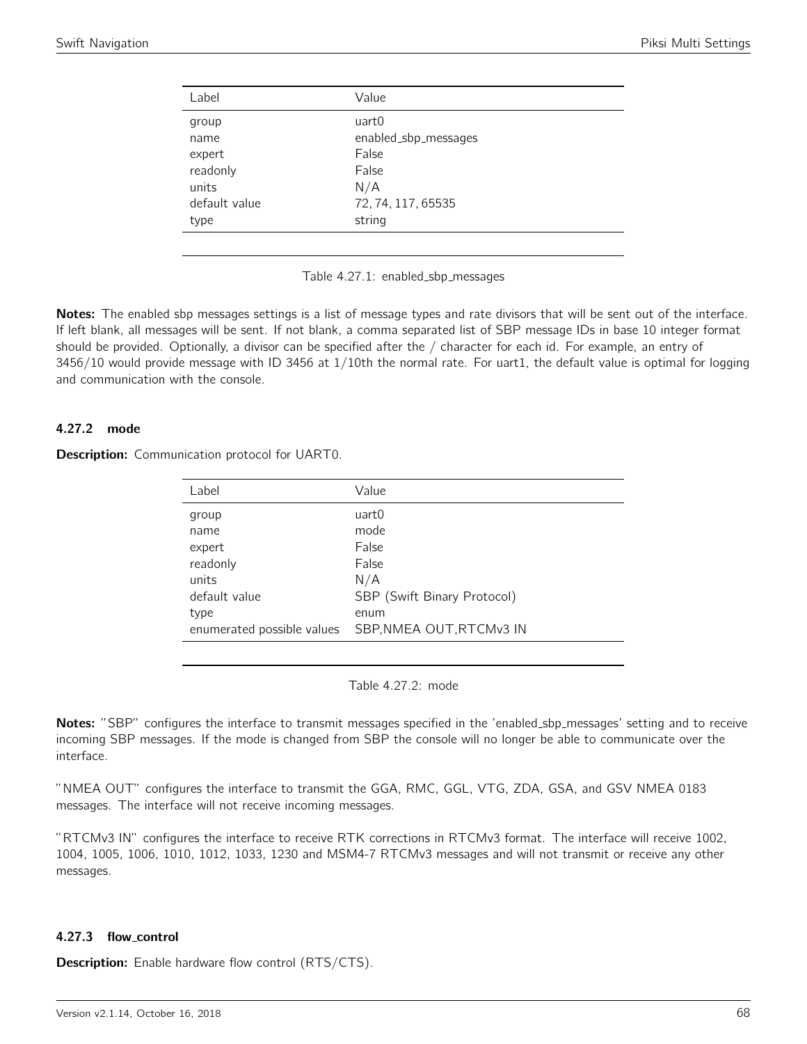| Label | Value |
|---|---|
| group | uart0 |
| name | enabled_sbp_messages |
| expert | False |
| readonly | False |
| units | N/A |
| default value | 72, 74, 117, 65535 |
| type | string |

Table 4.27.1: enabled_sbp_messages

**Notes:** The enabled sbp messages settings is a list of message types and rate divisors that will be sent out of the interface. If left blank, all messages will be sent. If not blank, a comma separated list of SBP message IDs in base 10 integer format should be provided. Optionally, a divisor can be specified after the / character for each id. For example, an entry of 3456/10 would provide message with ID 3456 at 1/10th the normal rate. For uart1, the default value is optimal for logging and communication with the console.

### 4.27.2 mode

**Description:** Communication protocol for UART0.

| Label | Value |
|---|---|
| group | uart0 |
| name | mode |
| expert | False |
| readonly | False |
| units | N/A |
| default value | SBP (Swift Binary Protocol) |
| type | enum |
| enumerated possible values | SBP,NMEA OUT,RTCMv3 IN |

Table 4.27.2: mode

**Notes:** "SBP" configures the interface to transmit messages specified in the 'enabled_sbp_messages' setting and to receive incoming SBP messages. If the mode is changed from SBP the console will no longer be able to communicate over the interface.

"NMEA OUT" configures the interface to transmit the GGA, RMC, GGL, VTG, ZDA, GSA, and GSV NMEA 0183 messages. The interface will not receive incoming messages.

"RTCMv3 IN" configures the interface to receive RTK corrections in RTCMv3 format. The interface will receive 1002, 1004, 1005, 1006, 1010, 1012, 1033, 1230 and MSM4-7 RTCMv3 messages and will not transmit or receive any other messages.

### 4.27.3 flow_control

**Description:** Enable hardware flow control (RTS/CTS).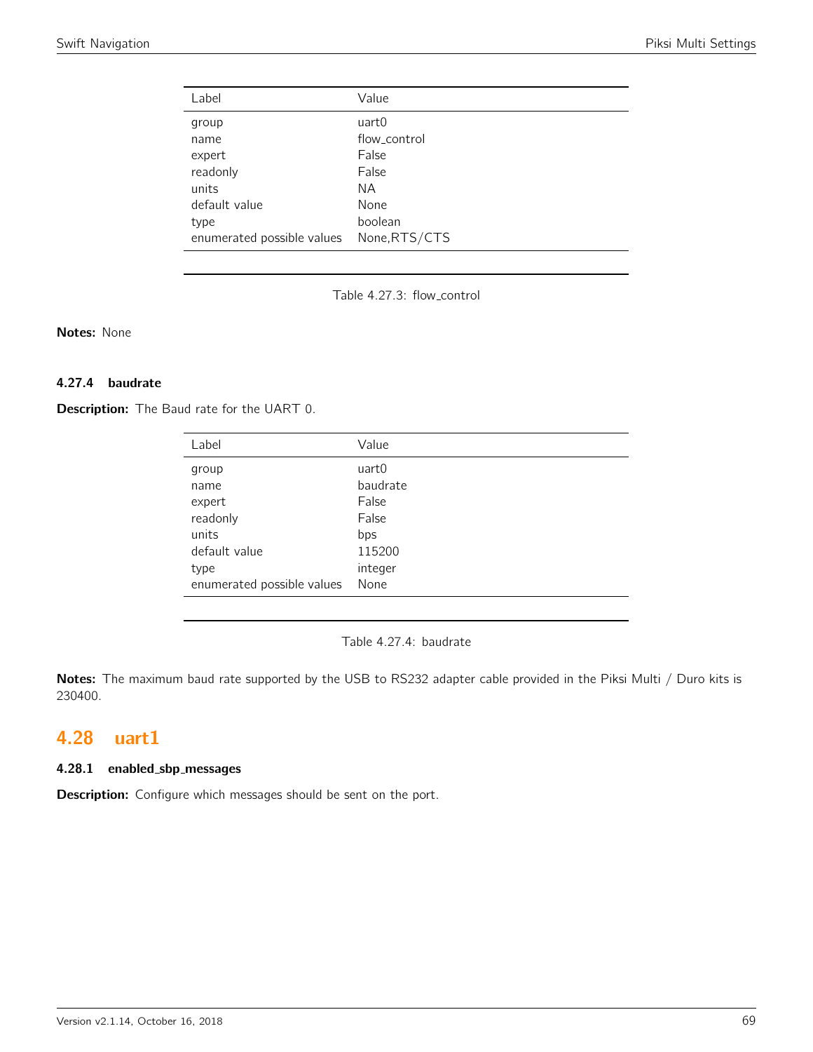| Label | Value |
| --- | --- |
| group | uart0 |
| name | flow_control |
| expert | False |
| readonly | False |
| units | NA |
| default value | None |
| type | boolean |
| enumerated possible values | None,RTS/CTS |

Table 4.27.3: flow_control

**Notes:** None

#### 4.27.4 baudrate

**Description:** The Baud rate for the UART 0.

| Label | Value |
| --- | --- |
| group | uart0 |
| name | baudrate |
| expert | False |
| readonly | False |
| units | bps |
| default value | 115200 |
| type | integer |
| enumerated possible values | None |

Table 4.27.4: baudrate

**Notes:** The maximum baud rate supported by the USB to RS232 adapter cable provided in the Piksi Multi / Duro kits is 230400.

## 4.28 uart1

#### 4.28.1 enabled_sbp_messages

**Description:** Configure which messages should be sent on the port.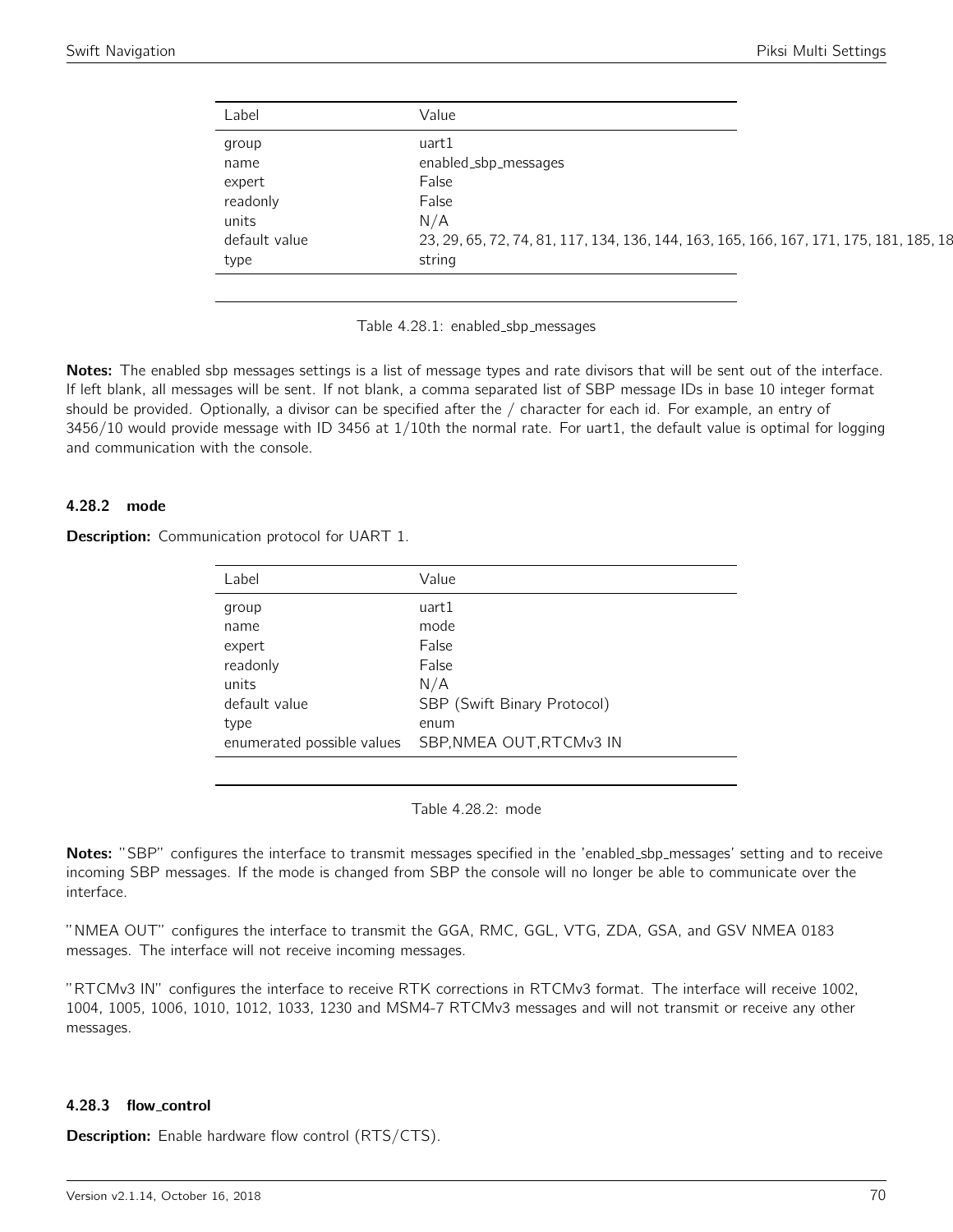| Label | Value |
|---|---|
| group | uart1 |
| name | enabled_sbp_messages |
| expert | False |
| readonly | False |
| units | N/A |
| default value | 23, 29, 65, 72, 74, 81, 117, 134, 136, 144, 163, 165, 166, 167, 171, 175, 181, 185, 18 |
| type | string |

Table 4.28.1: enabled_sbp_messages

**Notes:** The enabled sbp messages settings is a list of message types and rate divisors that will be sent out of the interface. If left blank, all messages will be sent. If not blank, a comma separated list of SBP message IDs in base 10 integer format should be provided. Optionally, a divisor can be specified after the / character for each id. For example, an entry of 3456/10 would provide message with ID 3456 at 1/10th the normal rate. For uart1, the default value is optimal for logging and communication with the console.

### 4.28.2 mode

**Description:** Communication protocol for UART 1.

| Label | Value |
|---|---|
| group | uart1 |
| name | mode |
| expert | False |
| readonly | False |
| units | N/A |
| default value | SBP (Swift Binary Protocol) |
| type | enum |
| enumerated possible values | SBP,NMEA OUT,RTCMv3 IN |

Table 4.28.2: mode

**Notes:** "SBP" configures the interface to transmit messages specified in the 'enabled_sbp_messages' setting and to receive incoming SBP messages. If the mode is changed from SBP the console will no longer be able to communicate over the interface.

"NMEA OUT" configures the interface to transmit the GGA, RMC, GGL, VTG, ZDA, GSA, and GSV NMEA 0183 messages. The interface will not receive incoming messages.

"RTCMv3 IN" configures the interface to receive RTK corrections in RTCMv3 format. The interface will receive 1002, 1004, 1005, 1006, 1010, 1012, 1033, 1230 and MSM4-7 RTCMv3 messages and will not transmit or receive any other messages.

### 4.28.3 flow_control

**Description:** Enable hardware flow control (RTS/CTS).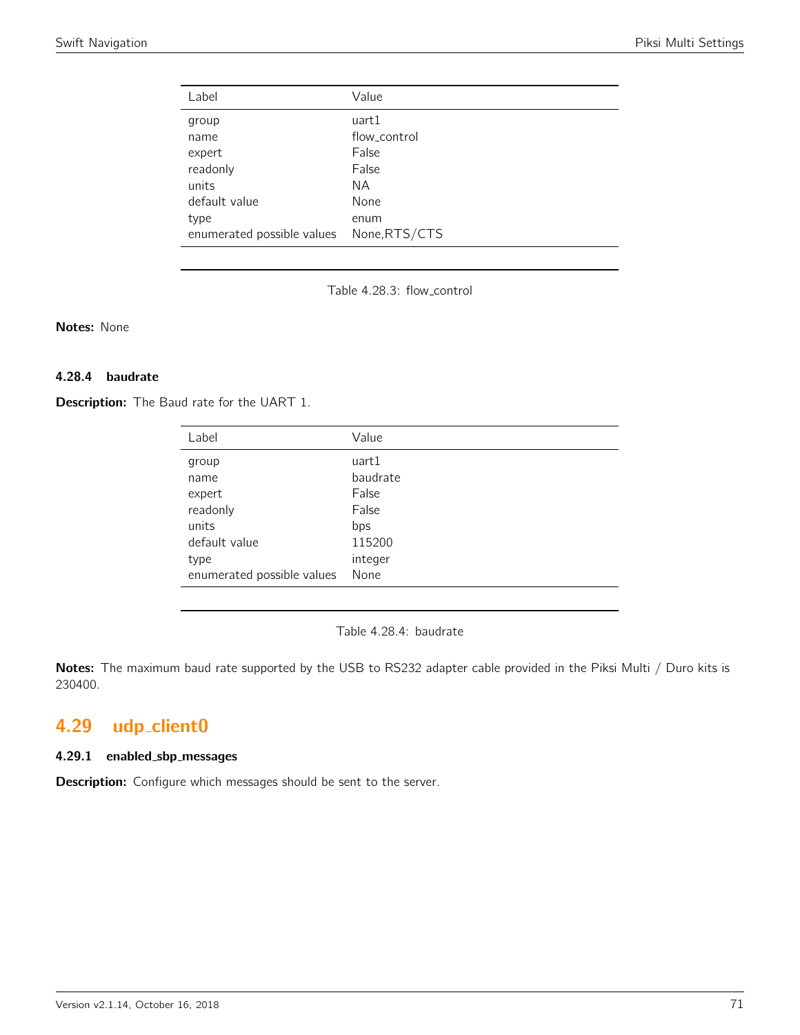| Label | Value |
|---|---|
| group | uart1 |
| name | flow_control |
| expert | False |
| readonly | False |
| units | NA |
| default value | None |
| type | enum |
| enumerated possible values | None,RTS/CTS |

Table 4.28.3: flow_control

**Notes:** None

### 4.28.4 baudrate

**Description:** The Baud rate for the UART 1.

| Label | Value |
|---|---|
| group | uart1 |
| name | baudrate |
| expert | False |
| readonly | False |
| units | bps |
| default value | 115200 |
| type | integer |
| enumerated possible values | None |

Table 4.28.4: baudrate

**Notes:** The maximum baud rate supported by the USB to RS232 adapter cable provided in the Piksi Multi / Duro kits is 230400.

## 4.29 udp_client0

### 4.29.1 enabled_sbp_messages

**Description:** Configure which messages should be sent to the server.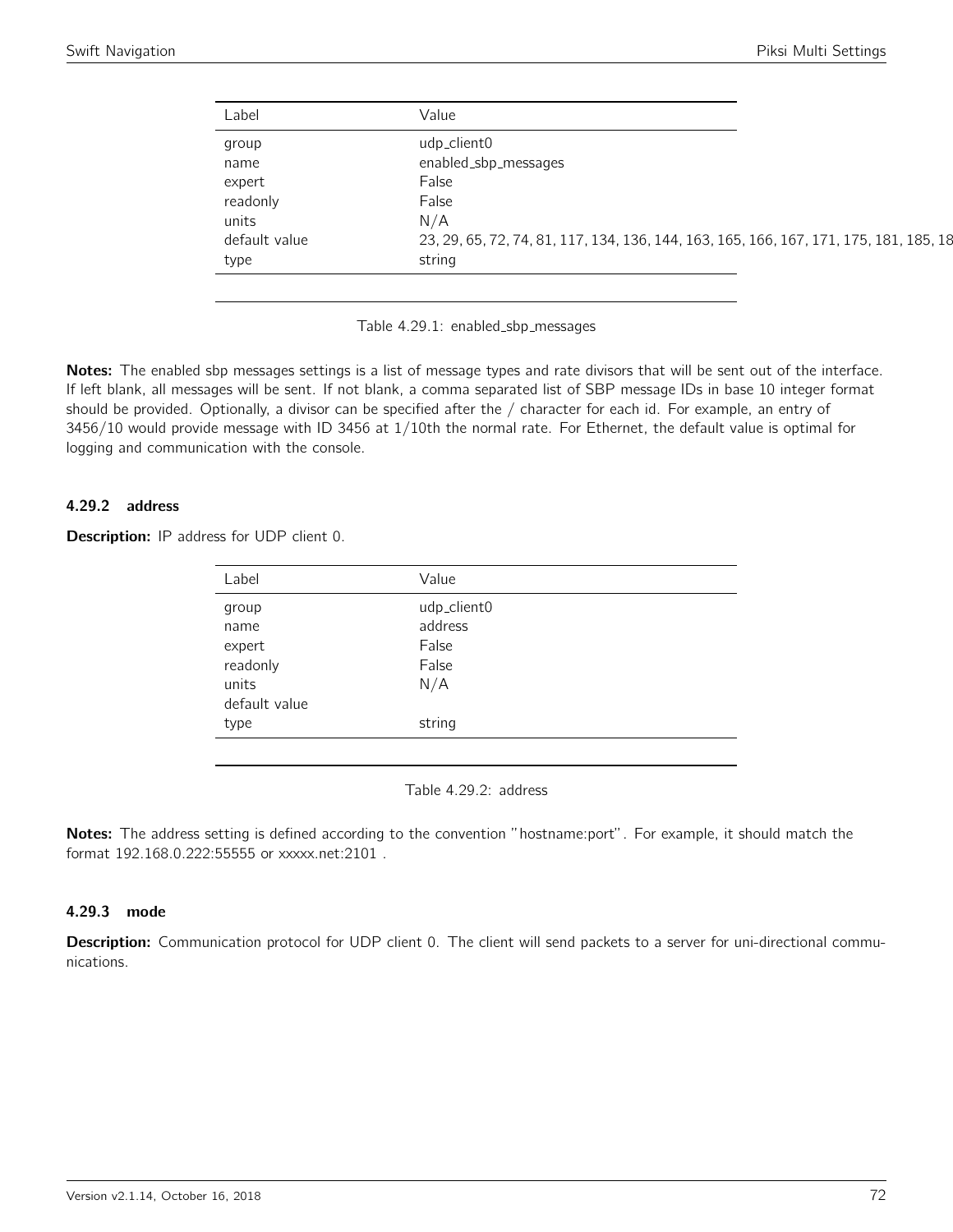| Label | Value |
|---|---|
| group | udp_client0 |
| name | enabled_sbp_messages |
| expert | False |
| readonly | False |
| units | N/A |
| default value | 23, 29, 65, 72, 74, 81, 117, 134, 136, 144, 163, 165, 166, 167, 171, 175, 181, 185, 18 |
| type | string |

Table 4.29.1: enabled_sbp_messages

**Notes:** The enabled sbp messages settings is a list of message types and rate divisors that will be sent out of the interface. If left blank, all messages will be sent. If not blank, a comma separated list of SBP message IDs in base 10 integer format should be provided. Optionally, a divisor can be specified after the / character for each id. For example, an entry of 3456/10 would provide message with ID 3456 at 1/10th the normal rate. For Ethernet, the default value is optimal for logging and communication with the console.

### 4.29.2 address

**Description:** IP address for UDP client 0.

| Label | Value |
|---|---|
| group | udp_client0 |
| name | address |
| expert | False |
| readonly | False |
| units | N/A |
| default value | |
| type | string |

Table 4.29.2: address

**Notes:** The address setting is defined according to the convention "hostname:port". For example, it should match the format 192.168.0.222:55555 or xxxxx.net:2101 .

### 4.29.3 mode

**Description:** Communication protocol for UDP client 0. The client will send packets to a server for uni-directional communications.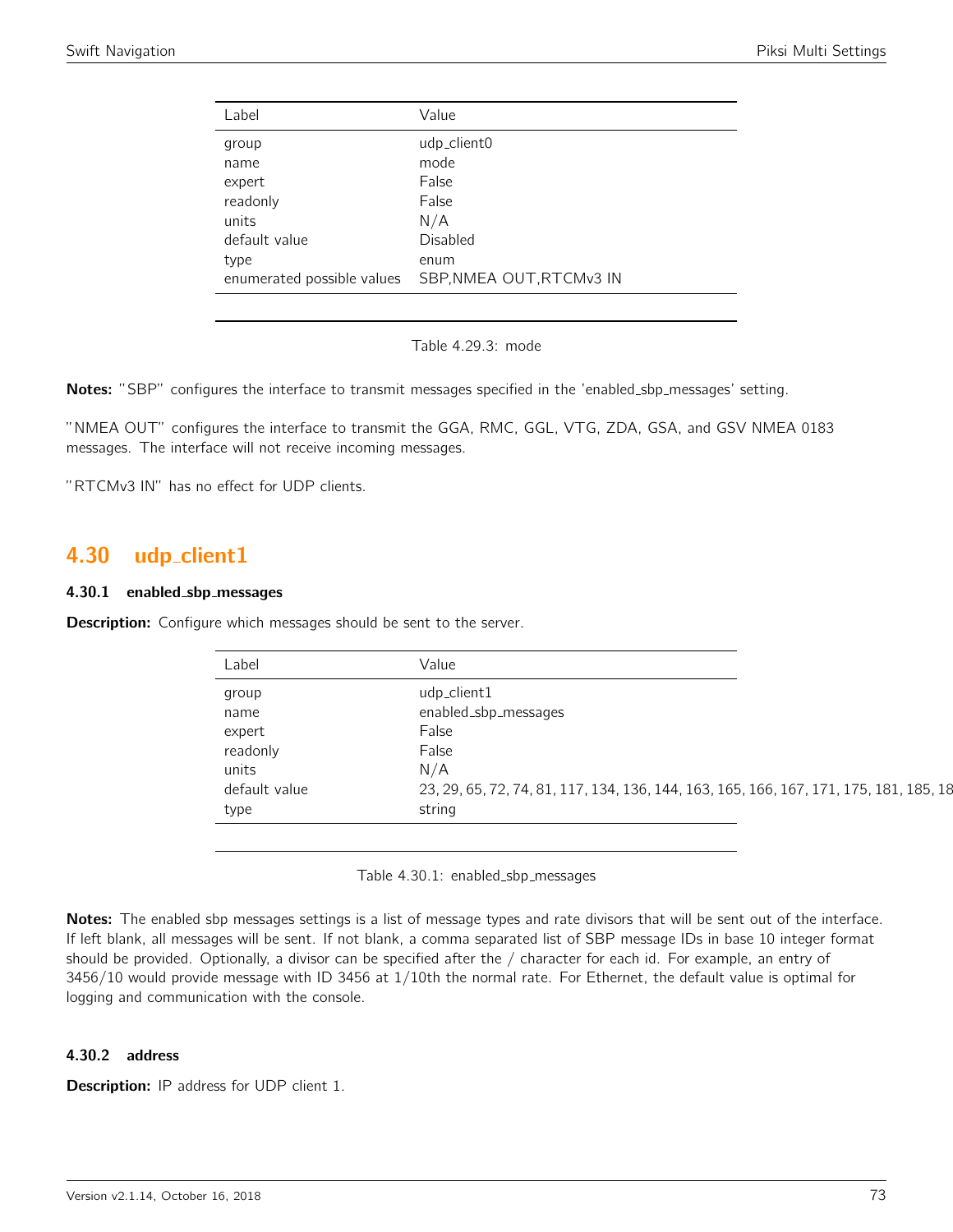| Label | Value |
|---|---|
| group | udp_client0 |
| name | mode |
| expert | False |
| readonly | False |
| units | N/A |
| default value | Disabled |
| type | enum |
| enumerated possible values | SBP,NMEA OUT,RTCMv3 IN |

Table 4.29.3: mode

**Notes:** "SBP" configures the interface to transmit messages specified in the 'enabled_sbp_messages' setting.

"NMEA OUT" configures the interface to transmit the GGA, RMC, GGL, VTG, ZDA, GSA, and GSV NMEA 0183 messages. The interface will not receive incoming messages.

"RTCMv3 IN" has no effect for UDP clients.

## 4.30 udp_client1

### 4.30.1 enabled_sbp_messages

**Description:** Configure which messages should be sent to the server.

| Label | Value |
|---|---|
| group | udp_client1 |
| name | enabled_sbp_messages |
| expert | False |
| readonly | False |
| units | N/A |
| default value | 23, 29, 65, 72, 74, 81, 117, 134, 136, 144, 163, 165, 166, 167, 171, 175, 181, 185, 18 |
| type | string |

Table 4.30.1: enabled_sbp_messages

**Notes:** The enabled sbp messages settings is a list of message types and rate divisors that will be sent out of the interface. If left blank, all messages will be sent. If not blank, a comma separated list of SBP message IDs in base 10 integer format should be provided. Optionally, a divisor can be specified after the / character for each id. For example, an entry of 3456/10 would provide message with ID 3456 at 1/10th the normal rate. For Ethernet, the default value is optimal for logging and communication with the console.

### 4.30.2 address

**Description:** IP address for UDP client 1.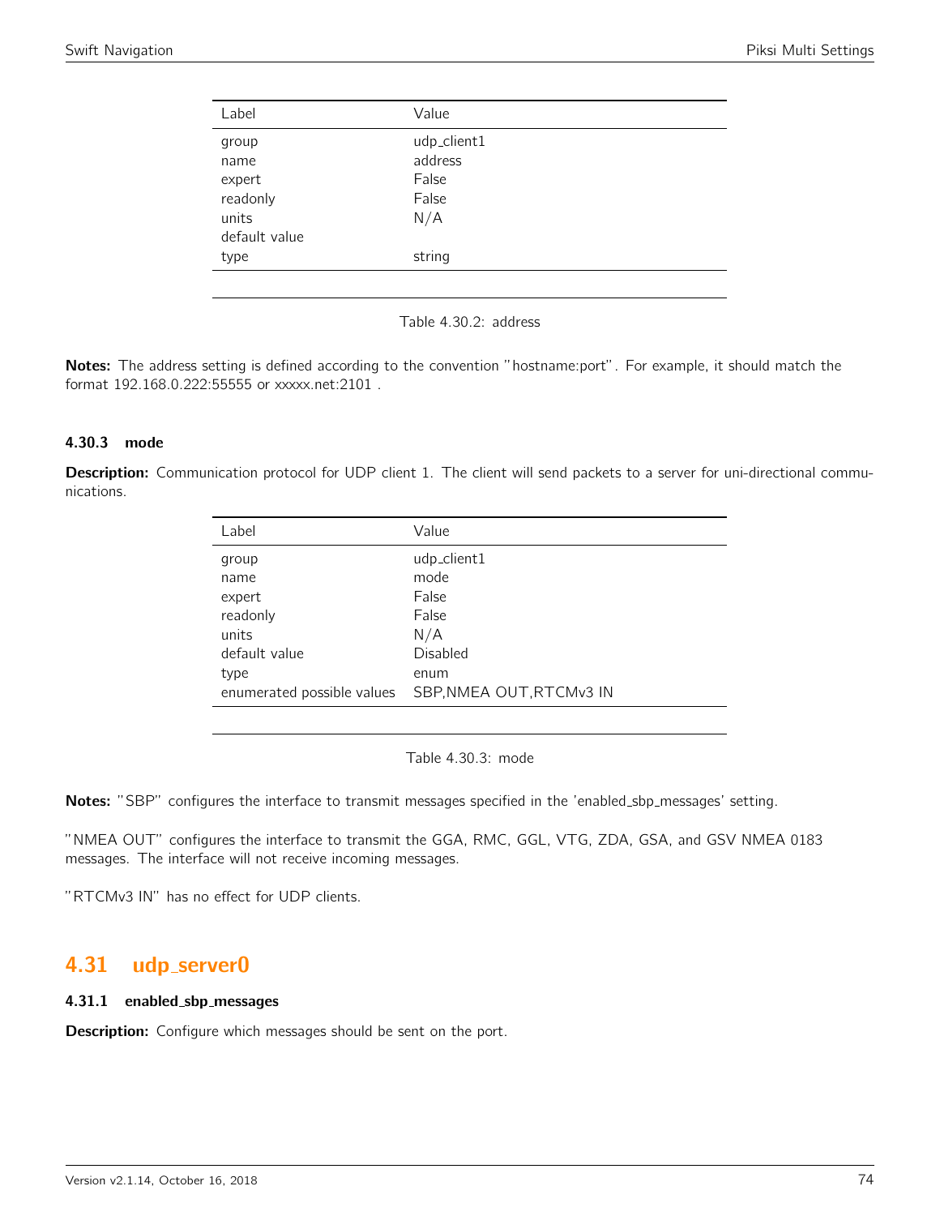| Label | Value |
|---|---|
| group | udp_client1 |
| name | address |
| expert | False |
| readonly | False |
| units | N/A |
| default value | |
| type | string |

Table 4.30.2: address

**Notes:** The address setting is defined according to the convention "hostname:port". For example, it should match the format 192.168.0.222:55555 or xxxxx.net:2101 .

### 4.30.3 mode

**Description:** Communication protocol for UDP client 1. The client will send packets to a server for uni-directional communications.

| Label | Value |
|---|---|
| group | udp_client1 |
| name | mode |
| expert | False |
| readonly | False |
| units | N/A |
| default value | Disabled |
| type | enum |
| enumerated possible values | SBP,NMEA OUT,RTCMv3 IN |

Table 4.30.3: mode

**Notes:** "SBP" configures the interface to transmit messages specified in the 'enabled_sbp_messages' setting.

"NMEA OUT" configures the interface to transmit the GGA, RMC, GGL, VTG, ZDA, GSA, and GSV NMEA 0183 messages. The interface will not receive incoming messages.

"RTCMv3 IN" has no effect for UDP clients.

## 4.31 udp_server0

### 4.31.1 enabled_sbp_messages

**Description:** Configure which messages should be sent on the port.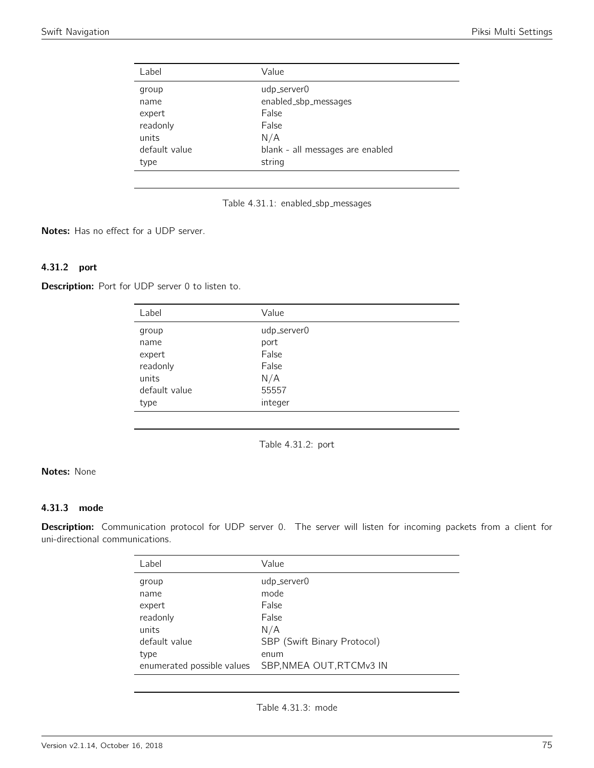| Label | Value |
|---|---|
| group | udp_server0 |
| name | enabled_sbp_messages |
| expert | False |
| readonly | False |
| units | N/A |
| default value | blank - all messages are enabled |
| type | string |

Table 4.31.1: enabled_sbp_messages

**Notes:** Has no effect for a UDP server.

### 4.31.2 port

**Description:** Port for UDP server 0 to listen to.

| Label | Value |
|---|---|
| group | udp_server0 |
| name | port |
| expert | False |
| readonly | False |
| units | N/A |
| default value | 55557 |
| type | integer |

Table 4.31.2: port

**Notes:** None

### 4.31.3 mode

**Description:** Communication protocol for UDP server 0. The server will listen for incoming packets from a client for uni-directional communications.

| Label | Value |
|---|---|
| group | udp_server0 |
| name | mode |
| expert | False |
| readonly | False |
| units | N/A |
| default value | SBP (Swift Binary Protocol) |
| type | enum |
| enumerated possible values | SBP,NMEA OUT,RTCMv3 IN |

Table 4.31.3: mode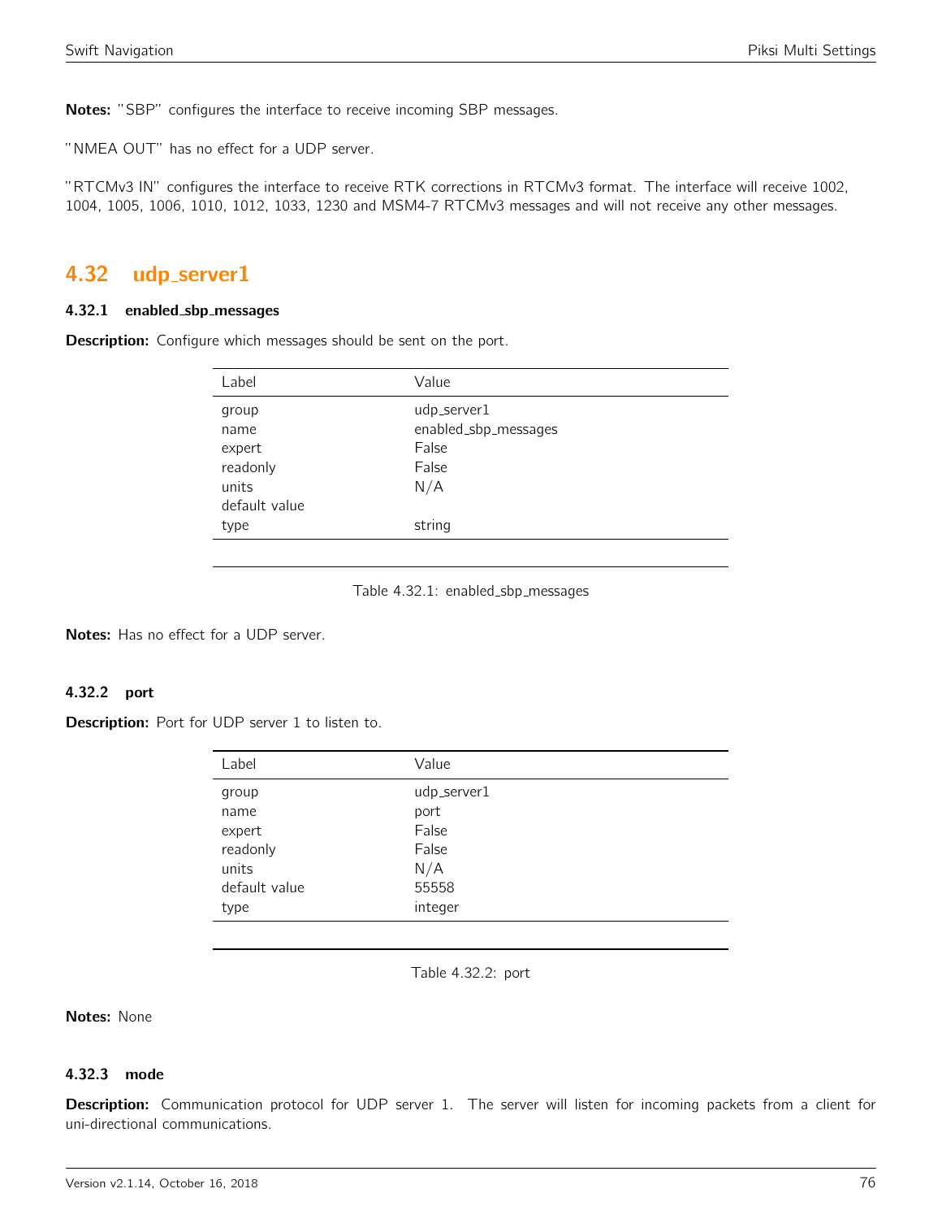**Notes:** "SBP" configures the interface to receive incoming SBP messages.

"NMEA OUT" has no effect for a UDP server.

"RTCMv3 IN" configures the interface to receive RTK corrections in RTCMv3 format. The interface will receive 1002, 1004, 1005, 1006, 1010, 1012, 1033, 1230 and MSM4-7 RTCMv3 messages and will not receive any other messages.

## 4.32 udp_server1

### 4.32.1 enabled_sbp_messages

**Description:** Configure which messages should be sent on the port.

| Label | Value |
|---|---|
| group | udp_server1 |
| name | enabled_sbp_messages |
| expert | False |
| readonly | False |
| units | N/A |
| default value | |
| type | string |

Table 4.32.1: enabled_sbp_messages

**Notes:** Has no effect for a UDP server.

### 4.32.2 port

**Description:** Port for UDP server 1 to listen to.

| Label | Value |
|---|---|
| group | udp_server1 |
| name | port |
| expert | False |
| readonly | False |
| units | N/A |
| default value | 55558 |
| type | integer |

Table 4.32.2: port

**Notes:** None

### 4.32.3 mode

**Description:** Communication protocol for UDP server 1. The server will listen for incoming packets from a client for uni-directional communications.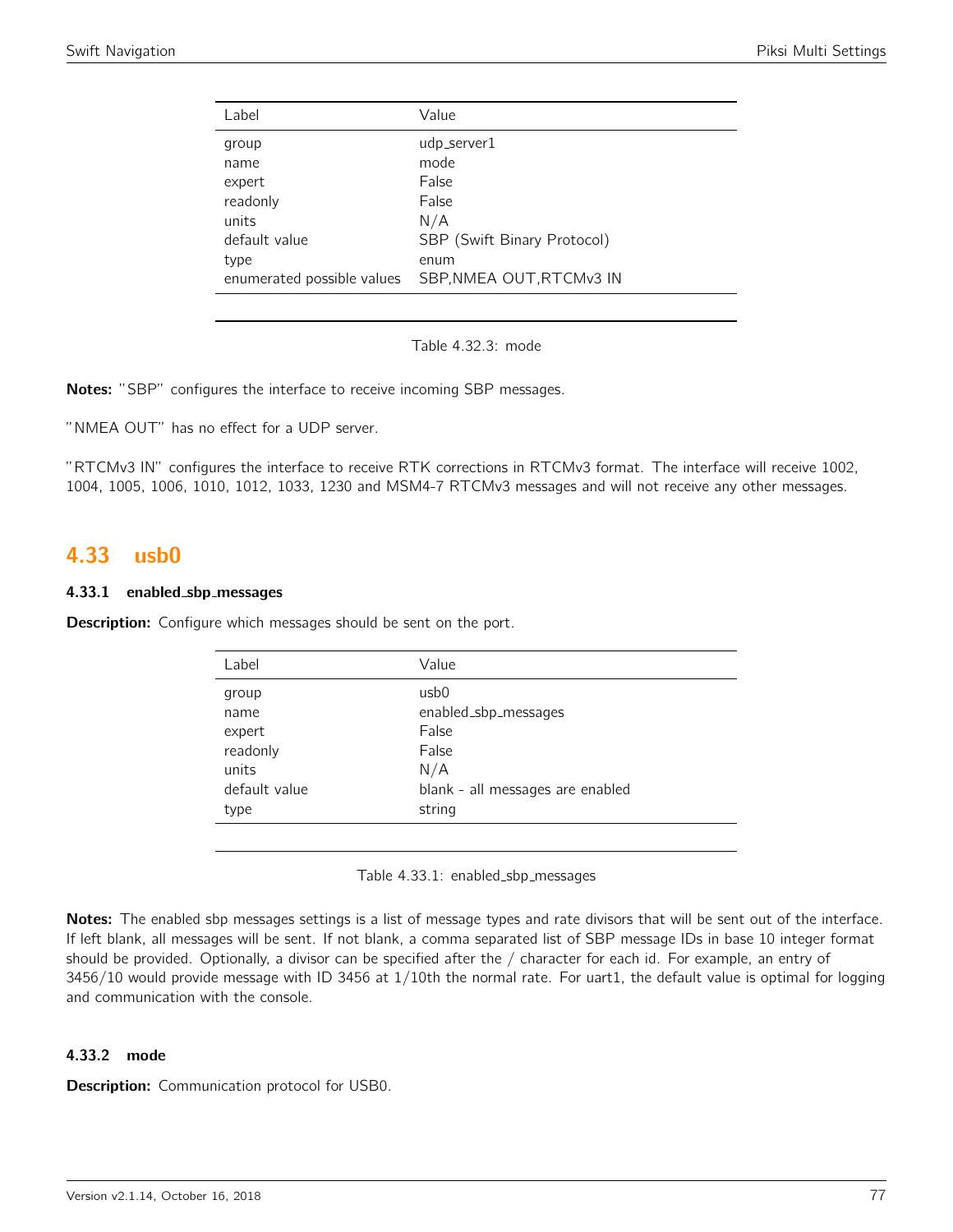| Label | Value |
|---|---|
| group | udp_server1 |
| name | mode |
| expert | False |
| readonly | False |
| units | N/A |
| default value | SBP (Swift Binary Protocol) |
| type | enum |
| enumerated possible values | SBP,NMEA OUT,RTCMv3 IN |

Table 4.32.3: mode

**Notes:** "SBP" configures the interface to receive incoming SBP messages.

"NMEA OUT" has no effect for a UDP server.

"RTCMv3 IN" configures the interface to receive RTK corrections in RTCMv3 format. The interface will receive 1002, 1004, 1005, 1006, 1010, 1012, 1033, 1230 and MSM4-7 RTCMv3 messages and will not receive any other messages.

## 4.33 usb0

### 4.33.1 enabled_sbp_messages

**Description:** Configure which messages should be sent on the port.

| Label | Value |
|---|---|
| group | usb0 |
| name | enabled_sbp_messages |
| expert | False |
| readonly | False |
| units | N/A |
| default value | blank - all messages are enabled |
| type | string |

Table 4.33.1: enabled_sbp_messages

**Notes:** The enabled sbp messages settings is a list of message types and rate divisors that will be sent out of the interface. If left blank, all messages will be sent. If not blank, a comma separated list of SBP message IDs in base 10 integer format should be provided. Optionally, a divisor can be specified after the / character for each id. For example, an entry of 3456/10 would provide message with ID 3456 at 1/10th the normal rate. For uart1, the default value is optimal for logging and communication with the console.

### 4.33.2 mode

**Description:** Communication protocol for USB0.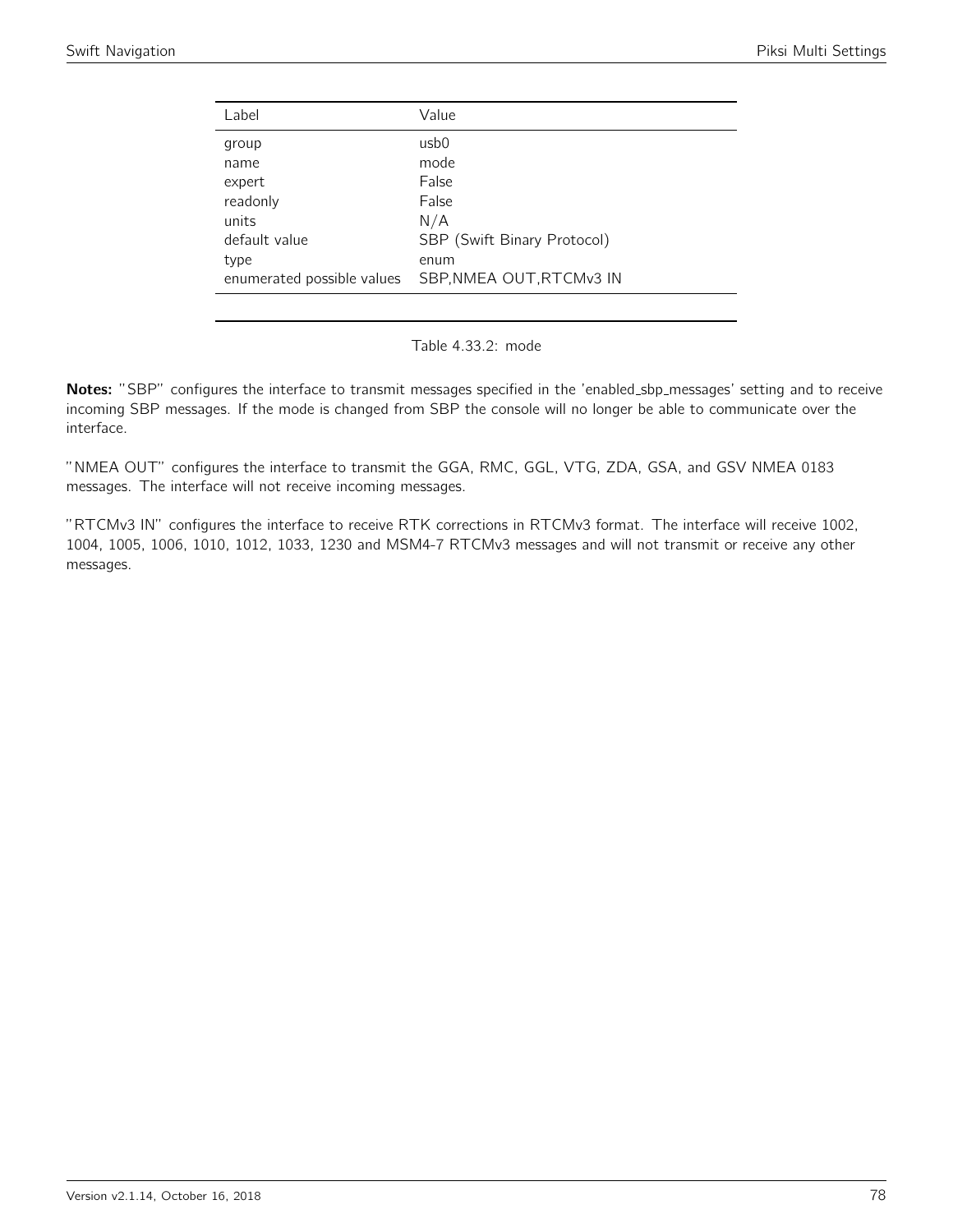| Label | Value |
|---|---|
| group | usb0 |
| name | mode |
| expert | False |
| readonly | False |
| units | N/A |
| default value | SBP (Swift Binary Protocol) |
| type | enum |
| enumerated possible values | SBP,NMEA OUT,RTCMv3 IN |

Table 4.33.2: mode

**Notes:** "SBP" configures the interface to transmit messages specified in the 'enabled_sbp_messages' setting and to receive incoming SBP messages. If the mode is changed from SBP the console will no longer be able to communicate over the interface.

"NMEA OUT" configures the interface to transmit the GGA, RMC, GGL, VTG, ZDA, GSA, and GSV NMEA 0183 messages. The interface will not receive incoming messages.

"RTCMv3 IN" configures the interface to receive RTK corrections in RTCMv3 format. The interface will receive 1002, 1004, 1005, 1006, 1010, 1012, 1033, 1230 and MSM4-7 RTCMv3 messages and will not transmit or receive any other messages.